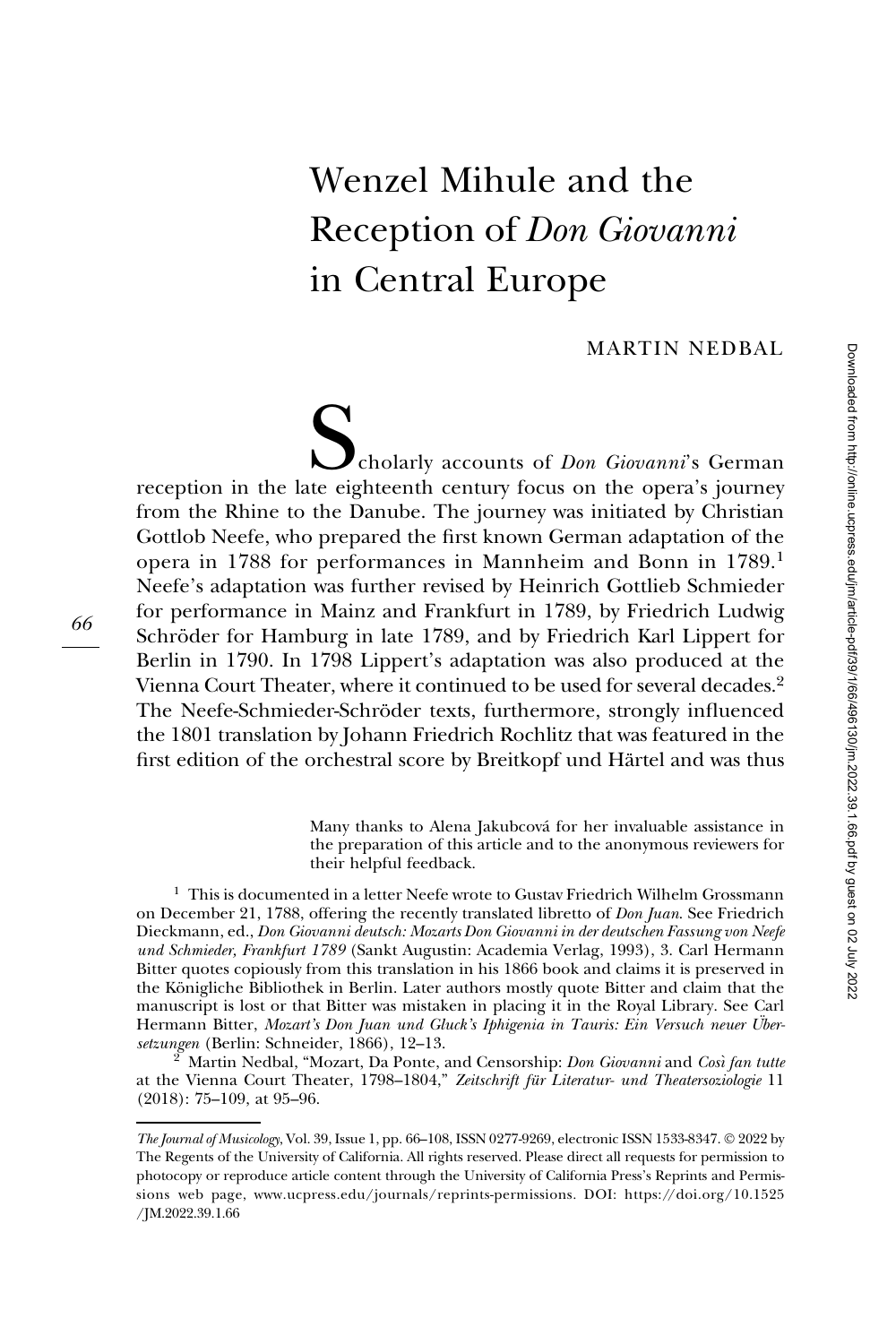# Wenzel Mihule and the Reception of *Don Giovanni* in Central Europe

MARTIN NEDBAL

Scholarly accounts of *Don Giovanni*'s German reception in the late eighteenth century focus on the opera's journey from the Rhine to the Danube. The journey was initiated by Christian Gottlob Neefe, who prepared the first known German adaptation of the opera in 1788 for performances in Mannheim and Bonn in 1789.[1] Neefe's adaptation was further revised by Heinrich Gottlieb Schmieder for performance in Mainz and Frankfurt in 1789, by Friedrich Ludwig Schröder for Hamburg in late 1789, and by Friedrich Karl Lippert for Berlin in 1790. In 1798 Lippert's adaptation was also produced at the Vienna Court Theater, where it continued to be used for several decades.[2] The Neefe-Schmieder-Schröder texts, furthermore, strongly influenced the 1801 translation by Johann Friedrich Rochlitz that was featured in the first edition of the orchestral score by Breitkopf und Härtel and was thus

Many thanks to Alena Jakubcová for her invaluable assistance in the preparation of this article and to the anonymous reviewers for their helpful feedback.

[1] This is documented in a letter Neefe wrote to Gustav Friedrich Wilhelm Grossmann on December 21, 1788, offering the recently translated libretto of *Don Juan*. See Friedrich Dieckmann, ed., *Don Giovanni deutsch: Mozarts Don Giovanni in der deutschen Fassung von Neefe und Schmieder, Frankfurt 1789* (Sankt Augustin: Academia Verlag, 1993), 3. Carl Hermann Bitter quotes copiously from this translation in his 1866 book and claims it is preserved in the Königliche Bibliothek in Berlin. Later authors mostly quote Bitter and claim that the manuscript is lost or that Bitter was mistaken in placing it in the Royal Library. See Carl Hermann Bitter, *Mozart's Don Juan und Gluck's Iphigenia in Tauris: Ein Versuch neuer Übersetzungen* (Berlin: Schneider, 1866), 12–13.

[2] Martin Nedbal, "Mozart, Da Ponte, and Censorship: *Don Giovanni* and *Così fan tutte* at the Vienna Court Theater, 1798–1804," *Zeitschrift für Literatur- und Theatersoziologie* 11 (2018): 75–109, at 95–96.

*The Journal of Musicology*, Vol. 39, Issue 1, pp. 66–108, ISSN 0277-9269, electronic ISSN 1533-8347. © 2022 by The Regents of the University of California. All rights reserved. Please direct all requests for permission to photocopy or reproduce article content through the University of California Press's Reprints and Permissions web page, www.ucpress.edu/journals/reprints-permissions. DOI: https://doi.org/10.1525/JM.2022.39.1.66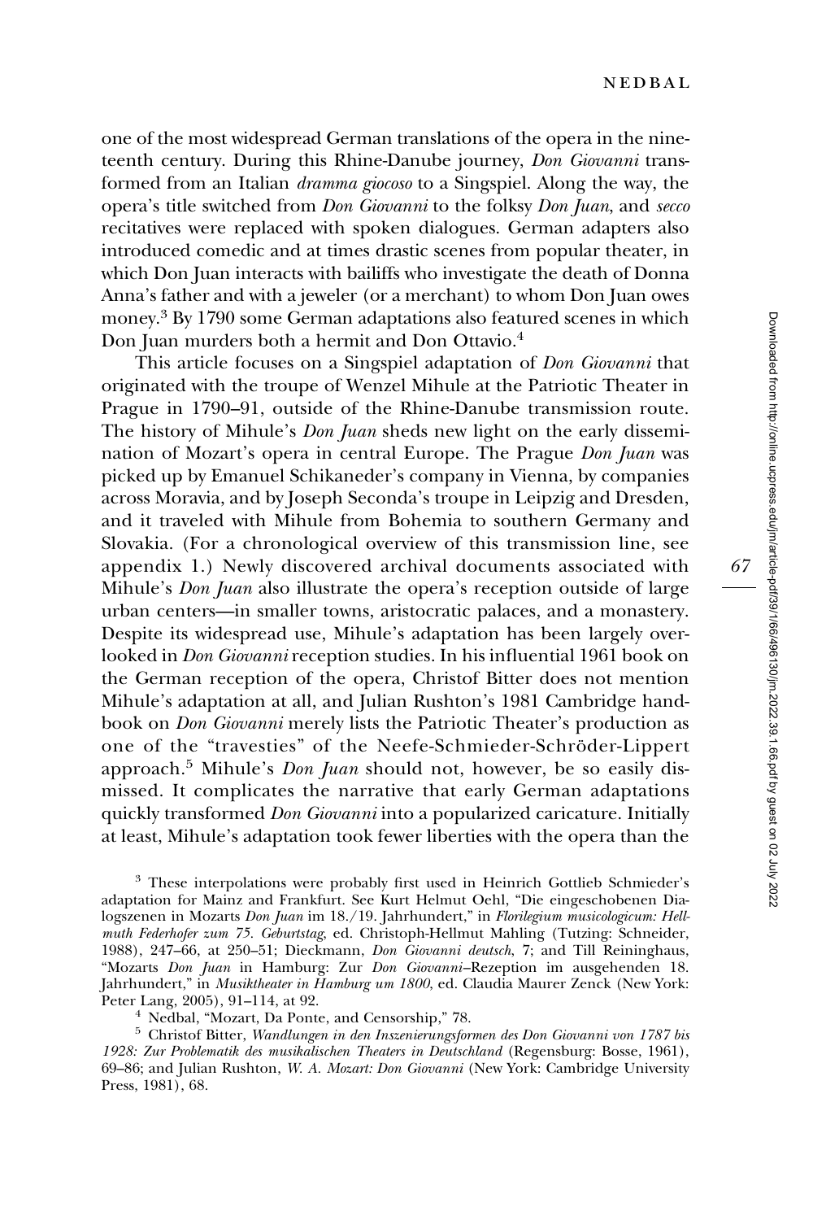one of the most widespread German translations of the opera in the nineteenth century. During this Rhine-Danube journey, *Don Giovanni* transformed from an Italian *dramma giocoso* to a Singspiel. Along the way, the opera's title switched from *Don Giovanni* to the folksy *Don Juan*, and *secco* recitatives were replaced with spoken dialogues. German adapters also introduced comedic and at times drastic scenes from popular theater, in which Don Juan interacts with bailiffs who investigate the death of Donna Anna's father and with a jeweler (or a merchant) to whom Don Juan owes money.[3] By 1790 some German adaptations also featured scenes in which Don Juan murders both a hermit and Don Ottavio.[4]

This article focuses on a Singspiel adaptation of *Don Giovanni* that originated with the troupe of Wenzel Mihule at the Patriotic Theater in Prague in 1790–91, outside of the Rhine-Danube transmission route. The history of Mihule's *Don Juan* sheds new light on the early dissemination of Mozart's opera in central Europe. The Prague *Don Juan* was picked up by Emanuel Schikaneder's company in Vienna, by companies across Moravia, and by Joseph Seconda's troupe in Leipzig and Dresden, and it traveled with Mihule from Bohemia to southern Germany and Slovakia. (For a chronological overview of this transmission line, see appendix 1.) Newly discovered archival documents associated with Mihule's *Don Juan* also illustrate the opera's reception outside of large urban centers—in smaller towns, aristocratic palaces, and a monastery. Despite its widespread use, Mihule's adaptation has been largely overlooked in *Don Giovanni* reception studies. In his influential 1961 book on the German reception of the opera, Christof Bitter does not mention Mihule's adaptation at all, and Julian Rushton's 1981 Cambridge handbook on *Don Giovanni* merely lists the Patriotic Theater's production as one of the "travesties" of the Neefe-Schmieder-Schröder-Lippert approach.[5] Mihule's *Don Juan* should not, however, be so easily dismissed. It complicates the narrative that early German adaptations quickly transformed *Don Giovanni* into a popularized caricature. Initially at least, Mihule's adaptation took fewer liberties with the opera than the

[3] These interpolations were probably first used in Heinrich Gottlieb Schmieder's adaptation for Mainz and Frankfurt. See Kurt Helmut Oehl, "Die eingeschobenen Dialogszenen in Mozarts *Don Juan* im 18./19. Jahrhundert," in *Florilegium musicologicum: Hellmuth Federhofer zum 75. Geburtstag*, ed. Christoph-Hellmut Mahling (Tutzing: Schneider, 1988), 247–66, at 250–51; Dieckmann, *Don Giovanni deutsch*, 7; and Till Reininghaus, "Mozarts *Don Juan* in Hamburg: Zur *Don Giovanni*–Rezeption im ausgehenden 18. Jahrhundert," in *Musiktheater in Hamburg um 1800*, ed. Claudia Maurer Zenck (New York: Peter Lang, 2005), 91–114, at 92.

[4] Nedbal, "Mozart, Da Ponte, and Censorship," 78.

[5] Christof Bitter, *Wandlungen in den Inszenierungsformen des Don Giovanni von 1787 bis 1928: Zur Problematik des musikalischen Theaters in Deutschland* (Regensburg: Bosse, 1961), 69–86; and Julian Rushton, *W. A. Mozart: Don Giovanni* (New York: Cambridge University Press, 1981), 68.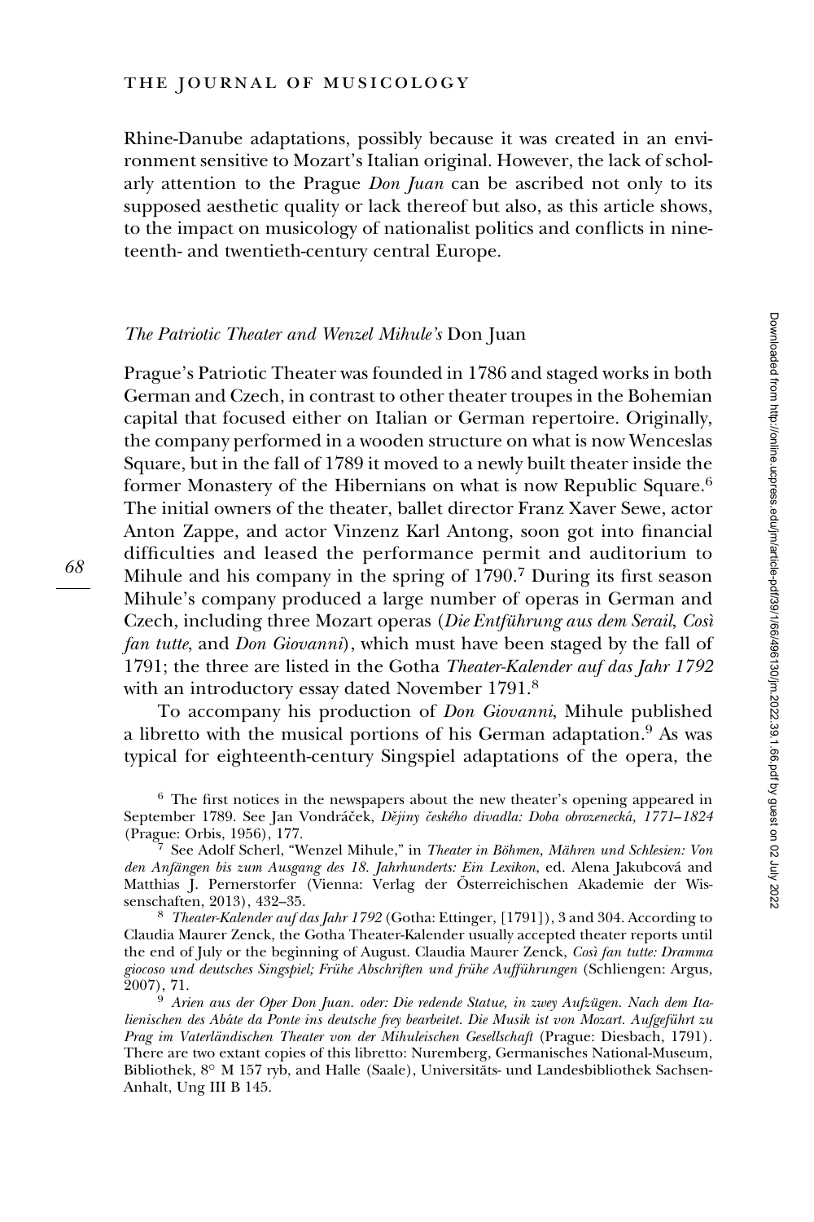Rhine-Danube adaptations, possibly because it was created in an environment sensitive to Mozart's Italian original. However, the lack of scholarly attention to the Prague *Don Juan* can be ascribed not only to its supposed aesthetic quality or lack thereof but also, as this article shows, to the impact on musicology of nationalist politics and conflicts in nineteenth- and twentieth-century central Europe.

## *The Patriotic Theater and Wenzel Mihule's* Don Juan

Prague's Patriotic Theater was founded in 1786 and staged works in both German and Czech, in contrast to other theater troupes in the Bohemian capital that focused either on Italian or German repertoire. Originally, the company performed in a wooden structure on what is now Wenceslas Square, but in the fall of 1789 it moved to a newly built theater inside the former Monastery of the Hibernians on what is now Republic Square.[6] The initial owners of the theater, ballet director Franz Xaver Sewe, actor Anton Zappe, and actor Vinzenz Karl Antong, soon got into financial difficulties and leased the performance permit and auditorium to Mihule and his company in the spring of 1790.[7] During its first season Mihule's company produced a large number of operas in German and Czech, including three Mozart operas (*Die Entführung aus dem Serail*, *Così fan tutte*, and *Don Giovanni*), which must have been staged by the fall of 1791; the three are listed in the Gotha *Theater-Kalender auf das Jahr 1792* with an introductory essay dated November 1791.[8]

To accompany his production of *Don Giovanni*, Mihule published a libretto with the musical portions of his German adaptation.[9] As was typical for eighteenth-century Singspiel adaptations of the opera, the

[6] The first notices in the newspapers about the new theater's opening appeared in September 1789. See Jan Vondráček, *Dějiny českého divadla: Doba obrozenecká, 1771–1824* (Prague: Orbis, 1956), 177.

[7] See Adolf Scherl, "Wenzel Mihule," in *Theater in Böhmen, Mähren und Schlesien: Von den Anfängen bis zum Ausgang des 18. Jahrhunderts: Ein Lexikon*, ed. Alena Jakubcová and Matthias J. Pernerstorfer (Vienna: Verlag der Österreichischen Akademie der Wissenschaften, 2013), 432–35.

[8] *Theater-Kalender auf das Jahr 1792* (Gotha: Ettinger, [1791]), 3 and 304. According to Claudia Maurer Zenck, the Gotha Theater-Kalender usually accepted theater reports until the end of July or the beginning of August. Claudia Maurer Zenck, *Così fan tutte: Dramma giocoso und deutsches Singspiel; Frühe Abschriften und frühe Aufführungen* (Schliengen: Argus, 2007), 71.

[9] *Arien aus der Oper Don Juan. oder: Die redende Statue, in zwey Aufzügen. Nach dem Italienischen des Abâte da Ponte ins deutsche frey bearbeitet. Die Musik ist von Mozart. Aufgeführt zu Prag im Vaterländischen Theater von der Mihuleischen Gesellschaft* (Prague: Diesbach, 1791). There are two extant copies of this libretto: Nuremberg, Germanisches National-Museum, Bibliothek, 8° M 157 ryb, and Halle (Saale), Universitäts- und Landesbibliothek Sachsen-Anhalt, Ung III B 145.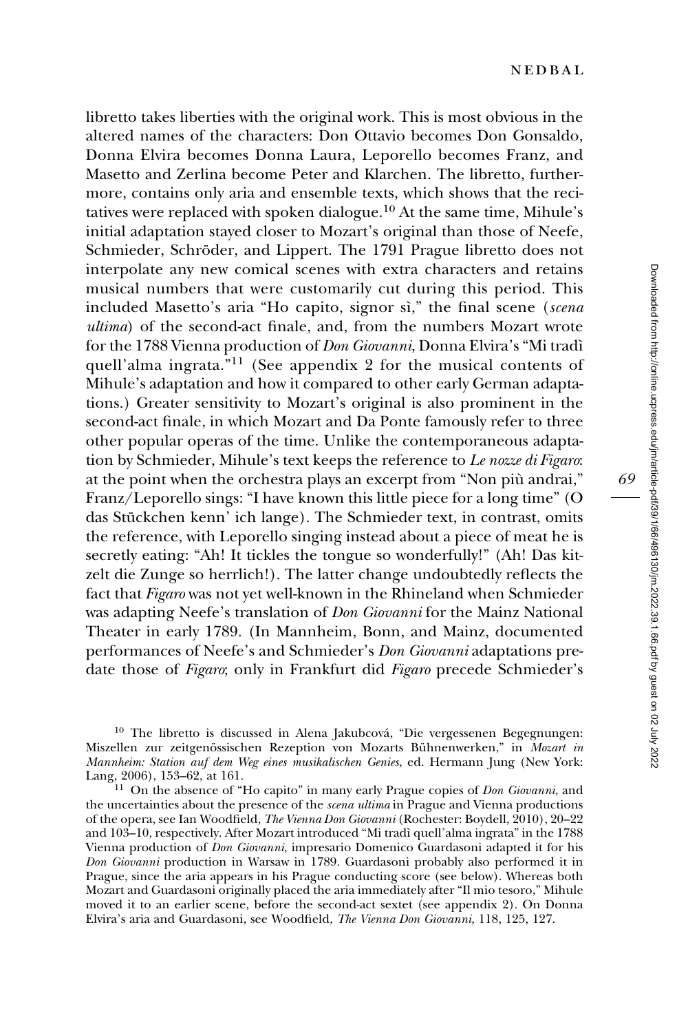libretto takes liberties with the original work. This is most obvious in the altered names of the characters: Don Ottavio becomes Don Gonsaldo, Donna Elvira becomes Donna Laura, Leporello becomes Franz, and Masetto and Zerlina become Peter and Klarchen. The libretto, furthermore, contains only aria and ensemble texts, which shows that the recitatives were replaced with spoken dialogue.[10] At the same time, Mihule's initial adaptation stayed closer to Mozart's original than those of Neefe, Schmieder, Schröder, and Lippert. The 1791 Prague libretto does not interpolate any new comical scenes with extra characters and retains musical numbers that were customarily cut during this period. This included Masetto's aria "Ho capito, signor sì," the final scene (*scena ultima*) of the second-act finale, and, from the numbers Mozart wrote for the 1788 Vienna production of *Don Giovanni*, Donna Elvira's "Mi tradì quell'alma ingrata."[11] (See appendix 2 for the musical contents of Mihule's adaptation and how it compared to other early German adaptations.) Greater sensitivity to Mozart's original is also prominent in the second-act finale, in which Mozart and Da Ponte famously refer to three other popular operas of the time. Unlike the contemporaneous adaptation by Schmieder, Mihule's text keeps the reference to *Le nozze di Figaro*: at the point when the orchestra plays an excerpt from "Non più andrai," Franz/Leporello sings: "I have known this little piece for a long time" (O das Stückchen kenn' ich lange). The Schmieder text, in contrast, omits the reference, with Leporello singing instead about a piece of meat he is secretly eating: "Ah! It tickles the tongue so wonderfully!" (Ah! Das kitzelt die Zunge so herrlich!). The latter change undoubtedly reflects the fact that *Figaro* was not yet well-known in the Rhineland when Schmieder was adapting Neefe's translation of *Don Giovanni* for the Mainz National Theater in early 1789. (In Mannheim, Bonn, and Mainz, documented performances of Neefe's and Schmieder's *Don Giovanni* adaptations predate those of *Figaro*; only in Frankfurt did *Figaro* precede Schmieder's

[10] The libretto is discussed in Alena Jakubcová, "Die vergessenen Begegnungen: Miszellen zur zeitgenössischen Rezeption von Mozarts Bühnenwerken," in *Mozart in Mannheim: Station auf dem Weg eines musikalischen Genies*, ed. Hermann Jung (New York: Lang, 2006), 153–62, at 161.

[11] On the absence of "Ho capito" in many early Prague copies of *Don Giovanni*, and the uncertainties about the presence of the *scena ultima* in Prague and Vienna productions of the opera, see Ian Woodfield, *The Vienna Don Giovanni* (Rochester: Boydell, 2010), 20–22 and 103–10, respectively. After Mozart introduced "Mi tradì quell'alma ingrata" in the 1788 Vienna production of *Don Giovanni*, impresario Domenico Guardasoni adapted it for his *Don Giovanni* production in Warsaw in 1789. Guardasoni probably also performed it in Prague, since the aria appears in his Prague conducting score (see below). Whereas both Mozart and Guardasoni originally placed the aria immediately after "Il mio tesoro," Mihule moved it to an earlier scene, before the second-act sextet (see appendix 2). On Donna Elvira's aria and Guardasoni, see Woodfield, *The Vienna Don Giovanni*, 118, 125, 127.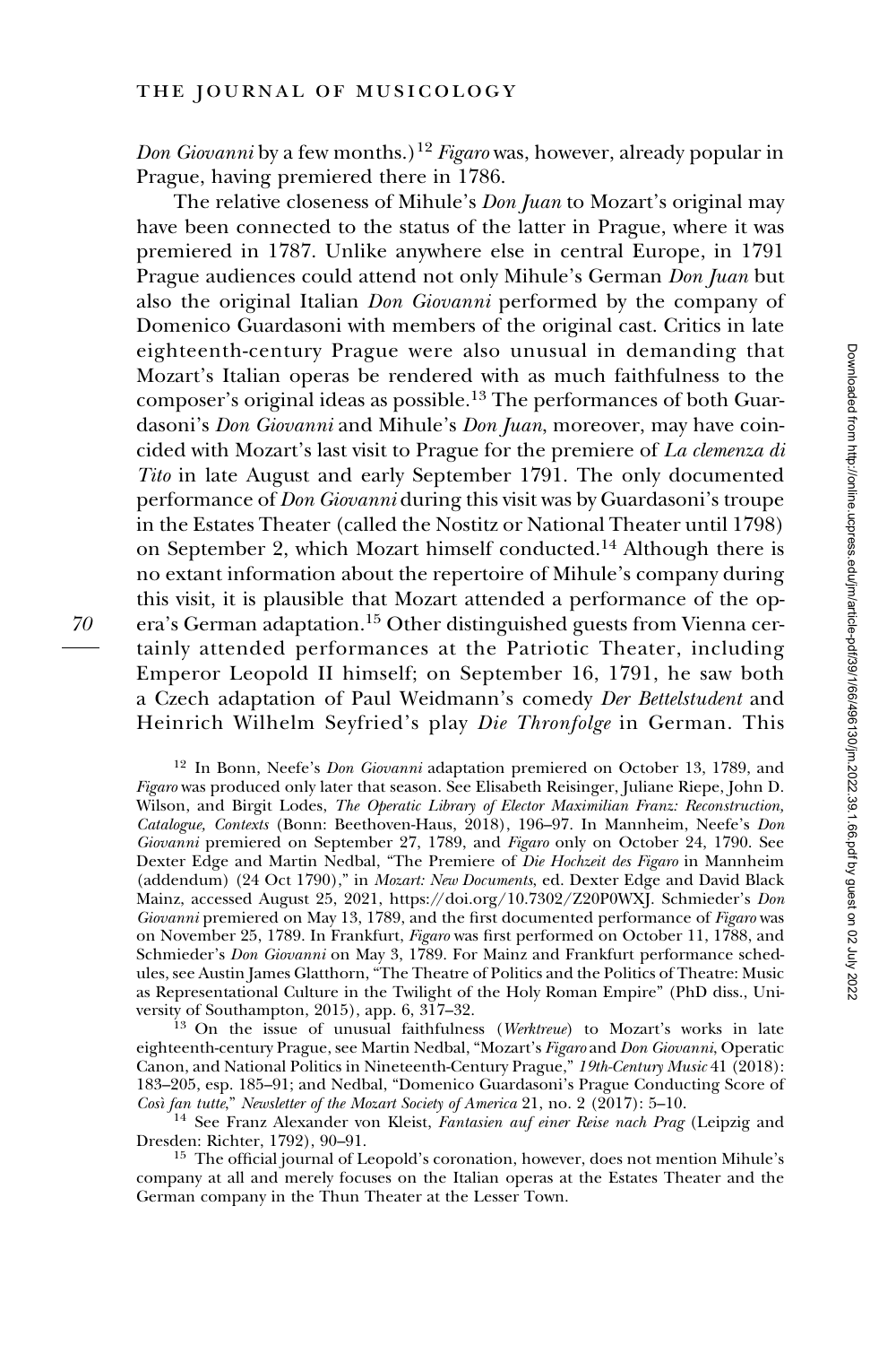*Don Giovanni* by a few months.)[12] *Figaro* was, however, already popular in Prague, having premiered there in 1786.

The relative closeness of Mihule's *Don Juan* to Mozart's original may have been connected to the status of the latter in Prague, where it was premiered in 1787. Unlike anywhere else in central Europe, in 1791 Prague audiences could attend not only Mihule's German *Don Juan* but also the original Italian *Don Giovanni* performed by the company of Domenico Guardasoni with members of the original cast. Critics in late eighteenth-century Prague were also unusual in demanding that Mozart's Italian operas be rendered with as much faithfulness to the composer's original ideas as possible.[13] The performances of both Guardasoni's *Don Giovanni* and Mihule's *Don Juan*, moreover, may have coincided with Mozart's last visit to Prague for the premiere of *La clemenza di Tito* in late August and early September 1791. The only documented performance of *Don Giovanni* during this visit was by Guardasoni's troupe in the Estates Theater (called the Nostitz or National Theater until 1798) on September 2, which Mozart himself conducted.[14] Although there is no extant information about the repertoire of Mihule's company during this visit, it is plausible that Mozart attended a performance of the opera's German adaptation.[15] Other distinguished guests from Vienna certainly attended performances at the Patriotic Theater, including Emperor Leopold II himself; on September 16, 1791, he saw both a Czech adaptation of Paul Weidmann's comedy *Der Bettelstudent* and Heinrich Wilhelm Seyfried's play *Die Thronfolge* in German. This

[12] In Bonn, Neefe's *Don Giovanni* adaptation premiered on October 13, 1789, and *Figaro* was produced only later that season. See Elisabeth Reisinger, Juliane Riepe, John D. Wilson, and Birgit Lodes, *The Operatic Library of Elector Maximilian Franz: Reconstruction, Catalogue, Contexts* (Bonn: Beethoven-Haus, 2018), 196–97. In Mannheim, Neefe's *Don Giovanni* premiered on September 27, 1789, and *Figaro* only on October 24, 1790. See Dexter Edge and Martin Nedbal, "The Premiere of *Die Hochzeit des Figaro* in Mannheim (addendum) (24 Oct 1790)," in *Mozart: New Documents*, ed. Dexter Edge and David Black Mainz, accessed August 25, 2021, https://doi.org/10.7302/Z20P0WXJ. Schmieder's *Don Giovanni* premiered on May 13, 1789, and the first documented performance of *Figaro* was on November 25, 1789. In Frankfurt, *Figaro* was first performed on October 11, 1788, and Schmieder's *Don Giovanni* on May 3, 1789. For Mainz and Frankfurt performance schedules, see Austin James Glatthorn, "The Theatre of Politics and the Politics of Theatre: Music as Representational Culture in the Twilight of the Holy Roman Empire" (PhD diss., University of Southampton, 2015), app. 6, 317–32.

[13] On the issue of unusual faithfulness (*Werktreue*) to Mozart's works in late eighteenth-century Prague, see Martin Nedbal, "Mozart's *Figaro* and *Don Giovanni*, Operatic Canon, and National Politics in Nineteenth-Century Prague," *19th-Century Music* 41 (2018): 183–205, esp. 185–91; and Nedbal, "Domenico Guardasoni's Prague Conducting Score of *Così fan tutte*," *Newsletter of the Mozart Society of America* 21, no. 2 (2017): 5–10.

[14] See Franz Alexander von Kleist, *Fantasien auf einer Reise nach Prag* (Leipzig and Dresden: Richter, 1792), 90–91.

[15] The official journal of Leopold's coronation, however, does not mention Mihule's company at all and merely focuses on the Italian operas at the Estates Theater and the German company in the Thun Theater at the Lesser Town.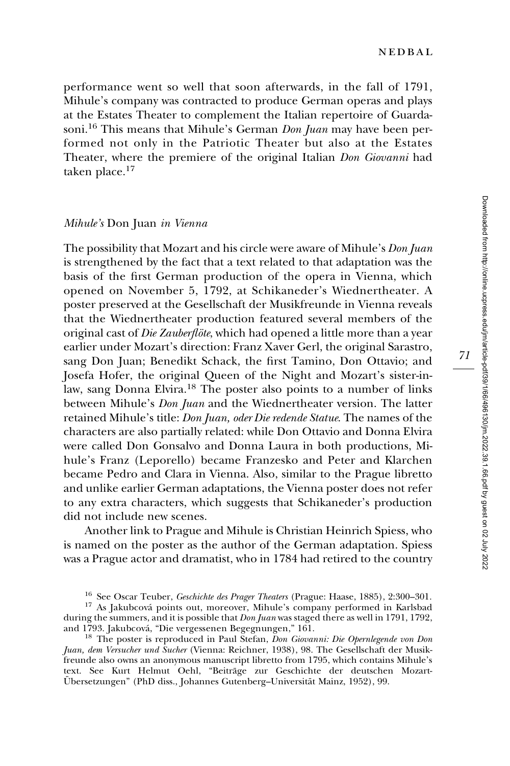performance went so well that soon afterwards, in the fall of 1791, Mihule's company was contracted to produce German operas and plays at the Estates Theater to complement the Italian repertoire of Guardasoni.[16] This means that Mihule's German *Don Juan* may have been performed not only in the Patriotic Theater but also at the Estates Theater, where the premiere of the original Italian *Don Giovanni* had taken place.[17]

### *Mihule's* Don Juan *in Vienna*

The possibility that Mozart and his circle were aware of Mihule's *Don Juan* is strengthened by the fact that a text related to that adaptation was the basis of the first German production of the opera in Vienna, which opened on November 5, 1792, at Schikaneder's Wiednertheater. A poster preserved at the Gesellschaft der Musikfreunde in Vienna reveals that the Wiednertheater production featured several members of the original cast of *Die Zauberflöte*, which had opened a little more than a year earlier under Mozart's direction: Franz Xaver Gerl, the original Sarastro, sang Don Juan; Benedikt Schack, the first Tamino, Don Ottavio; and Josefa Hofer, the original Queen of the Night and Mozart's sister-in-law, sang Donna Elvira.[18] The poster also points to a number of links between Mihule's *Don Juan* and the Wiednertheater version. The latter retained Mihule's title: *Don Juan, oder Die redende Statue*. The names of the characters are also partially related: while Don Ottavio and Donna Elvira were called Don Gonsalvo and Donna Laura in both productions, Mihule's Franz (Leporello) became Franzesko and Peter and Klarchen became Pedro and Clara in Vienna. Also, similar to the Prague libretto and unlike earlier German adaptations, the Vienna poster does not refer to any extra characters, which suggests that Schikaneder's production did not include new scenes.

Another link to Prague and Mihule is Christian Heinrich Spiess, who is named on the poster as the author of the German adaptation. Spiess was a Prague actor and dramatist, who in 1784 had retired to the country

[16] See Oscar Teuber, *Geschichte des Prager Theaters* (Prague: Haase, 1885), 2:300–301.

[17] As Jakubcová points out, moreover, Mihule's company performed in Karlsbad during the summers, and it is possible that *Don Juan* was staged there as well in 1791, 1792, and 1793. Jakubcová, "Die vergessenen Begegnungen," 161.

[18] The poster is reproduced in Paul Stefan, *Don Giovanni: Die Opernlegende von Don Juan, dem Versucher und Sucher* (Vienna: Reichner, 1938), 98. The Gesellschaft der Musikfreunde also owns an anonymous manuscript libretto from 1795, which contains Mihule's text. See Kurt Helmut Oehl, "Beiträge zur Geschichte der deutschen Mozart-Übersetzungen" (PhD diss., Johannes Gutenberg–Universität Mainz, 1952), 99.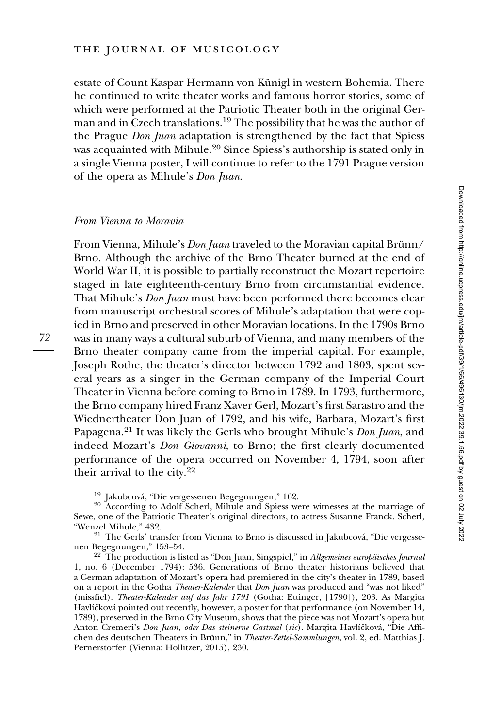estate of Count Kaspar Hermann von Künigl in western Bohemia. There he continued to write theater works and famous horror stories, some of which were performed at the Patriotic Theater both in the original German and in Czech translations.[19] The possibility that he was the author of the Prague *Don Juan* adaptation is strengthened by the fact that Spiess was acquainted with Mihule.[20] Since Spiess's authorship is stated only in a single Vienna poster, I will continue to refer to the 1791 Prague version of the opera as Mihule's *Don Juan*.

### *From Vienna to Moravia*

From Vienna, Mihule's *Don Juan* traveled to the Moravian capital Brünn/Brno. Although the archive of the Brno Theater burned at the end of World War II, it is possible to partially reconstruct the Mozart repertoire staged in late eighteenth-century Brno from circumstantial evidence. That Mihule's *Don Juan* must have been performed there becomes clear from manuscript orchestral scores of Mihule's adaptation that were copied in Brno and preserved in other Moravian locations. In the 1790s Brno was in many ways a cultural suburb of Vienna, and many members of the Brno theater company came from the imperial capital. For example, Joseph Rothe, the theater's director between 1792 and 1803, spent several years as a singer in the German company of the Imperial Court Theater in Vienna before coming to Brno in 1789. In 1793, furthermore, the Brno company hired Franz Xaver Gerl, Mozart's first Sarastro and the Wiednertheater Don Juan of 1792, and his wife, Barbara, Mozart's first Papagena.[21] It was likely the Gerls who brought Mihule's *Don Juan*, and indeed Mozart's *Don Giovanni*, to Brno; the first clearly documented performance of the opera occurred on November 4, 1794, soon after their arrival to the city.[22]

[19] Jakubcová, "Die vergessenen Begegnungen," 162.

[20] According to Adolf Scherl, Mihule and Spiess were witnesses at the marriage of Sewe, one of the Patriotic Theater's original directors, to actress Susanne Franck. Scherl, "Wenzel Mihule," 432.

[21] The Gerls' transfer from Vienna to Brno is discussed in Jakubcová, "Die vergessenen Begegnungen," 153–54.

[22] The production is listed as "Don Juan, Singspiel," in *Allgemeines europäisches Journal* 1, no. 6 (December 1794): 536. Generations of Brno theater historians believed that a German adaptation of Mozart's opera had premiered in the city's theater in 1789, based on a report in the Gotha *Theater-Kalender* that *Don Juan* was produced and "was not liked" (missfiel). *Theater-Kalender auf das Jahr 1791* (Gotha: Ettinger, [1790]), 203. As Margita Havlíčková pointed out recently, however, a poster for that performance (on November 14, 1789), preserved in the Brno City Museum, shows that the piece was not Mozart's opera but Anton Cremeri's *Don Juan, oder Das steinerne Gastmal* (*sic*). Margita Havlíčková, "Die Affichen des deutschen Theaters in Brünn," in *Theater-Zettel-Sammlungen*, vol. 2, ed. Matthias J. Pernerstorfer (Vienna: Hollitzer, 2015), 230.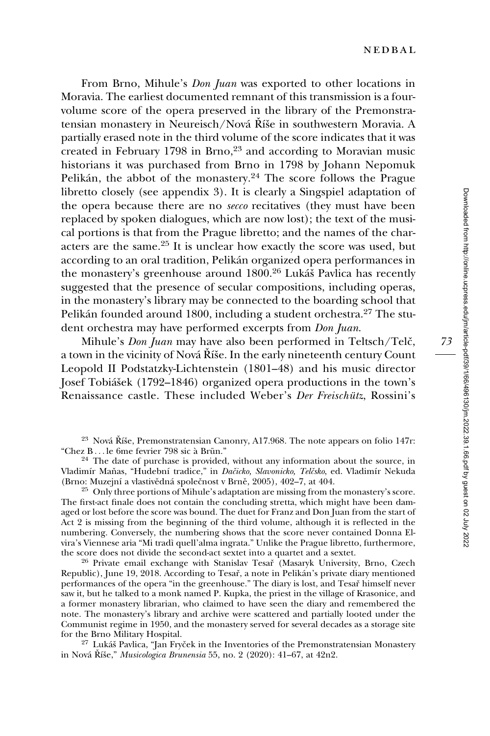From Brno, Mihule's *Don Juan* was exported to other locations in Moravia. The earliest documented remnant of this transmission is a four-volume score of the opera preserved in the library of the Premonstratensian monastery in Neureisch/Nová Říše in southwestern Moravia. A partially erased note in the third volume of the score indicates that it was created in February 1798 in Brno,[23] and according to Moravian music historians it was purchased from Brno in 1798 by Johann Nepomuk Pelikán, the abbot of the monastery.[24] The score follows the Prague libretto closely (see appendix 3). It is clearly a Singspiel adaptation of the opera because there are no *secco* recitatives (they must have been replaced by spoken dialogues, which are now lost); the text of the musical portions is that from the Prague libretto; and the names of the characters are the same.[25] It is unclear how exactly the score was used, but according to an oral tradition, Pelikán organized opera performances in the monastery's greenhouse around 1800.[26] Lukáš Pavlica has recently suggested that the presence of secular compositions, including operas, in the monastery's library may be connected to the boarding school that Pelikán founded around 1800, including a student orchestra.[27] The student orchestra may have performed excerpts from *Don Juan*.

Mihule's *Don Juan* may have also been performed in Teltsch/Telč, a town in the vicinity of Nová Říše. In the early nineteenth century Count Leopold II Podstatzky-Lichtenstein (1801–48) and his music director Josef Tobiášek (1792–1846) organized opera productions in the town's Renaissance castle. These included Weber's *Der Freischütz*, Rossini's

[23] Nová Říše, Premonstratensian Canonry, A17.968. The note appears on folio 147r: "Chez B . . . le 6me fevrier 798 sic à Brün."

[24] The date of purchase is provided, without any information about the source, in Vladimír Maňas, "Hudební tradice," in *Dačicko, Slavonicko, Telčsko*, ed. Vladimír Nekuda (Brno: Muzejní a vlastivědná společnost v Brně, 2005), 402–7, at 404.

[25] Only three portions of Mihule's adaptation are missing from the monastery's score. The first-act finale does not contain the concluding stretta, which might have been damaged or lost before the score was bound. The duet for Franz and Don Juan from the start of Act 2 is missing from the beginning of the third volume, although it is reflected in the numbering. Conversely, the numbering shows that the score never contained Donna Elvira's Viennese aria "Mi tradì quell'alma ingrata." Unlike the Prague libretto, furthermore, the score does not divide the second-act sextet into a quartet and a sextet.

[26] Private email exchange with Stanislav Tesař (Masaryk University, Brno, Czech Republic), June 19, 2018. According to Tesař, a note in Pelikán's private diary mentioned performances of the opera "in the greenhouse." The diary is lost, and Tesař himself never saw it, but he talked to a monk named P. Kupka, the priest in the village of Krasonice, and a former monastery librarian, who claimed to have seen the diary and remembered the note. The monastery's library and archive were scattered and partially looted under the Communist regime in 1950, and the monastery served for several decades as a storage site for the Brno Military Hospital.

[27] Lukáš Pavlica, "Jan Fryček in the Inventories of the Premonstratensian Monastery in Nová Říše," *Musicologica Brunensia* 55, no. 2 (2020): 41–67, at 42n2.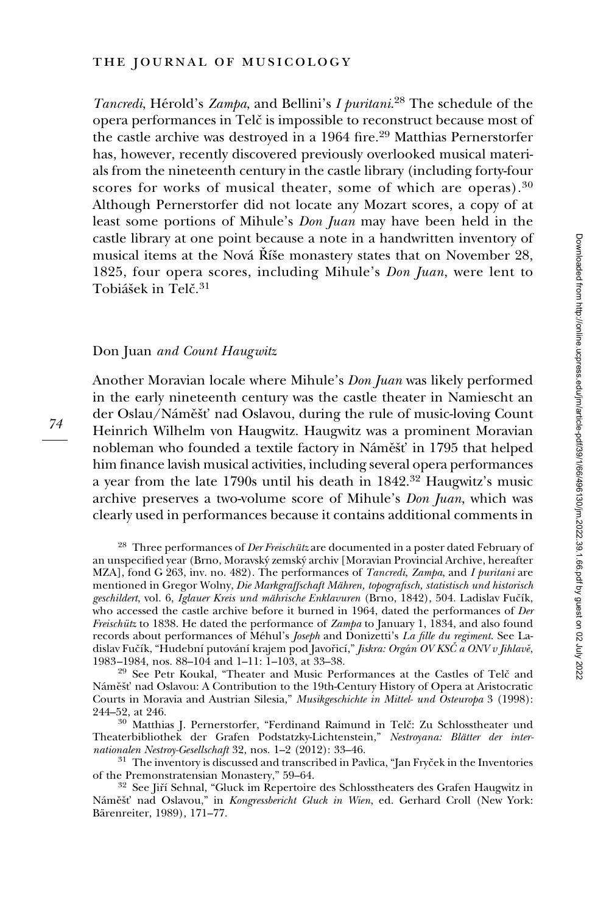*Tancredi*, Hérold's *Zampa*, and Bellini's *I puritani*.[28] The schedule of the opera performances in Telč is impossible to reconstruct because most of the castle archive was destroyed in a 1964 fire.[29] Matthias Pernerstorfer has, however, recently discovered previously overlooked musical materials from the nineteenth century in the castle library (including forty-four scores for works of musical theater, some of which are operas).[30] Although Pernerstorfer did not locate any Mozart scores, a copy of at least some portions of Mihule's *Don Juan* may have been held in the castle library at one point because a note in a handwritten inventory of musical items at the Nová Říše monastery states that on November 28, 1825, four opera scores, including Mihule's *Don Juan*, were lent to Tobiášek in Telč.[31]

## Don Juan *and Count Haugwitz*

Another Moravian locale where Mihule's *Don Juan* was likely performed in the early nineteenth century was the castle theater in Namiescht an der Oslau/Náměšť nad Oslavou, during the rule of music-loving Count Heinrich Wilhelm von Haugwitz. Haugwitz was a prominent Moravian nobleman who founded a textile factory in Náměšť in 1795 that helped him finance lavish musical activities, including several opera performances a year from the late 1790s until his death in 1842.[32] Haugwitz's music archive preserves a two-volume score of Mihule's *Don Juan*, which was clearly used in performances because it contains additional comments in

[28] Three performances of *Der Freischütz* are documented in a poster dated February of an unspecified year (Brno, Moravský zemský archiv [Moravian Provincial Archive, hereafter MZA], fond G 263, inv. no. 482). The performances of *Tancredi*, *Zampa*, and *I puritani* are mentioned in Gregor Wolny, *Die Markgraffschaft Mähren, topografisch, statistisch und historisch geschildert*, vol. 6, *Iglauer Kreis und mährische Enklavuren* (Brno, 1842), 504. Ladislav Fučík, who accessed the castle archive before it burned in 1964, dated the performances of *Der Freischütz* to 1838. He dated the performance of *Zampa* to January 1, 1834, and also found records about performances of Méhul's *Joseph* and Donizetti's *La fille du regiment*. See Ladislav Fučík, "Hudební putování krajem pod Javořicí," *Jiskra: Orgán OV KSČ a ONV v Jihlavě*, 1983–1984, nos. 88–104 and 1–11: 1–103, at 33–38.

[29] See Petr Koukal, "Theater and Music Performances at the Castles of Telč and Náměšť nad Oslavou: A Contribution to the 19th-Century History of Opera at Aristocratic Courts in Moravia and Austrian Silesia," *Musikgeschichte in Mittel- und Osteuropa* 3 (1998): 244–52, at 246.

[30] Matthias J. Pernerstorfer, "Ferdinand Raimund in Telč: Zu Schlosstheater und Theaterbibliothek der Grafen Podstatzky-Lichtenstein," *Nestroyana: Blätter der internationalen Nestroy-Gesellschaft* 32, nos. 1–2 (2012): 33–46.

[31] The inventory is discussed and transcribed in Pavlica, "Jan Fryček in the Inventories of the Premonstratensian Monastery," 59–64.

[32] See Jiří Sehnal, "Gluck im Repertoire des Schlosstheaters des Grafen Haugwitz in Náměšť nad Oslavou," in *Kongressbericht Gluck in Wien*, ed. Gerhard Croll (New York: Bärenreiter, 1989), 171–77.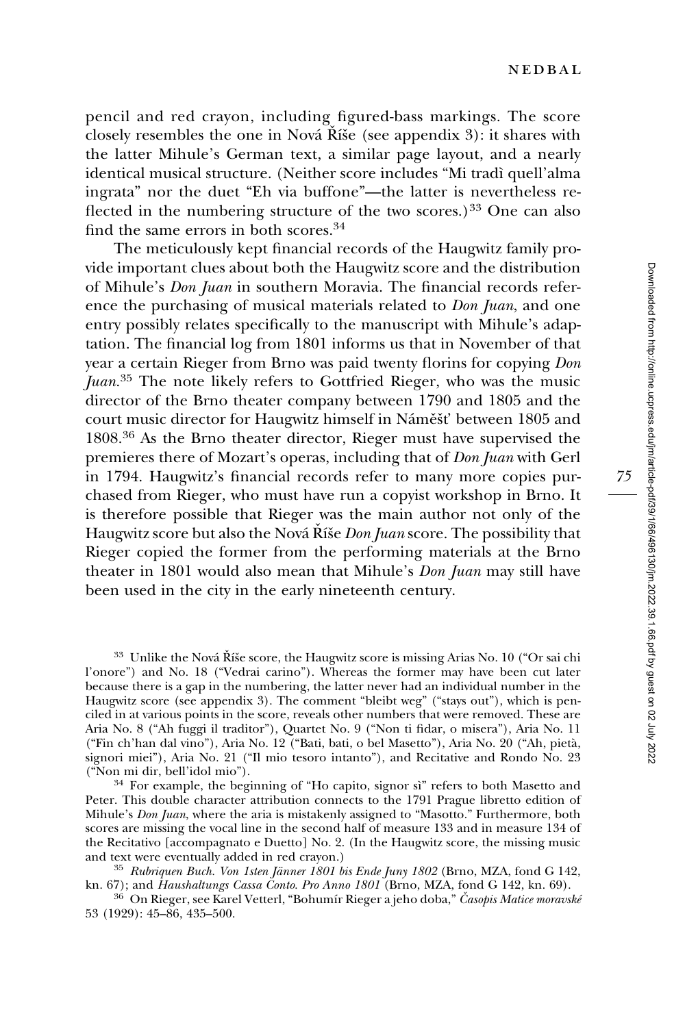pencil and red crayon, including figured-bass markings. The score closely resembles the one in Nová Říše (see appendix 3): it shares with the latter Mihule's German text, a similar page layout, and a nearly identical musical structure. (Neither score includes "Mi tradì quell'alma ingrata" nor the duet "Eh via buffone"—the latter is nevertheless reflected in the numbering structure of the two scores.)[33] One can also find the same errors in both scores.[34]

The meticulously kept financial records of the Haugwitz family provide important clues about both the Haugwitz score and the distribution of Mihule's *Don Juan* in southern Moravia. The financial records reference the purchasing of musical materials related to *Don Juan*, and one entry possibly relates specifically to the manuscript with Mihule's adaptation. The financial log from 1801 informs us that in November of that year a certain Rieger from Brno was paid twenty florins for copying *Don Juan*.[35] The note likely refers to Gottfried Rieger, who was the music director of the Brno theater company between 1790 and 1805 and the court music director for Haugwitz himself in Náměšť between 1805 and 1808.[36] As the Brno theater director, Rieger must have supervised the premieres there of Mozart's operas, including that of *Don Juan* with Gerl in 1794. Haugwitz's financial records refer to many more copies purchased from Rieger, who must have run a copyist workshop in Brno. It is therefore possible that Rieger was the main author not only of the Haugwitz score but also the Nová Říše *Don Juan* score. The possibility that Rieger copied the former from the performing materials at the Brno theater in 1801 would also mean that Mihule's *Don Juan* may still have been used in the city in the early nineteenth century.

[33] Unlike the Nová Říše score, the Haugwitz score is missing Arias No. 10 ("Or sai chi l'onore") and No. 18 ("Vedrai carino"). Whereas the former may have been cut later because there is a gap in the numbering, the latter never had an individual number in the Haugwitz score (see appendix 3). The comment "bleibt weg" ("stays out"), which is penciled in at various points in the score, reveals other numbers that were removed. These are Aria No. 8 ("Ah fuggi il traditor"), Quartet No. 9 ("Non ti fidar, o misera"), Aria No. 11 ("Fin ch'han dal vino"), Aria No. 12 ("Bati, bati, o bel Masetto"), Aria No. 20 ("Ah, pietà, signori miei"), Aria No. 21 ("Il mio tesoro intanto"), and Recitative and Rondo No. 23 ("Non mi dir, bell'idol mio").

[34] For example, the beginning of "Ho capito, signor sì" refers to both Masetto and Peter. This double character attribution connects to the 1791 Prague libretto edition of Mihule's *Don Juan*, where the aria is mistakenly assigned to "Masotto." Furthermore, both scores are missing the vocal line in the second half of measure 133 and in measure 134 of the Recitativo [accompagnato e Duetto] No. 2. (In the Haugwitz score, the missing music and text were eventually added in red crayon.)

[35] *Rubriquen Buch. Von 1sten Jänner 1801 bis Ende Juny 1802* (Brno, MZA, fond G 142, kn. 67); and *Haushaltungs Cassa Conto. Pro Anno 1801* (Brno, MZA, fond G 142, kn. 69).

[36] On Rieger, see Karel Vetterl, "Bohumír Rieger a jeho doba," *Časopis Matice moravské* 53 (1929): 45–86, 435–500.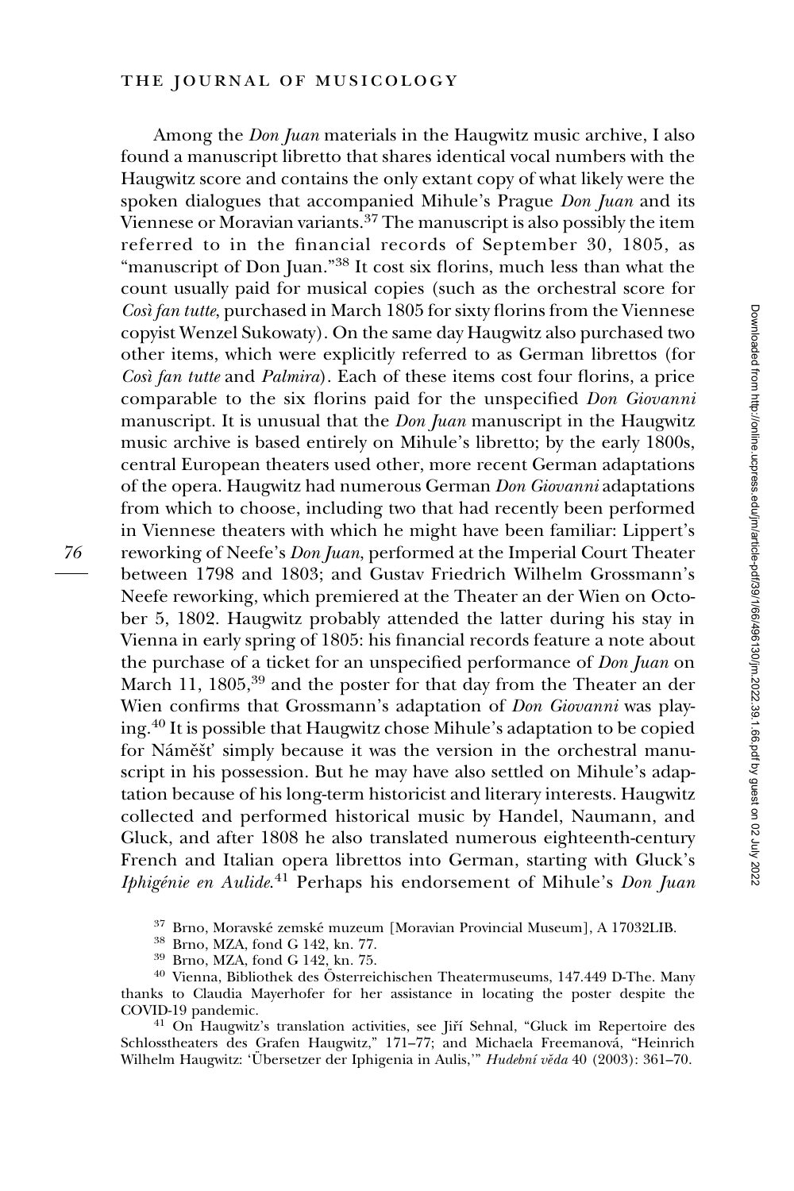Among the *Don Juan* materials in the Haugwitz music archive, I also found a manuscript libretto that shares identical vocal numbers with the Haugwitz score and contains the only extant copy of what likely were the spoken dialogues that accompanied Mihule's Prague *Don Juan* and its Viennese or Moravian variants.[37] The manuscript is also possibly the item referred to in the financial records of September 30, 1805, as "manuscript of Don Juan."[38] It cost six florins, much less than what the count usually paid for musical copies (such as the orchestral score for *Così fan tutte*, purchased in March 1805 for sixty florins from the Viennese copyist Wenzel Sukowaty). On the same day Haugwitz also purchased two other items, which were explicitly referred to as German librettos (for *Così fan tutte* and *Palmira*). Each of these items cost four florins, a price comparable to the six florins paid for the unspecified *Don Giovanni* manuscript. It is unusual that the *Don Juan* manuscript in the Haugwitz music archive is based entirely on Mihule's libretto; by the early 1800s, central European theaters used other, more recent German adaptations of the opera. Haugwitz had numerous German *Don Giovanni* adaptations from which to choose, including two that had recently been performed in Viennese theaters with which he might have been familiar: Lippert's reworking of Neefe's *Don Juan*, performed at the Imperial Court Theater between 1798 and 1803; and Gustav Friedrich Wilhelm Grossmann's Neefe reworking, which premiered at the Theater an der Wien on October 5, 1802. Haugwitz probably attended the latter during his stay in Vienna in early spring of 1805: his financial records feature a note about the purchase of a ticket for an unspecified performance of *Don Juan* on March 11, 1805,[39] and the poster for that day from the Theater an der Wien confirms that Grossmann's adaptation of *Don Giovanni* was playing.[40] It is possible that Haugwitz chose Mihule's adaptation to be copied for Náměšť simply because it was the version in the orchestral manuscript in his possession. But he may have also settled on Mihule's adaptation because of his long-term historicist and literary interests. Haugwitz collected and performed historical music by Handel, Naumann, and Gluck, and after 1808 he also translated numerous eighteenth-century French and Italian opera librettos into German, starting with Gluck's *Iphigénie en Aulide*.[41] Perhaps his endorsement of Mihule's *Don Juan*

[37] Brno, Moravské zemské muzeum [Moravian Provincial Museum], A 17032LIB.

[38] Brno, MZA, fond G 142, kn. 77.

[39] Brno, MZA, fond G 142, kn. 75.

[40] Vienna, Bibliothek des Österreichischen Theatermuseums, 147.449 D-The. Many thanks to Claudia Mayerhofer for her assistance in locating the poster despite the COVID-19 pandemic.

[41] On Haugwitz's translation activities, see Jiří Sehnal, "Gluck im Repertoire des Schlosstheaters des Grafen Haugwitz," 171–77; and Michaela Freemanová, "Heinrich Wilhelm Haugwitz: 'Übersetzer der Iphigenia in Aulis,'" *Hudební věda* 40 (2003): 361–70.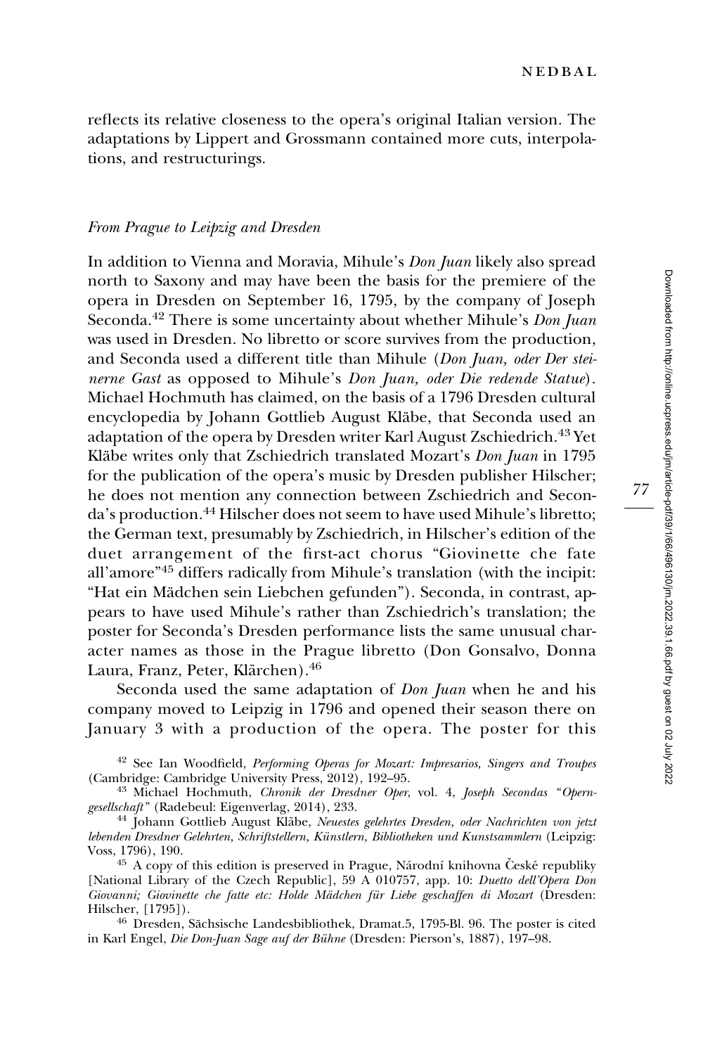reflects its relative closeness to the opera's original Italian version. The adaptations by Lippert and Grossmann contained more cuts, interpolations, and restructurings.

### *From Prague to Leipzig and Dresden*

In addition to Vienna and Moravia, Mihule's *Don Juan* likely also spread north to Saxony and may have been the basis for the premiere of the opera in Dresden on September 16, 1795, by the company of Joseph Seconda.[42] There is some uncertainty about whether Mihule's *Don Juan* was used in Dresden. No libretto or score survives from the production, and Seconda used a different title than Mihule (*Don Juan, oder Der steinerne Gast* as opposed to Mihule's *Don Juan, oder Die redende Statue*). Michael Hochmuth has claimed, on the basis of a 1796 Dresden cultural encyclopedia by Johann Gottlieb August Kläbe, that Seconda used an adaptation of the opera by Dresden writer Karl August Zschiedrich.[43] Yet Kläbe writes only that Zschiedrich translated Mozart's *Don Juan* in 1795 for the publication of the opera's music by Dresden publisher Hilscher; he does not mention any connection between Zschiedrich and Seconda's production.[44] Hilscher does not seem to have used Mihule's libretto; the German text, presumably by Zschiedrich, in Hilscher's edition of the duet arrangement of the first-act chorus "Giovinette che fate all'amore"[45] differs radically from Mihule's translation (with the incipit: "Hat ein Mädchen sein Liebchen gefunden"). Seconda, in contrast, appears to have used Mihule's rather than Zschiedrich's translation; the poster for Seconda's Dresden performance lists the same unusual character names as those in the Prague libretto (Don Gonsalvo, Donna Laura, Franz, Peter, Klärchen).[46]

Seconda used the same adaptation of *Don Juan* when he and his company moved to Leipzig in 1796 and opened their season there on January 3 with a production of the opera. The poster for this

---

[42] See Ian Woodfield, *Performing Operas for Mozart: Impresarios, Singers and Troupes* (Cambridge: Cambridge University Press, 2012), 192–95.

[43] Michael Hochmuth, *Chronik der Dresdner Oper,* vol. 4, *Joseph Secondas "Operngesellschaft"* (Radebeul: Eigenverlag, 2014), 233.

[44] Johann Gottlieb August Kläbe, *Neuestes gelehrtes Dresden, oder Nachrichten von jetzt lebenden Dresdner Gelehrten, Schriftstellern, Künstlern, Bibliotheken und Kunstsammlern* (Leipzig: Voss, 1796), 190.

[45] A copy of this edition is preserved in Prague, Národní knihovna České republiky [National Library of the Czech Republic], 59 A 010757, app. 10: *Duetto dell'Opera Don Giovanni; Giovinette che fatte etc: Holde Mädchen für Liebe geschaffen di Mozart* (Dresden: Hilscher, [1795]).

[46] Dresden, Sächsische Landesbibliothek, Dramat.5, 1795-Bl. 96. The poster is cited in Karl Engel, *Die Don-Juan Sage auf der Bühne* (Dresden: Pierson's, 1887), 197–98.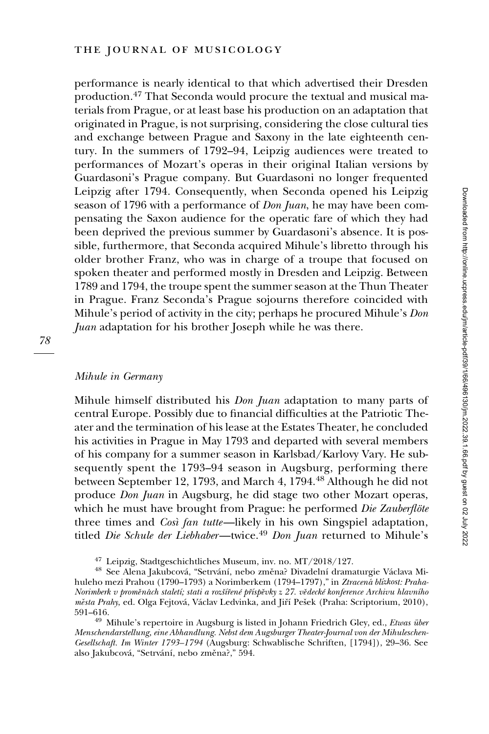performance is nearly identical to that which advertised their Dresden production.[47] That Seconda would procure the textual and musical materials from Prague, or at least base his production on an adaptation that originated in Prague, is not surprising, considering the close cultural ties and exchange between Prague and Saxony in the late eighteenth century. In the summers of 1792–94, Leipzig audiences were treated to performances of Mozart's operas in their original Italian versions by Guardasoni's Prague company. But Guardasoni no longer frequented Leipzig after 1794. Consequently, when Seconda opened his Leipzig season of 1796 with a performance of *Don Juan*, he may have been compensating the Saxon audience for the operatic fare of which they had been deprived the previous summer by Guardasoni's absence. It is possible, furthermore, that Seconda acquired Mihule's libretto through his older brother Franz, who was in charge of a troupe that focused on spoken theater and performed mostly in Dresden and Leipzig. Between 1789 and 1794, the troupe spent the summer season at the Thun Theater in Prague. Franz Seconda's Prague sojourns therefore coincided with Mihule's period of activity in the city; perhaps he procured Mihule's *Don Juan* adaptation for his brother Joseph while he was there.

### *Mihule in Germany*

Mihule himself distributed his *Don Juan* adaptation to many parts of central Europe. Possibly due to financial difficulties at the Patriotic Theater and the termination of his lease at the Estates Theater, he concluded his activities in Prague in May 1793 and departed with several members of his company for a summer season in Karlsbad/Karlovy Vary. He subsequently spent the 1793–94 season in Augsburg, performing there between September 12, 1793, and March 4, 1794.[48] Although he did not produce *Don Juan* in Augsburg, he did stage two other Mozart operas, which he must have brought from Prague: he performed *Die Zauberflöte* three times and *Così fan tutte*—likely in his own Singspiel adaptation, titled *Die Schule der Liebhaber*—twice.[49] *Don Juan* returned to Mihule's

[47] Leipzig, Stadtgeschichtliches Museum, inv. no. MT/2018/127.

[48] See Alena Jakubcová, "Setrvání, nebo změna? Divadelní dramaturgie Václava Mihuleho mezi Prahou (1790–1793) a Norimberkem (1794–1797)," in *Ztracená blízkost: Praha-Norimberk v proměnách staletí; stati a rozšířené příspěvky z 27. vědecké konference Archivu hlavního města Prahy*, ed. Olga Fejtová, Václav Ledvinka, and Jiří Pešek (Praha: Scriptorium, 2010), 591–616.

[49] Mihule's repertoire in Augsburg is listed in Johann Friedrich Gley, ed., *Etwas über Menschendarstellung, eine Abhandlung. Nebst dem Augsburger Theater-Journal von der Mihuleschen-Gesellschaft. Im Winter 1793–1794* (Augsburg: Schwablische Schriften, [1794]), 29–36. See also Jakubcová, "Setrvání, nebo změna?," 594.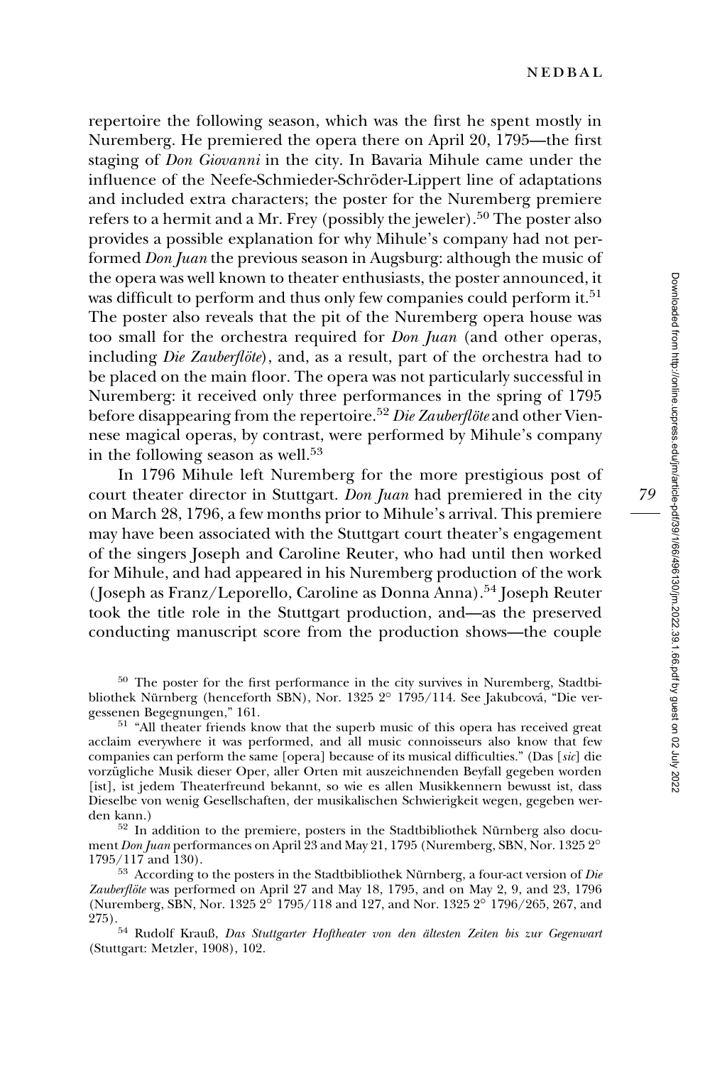repertoire the following season, which was the first he spent mostly in Nuremberg. He premiered the opera there on April 20, 1795—the first staging of *Don Giovanni* in the city. In Bavaria Mihule came under the influence of the Neefe-Schmieder-Schröder-Lippert line of adaptations and included extra characters; the poster for the Nuremberg premiere refers to a hermit and a Mr. Frey (possibly the jeweler).[50] The poster also provides a possible explanation for why Mihule's company had not performed *Don Juan* the previous season in Augsburg: although the music of the opera was well known to theater enthusiasts, the poster announced, it was difficult to perform and thus only few companies could perform it.[51] The poster also reveals that the pit of the Nuremberg opera house was too small for the orchestra required for *Don Juan* (and other operas, including *Die Zauberflöte*), and, as a result, part of the orchestra had to be placed on the main floor. The opera was not particularly successful in Nuremberg: it received only three performances in the spring of 1795 before disappearing from the repertoire.[52] *Die Zauberflöte* and other Viennese magical operas, by contrast, were performed by Mihule's company in the following season as well.[53]

In 1796 Mihule left Nuremberg for the more prestigious post of court theater director in Stuttgart. *Don Juan* had premiered in the city on March 28, 1796, a few months prior to Mihule's arrival. This premiere may have been associated with the Stuttgart court theater's engagement of the singers Joseph and Caroline Reuter, who had until then worked for Mihule, and had appeared in his Nuremberg production of the work (Joseph as Franz/Leporello, Caroline as Donna Anna).[54] Joseph Reuter took the title role in the Stuttgart production, and—as the preserved conducting manuscript score from the production shows—the couple

---

[50] The poster for the first performance in the city survives in Nuremberg, Stadtbibliothek Nürnberg (henceforth SBN), Nor. 1325 2° 1795/114. See Jakubcová, "Die vergessenen Begegnungen," 161.

[51] "All theater friends know that the superb music of this opera has received great acclaim everywhere it was performed, and all music connoisseurs also know that few companies can perform the same [opera] because of its musical difficulties." (Das [*sic*] die vorzügliche Musik dieser Oper, aller Orten mit auszeichnenden Beyfall gegeben worden [ist], ist jedem Theaterfreund bekannt, so wie es allen Musikkennern bewusst ist, dass Dieselbe von wenig Gesellschaften, der musikalischen Schwierigkeit wegen, gegeben werden kann.)

[52] In addition to the premiere, posters in the Stadtbibliothek Nürnberg also document *Don Juan* performances on April 23 and May 21, 1795 (Nuremberg, SBN, Nor. 1325 2° 1795/117 and 130).

[53] According to the posters in the Stadtbibliothek Nürnberg, a four-act version of *Die Zauberflöte* was performed on April 27 and May 18, 1795, and on May 2, 9, and 23, 1796 (Nuremberg, SBN, Nor. 1325 2° 1795/118 and 127, and Nor. 1325 2° 1796/265, 267, and 275).

[54] Rudolf Krauß, *Das Stuttgarter Hoftheater von den ältesten Zeiten bis zur Gegenwart* (Stuttgart: Metzler, 1908), 102.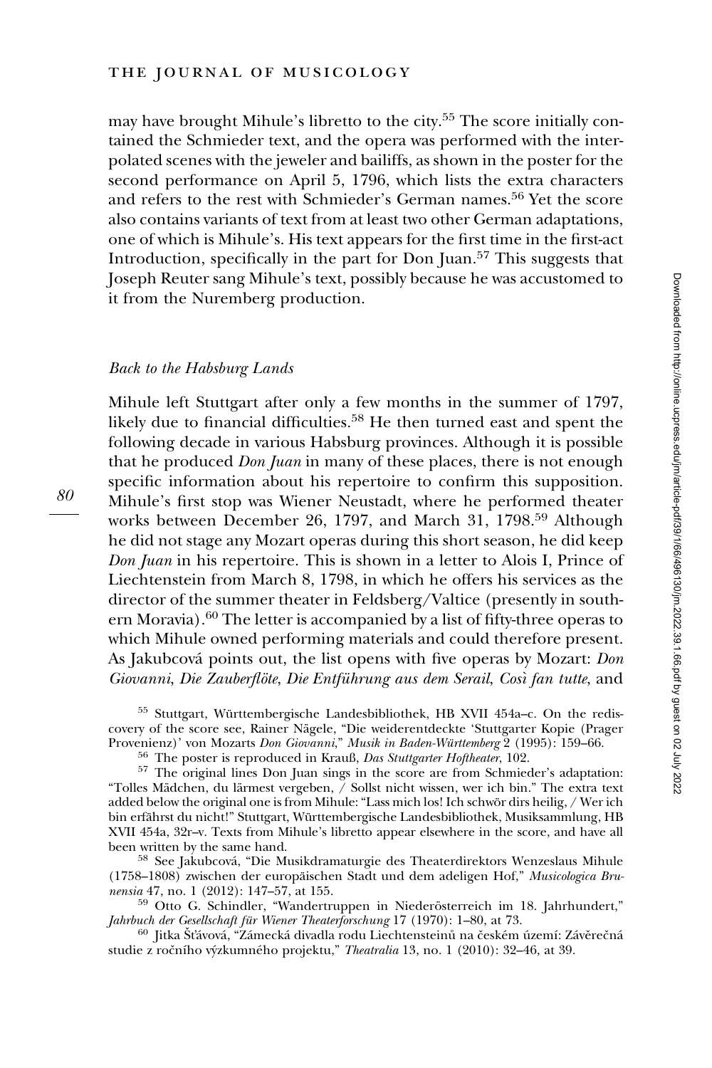may have brought Mihule's libretto to the city.[55] The score initially contained the Schmieder text, and the opera was performed with the interpolated scenes with the jeweler and bailiffs, as shown in the poster for the second performance on April 5, 1796, which lists the extra characters and refers to the rest with Schmieder's German names.[56] Yet the score also contains variants of text from at least two other German adaptations, one of which is Mihule's. His text appears for the first time in the first-act Introduction, specifically in the part for Don Juan.[57] This suggests that Joseph Reuter sang Mihule's text, possibly because he was accustomed to it from the Nuremberg production.

### *Back to the Habsburg Lands*

Mihule left Stuttgart after only a few months in the summer of 1797, likely due to financial difficulties.[58] He then turned east and spent the following decade in various Habsburg provinces. Although it is possible that he produced *Don Juan* in many of these places, there is not enough specific information about his repertoire to confirm this supposition. Mihule's first stop was Wiener Neustadt, where he performed theater works between December 26, 1797, and March 31, 1798.[59] Although he did not stage any Mozart operas during this short season, he did keep *Don Juan* in his repertoire. This is shown in a letter to Alois I, Prince of Liechtenstein from March 8, 1798, in which he offers his services as the director of the summer theater in Feldsberg/Valtice (presently in southern Moravia).[60] The letter is accompanied by a list of fifty-three operas to which Mihule owned performing materials and could therefore present. As Jakubcová points out, the list opens with five operas by Mozart: *Don Giovanni*, *Die Zauberflöte*, *Die Entführung aus dem Serail*, *Così fan tutte*, and

[55] Stuttgart, Württembergische Landesbibliothek, HB XVII 454a–c. On the rediscovery of the score see, Rainer Nägele, "Die weiderentdeckte 'Stuttgarter Kopie (Prager Provenienz)' von Mozarts *Don Giovanni*," *Musik in Baden-Württemberg* 2 (1995): 159–66.

[56] The poster is reproduced in Krauß, *Das Stuttgarter Hoftheater*, 102.

[57] The original lines Don Juan sings in the score are from Schmieder's adaptation: "Tolles Mädchen, du lärmest vergeben, / Sollst nicht wissen, wer ich bin." The extra text added below the original one is from Mihule: "Lass mich los! Ich schwör dirs heilig, / Wer ich bin erfährst du nicht!" Stuttgart, Württembergische Landesbibliothek, Musiksammlung, HB XVII 454a, 32r–v. Texts from Mihule's libretto appear elsewhere in the score, and have all been written by the same hand.

[58] See Jakubcová, "Die Musikdramaturgie des Theaterdirektors Wenzeslaus Mihule (1758–1808) zwischen der europäischen Stadt und dem adeligen Hof," *Musicologica Brunensia* 47, no. 1 (2012): 147–57, at 155.

[59] Otto G. Schindler, "Wandertruppen in Niederösterreich im 18. Jahrhundert," *Jahrbuch der Gesellschaft für Wiener Theaterforschung* 17 (1970): 1–80, at 73.

[60] Jitka Šťávová, "Zámecká divadla rodu Liechtensteinů na českém území: Závěrečná studie z ročního výzkumného projektu," *Theatralia* 13, no. 1 (2010): 32–46, at 39.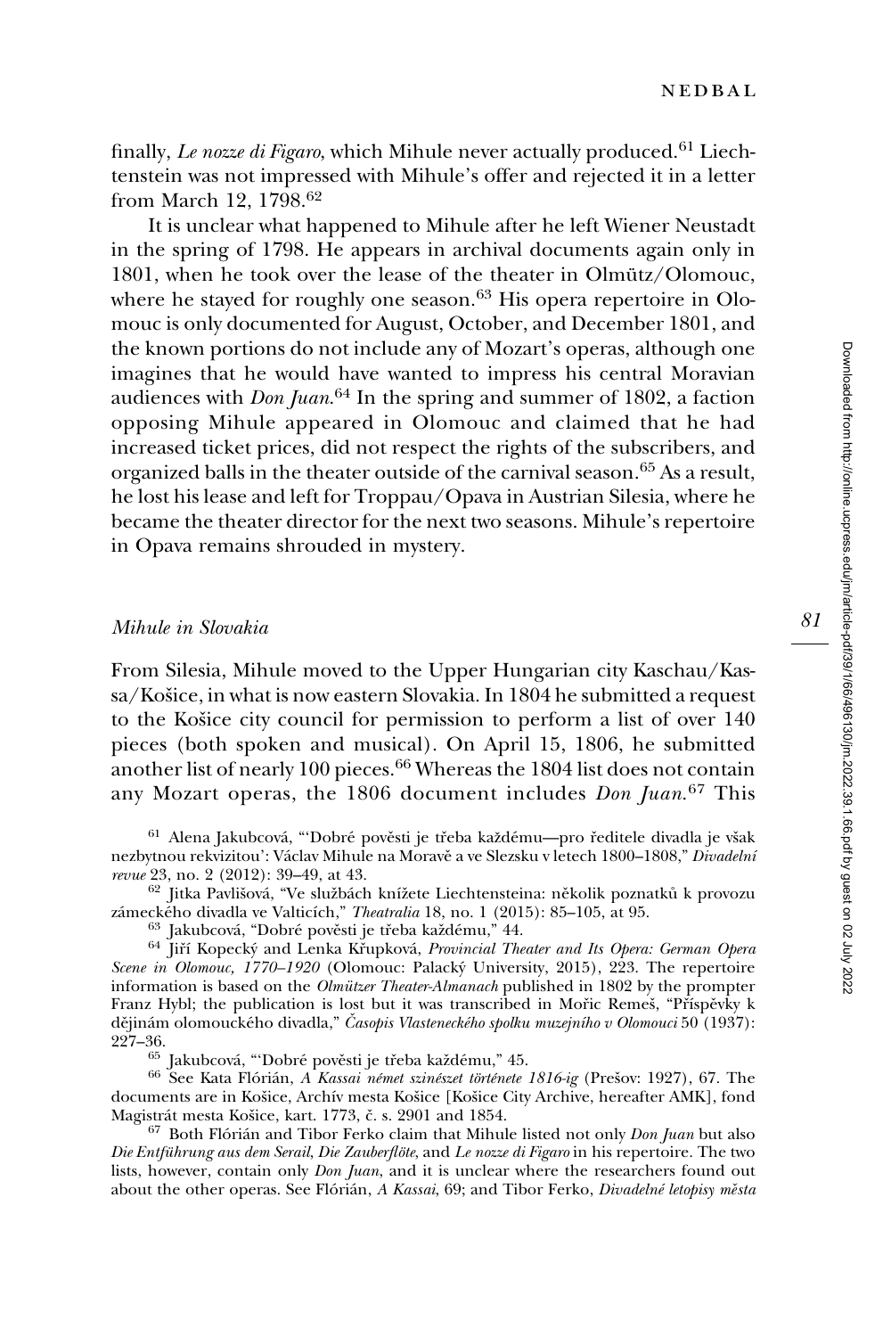finally, *Le nozze di Figaro*, which Mihule never actually produced.[61] Liechtenstein was not impressed with Mihule's offer and rejected it in a letter from March 12, 1798.[62]

It is unclear what happened to Mihule after he left Wiener Neustadt in the spring of 1798. He appears in archival documents again only in 1801, when he took over the lease of the theater in Olmütz/Olomouc, where he stayed for roughly one season.[63] His opera repertoire in Olomouc is only documented for August, October, and December 1801, and the known portions do not include any of Mozart's operas, although one imagines that he would have wanted to impress his central Moravian audiences with *Don Juan*.[64] In the spring and summer of 1802, a faction opposing Mihule appeared in Olomouc and claimed that he had increased ticket prices, did not respect the rights of the subscribers, and organized balls in the theater outside of the carnival season.[65] As a result, he lost his lease and left for Troppau/Opava in Austrian Silesia, where he became the theater director for the next two seasons. Mihule's repertoire in Opava remains shrouded in mystery.

### *Mihule in Slovakia*

From Silesia, Mihule moved to the Upper Hungarian city Kaschau/Kassa/Košice, in what is now eastern Slovakia. In 1804 he submitted a request to the Košice city council for permission to perform a list of over 140 pieces (both spoken and musical). On April 15, 1806, he submitted another list of nearly 100 pieces.[66] Whereas the 1804 list does not contain any Mozart operas, the 1806 document includes *Don Juan*.[67] This

[61] Alena Jakubcová, "'Dobré pověsti je třeba každému—pro ředitele divadla je však nezbytnou rekvizitou': Václav Mihule na Moravě a ve Slezsku v letech 1800–1808," *Divadelní revue* 23, no. 2 (2012): 39–49, at 43.

[62] Jitka Pavlišová, "Ve službách knížete Liechtensteina: několik poznatků k provozu zámeckého divadla ve Valticích," *Theatralia* 18, no. 1 (2015): 85–105, at 95.

[63] Jakubcová, "Dobré pověsti je třeba každému," 44.

[64] Jiří Kopecký and Lenka Křupková, *Provincial Theater and Its Opera: German Opera Scene in Olomouc, 1770–1920* (Olomouc: Palacký University, 2015), 223. The repertoire information is based on the *Olmützer Theater-Almanach* published in 1802 by the prompter Franz Hybl; the publication is lost but it was transcribed in Mořic Remeš, "Příspěvky k dějinám olomouckého divadla," *Časopis Vlasteneckého spolku muzejního v Olomouci* 50 (1937): 227–36.

[65] Jakubcová, "'Dobré pověsti je třeba každému," 45.

[66] See Kata Flórián, *A Kassai német szinészet története 1816-ig* (Prešov: 1927), 67. The documents are in Košice, Archív mesta Košice [Košice City Archive, hereafter AMK], fond Magistrát mesta Košice, kart. 1773, č. s. 2901 and 1854.

[67] Both Flórián and Tibor Ferko claim that Mihule listed not only *Don Juan* but also *Die Entführung aus dem Serail*, *Die Zauberflöte*, and *Le nozze di Figaro* in his repertoire. The two lists, however, contain only *Don Juan*, and it is unclear where the researchers found out about the other operas. See Flórián, *A Kassai*, 69; and Tibor Ferko, *Divadelné letopisy města*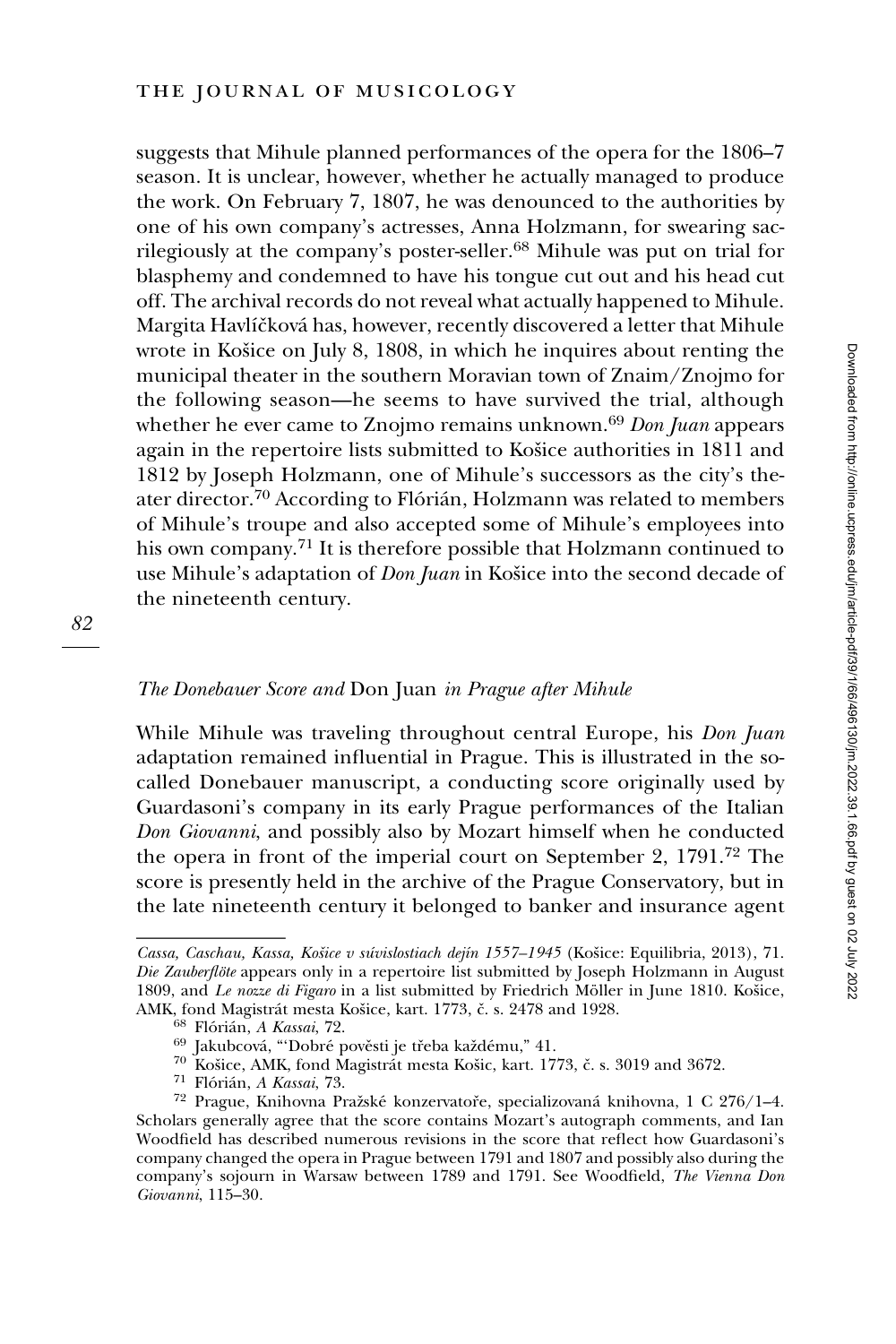suggests that Mihule planned performances of the opera for the 1806–7 season. It is unclear, however, whether he actually managed to produce the work. On February 7, 1807, he was denounced to the authorities by one of his own company's actresses, Anna Holzmann, for swearing sacrilegiously at the company's poster-seller.[68] Mihule was put on trial for blasphemy and condemned to have his tongue cut out and his head cut off. The archival records do not reveal what actually happened to Mihule. Margita Havlíčková has, however, recently discovered a letter that Mihule wrote in Košice on July 8, 1808, in which he inquires about renting the municipal theater in the southern Moravian town of Znaim/Znojmo for the following season—he seems to have survived the trial, although whether he ever came to Znojmo remains unknown.[69] *Don Juan* appears again in the repertoire lists submitted to Košice authorities in 1811 and 1812 by Joseph Holzmann, one of Mihule's successors as the city's theater director.[70] According to Flórián, Holzmann was related to members of Mihule's troupe and also accepted some of Mihule's employees into his own company.[71] It is therefore possible that Holzmann continued to use Mihule's adaptation of *Don Juan* in Košice into the second decade of the nineteenth century.

### *The Donebauer Score and* Don Juan *in Prague after Mihule*

While Mihule was traveling throughout central Europe, his *Don Juan* adaptation remained influential in Prague. This is illustrated in the so-called Donebauer manuscript, a conducting score originally used by Guardasoni's company in its early Prague performances of the Italian *Don Giovanni*, and possibly also by Mozart himself when he conducted the opera in front of the imperial court on September 2, 1791.[72] The score is presently held in the archive of the Prague Conservatory, but in the late nineteenth century it belonged to banker and insurance agent

---

*Cassa, Caschau, Kassa, Košice v súvislostiach dejín 1557–1945* (Košice: Equilibria, 2013), 71. *Die Zauberflöte* appears only in a repertoire list submitted by Joseph Holzmann in August 1809, and *Le nozze di Figaro* in a list submitted by Friedrich Möller in June 1810. Košice, AMK, fond Magistrát mesta Košice, kart. 1773, č. s. 2478 and 1928.

[68] Flórián, *A Kassai*, 72.

[69] Jakubcová, "'Dobré pověsti je třeba každému," 41.

[70] Košice, AMK, fond Magistrát mesta Košic, kart. 1773, č. s. 3019 and 3672.

[71] Flórián, *A Kassai*, 73.

[72] Prague, Knihovna Pražské konzervatoře, specializovaná knihovna, 1 C 276/1–4. Scholars generally agree that the score contains Mozart's autograph comments, and Ian Woodfield has described numerous revisions in the score that reflect how Guardasoni's company changed the opera in Prague between 1791 and 1807 and possibly also during the company's sojourn in Warsaw between 1789 and 1791. See Woodfield, *The Vienna Don Giovanni*, 115–30.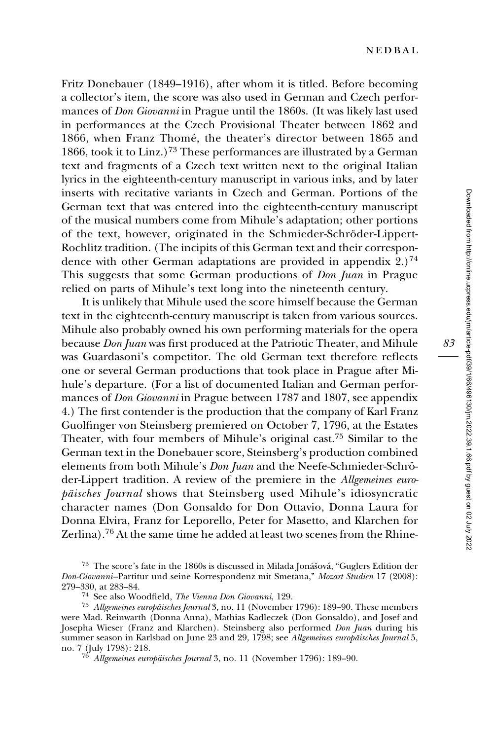Fritz Donebauer (1849–1916), after whom it is titled. Before becoming a collector's item, the score was also used in German and Czech performances of *Don Giovanni* in Prague until the 1860s. (It was likely last used in performances at the Czech Provisional Theater between 1862 and 1866, when Franz Thomé, the theater's director between 1865 and 1866, took it to Linz.)[73] These performances are illustrated by a German text and fragments of a Czech text written next to the original Italian lyrics in the eighteenth-century manuscript in various inks, and by later inserts with recitative variants in Czech and German. Portions of the German text that was entered into the eighteenth-century manuscript of the musical numbers come from Mihule's adaptation; other portions of the text, however, originated in the Schmieder-Schröder-Lippert-Rochlitz tradition. (The incipits of this German text and their correspondence with other German adaptations are provided in appendix 2.)[74] This suggests that some German productions of *Don Juan* in Prague relied on parts of Mihule's text long into the nineteenth century.

It is unlikely that Mihule used the score himself because the German text in the eighteenth-century manuscript is taken from various sources. Mihule also probably owned his own performing materials for the opera because *Don Juan* was first produced at the Patriotic Theater, and Mihule was Guardasoni's competitor. The old German text therefore reflects one or several German productions that took place in Prague after Mihule's departure. (For a list of documented Italian and German performances of *Don Giovanni* in Prague between 1787 and 1807, see appendix 4.) The first contender is the production that the company of Karl Franz Guolfinger von Steinsberg premiered on October 7, 1796, at the Estates Theater, with four members of Mihule's original cast.[75] Similar to the German text in the Donebauer score, Steinsberg's production combined elements from both Mihule's *Don Juan* and the Neefe-Schmieder-Schröder-Lippert tradition. A review of the premiere in the *Allgemeines europäisches Journal* shows that Steinsberg used Mihule's idiosyncratic character names (Don Gonsaldo for Don Ottavio, Donna Laura for Donna Elvira, Franz for Leporello, Peter for Masetto, and Klarchen for Zerlina).[76] At the same time he added at least two scenes from the Rhine-

[73] The score's fate in the 1860s is discussed in Milada Jonášová, "Guglers Edition der *Don-Giovanni*–Partitur und seine Korrespondenz mit Smetana," *Mozart Studien* 17 (2008): 279–330, at 283–84.

[74] See also Woodfield, *The Vienna Don Giovanni*, 129.

[75] *Allgemeines europäisches Journal* 3, no. 11 (November 1796): 189–90. These members were Mad. Reinwarth (Donna Anna), Mathias Kadleczek (Don Gonsaldo), and Josef and Josepha Wieser (Franz and Klarchen). Steinsberg also performed *Don Juan* during his summer season in Karlsbad on June 23 and 29, 1798; see *Allgemeines europäisches Journal* 5, no. 7 (July 1798): 218.

[76] *Allgemeines europäisches Journal* 3, no. 11 (November 1796): 189–90.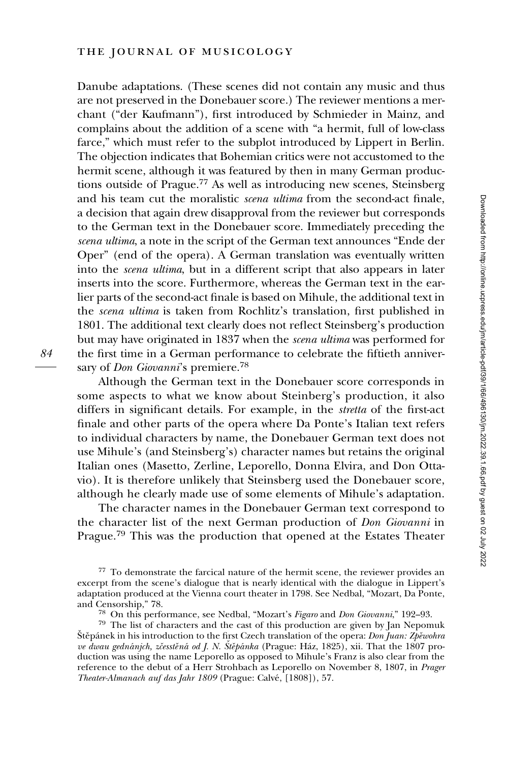Danube adaptations. (These scenes did not contain any music and thus are not preserved in the Donebauer score.) The reviewer mentions a merchant ("der Kaufmann"), first introduced by Schmieder in Mainz, and complains about the addition of a scene with "a hermit, full of low-class farce," which must refer to the subplot introduced by Lippert in Berlin. The objection indicates that Bohemian critics were not accustomed to the hermit scene, although it was featured by then in many German productions outside of Prague.[77] As well as introducing new scenes, Steinsberg and his team cut the moralistic *scena ultima* from the second-act finale, a decision that again drew disapproval from the reviewer but corresponds to the German text in the Donebauer score. Immediately preceding the *scena ultima*, a note in the script of the German text announces "Ende der Oper" (end of the opera). A German translation was eventually written into the *scena ultima*, but in a different script that also appears in later inserts into the score. Furthermore, whereas the German text in the earlier parts of the second-act finale is based on Mihule, the additional text in the *scena ultima* is taken from Rochlitz's translation, first published in 1801. The additional text clearly does not reflect Steinsberg's production but may have originated in 1837 when the *scena ultima* was performed for the first time in a German performance to celebrate the fiftieth anniversary of *Don Giovanni*'s premiere.[78]

Although the German text in the Donebauer score corresponds in some aspects to what we know about Steinberg's production, it also differs in significant details. For example, in the *stretta* of the first-act finale and other parts of the opera where Da Ponte's Italian text refers to individual characters by name, the Donebauer German text does not use Mihule's (and Steinsberg's) character names but retains the original Italian ones (Masetto, Zerline, Leporello, Donna Elvira, and Don Ottavio). It is therefore unlikely that Steinsberg used the Donebauer score, although he clearly made use of some elements of Mihule's adaptation.

The character names in the Donebauer German text correspond to the character list of the next German production of *Don Giovanni* in Prague.[79] This was the production that opened at the Estates Theater

[77] To demonstrate the farcical nature of the hermit scene, the reviewer provides an excerpt from the scene's dialogue that is nearly identical with the dialogue in Lippert's adaptation produced at the Vienna court theater in 1798. See Nedbal, "Mozart, Da Ponte, and Censorship," 78.

[78] On this performance, see Nedbal, "Mozart's *Figaro* and *Don Giovanni*," 192–93.

[79] The list of characters and the cast of this production are given by Jan Nepomuk Štěpánek in his introduction to the first Czech translation of the opera: *Don Juan: Zpěwohra ve dwau gednánjch, zčesstěná od J. N. Štěpánka* (Prague:Ház, 1825), xii. That the 1807 production was using the name Leporello as opposed to Mihule's Franz is also clear from the reference to the debut of a Herr Strohbach as Leporello on November 8, 1807, in *Prager Theater-Almanach auf das Jahr 1809* (Prague: Calvé, [1808]), 57.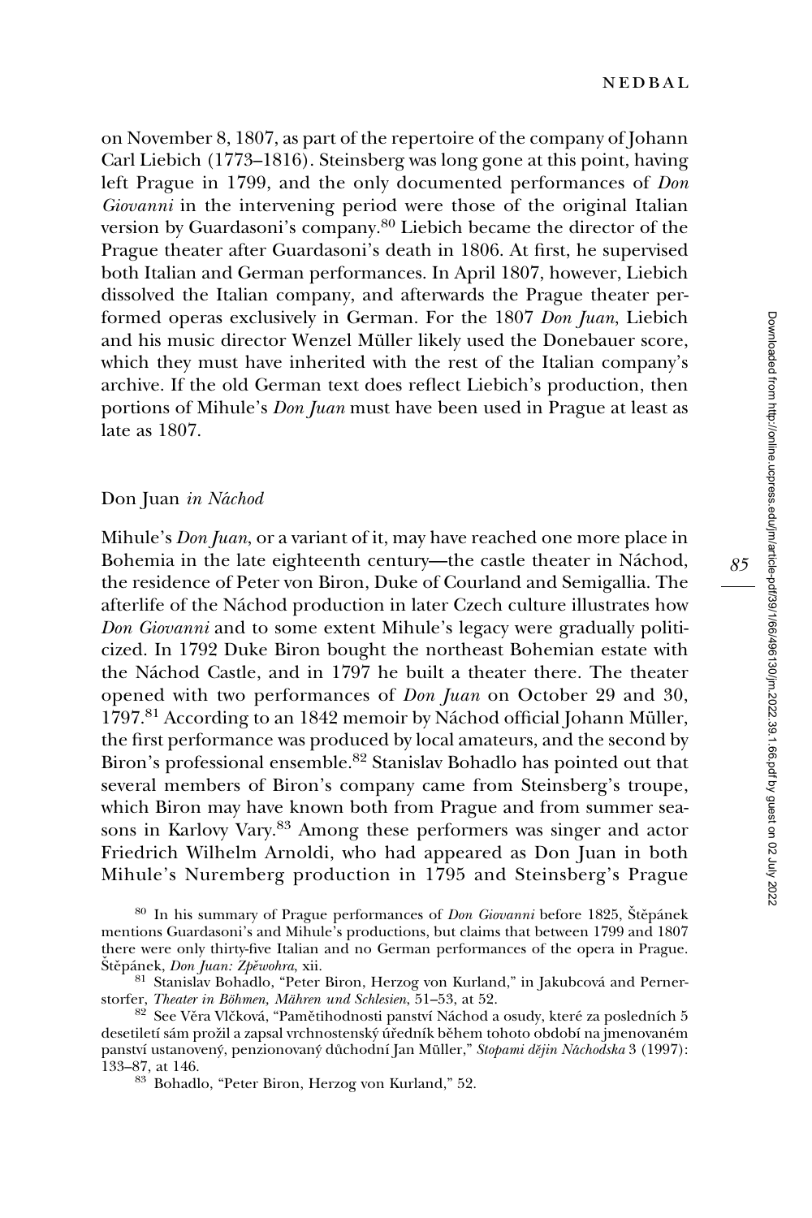on November 8, 1807, as part of the repertoire of the company of Johann Carl Liebich (1773–1816). Steinsberg was long gone at this point, having left Prague in 1799, and the only documented performances of *Don Giovanni* in the intervening period were those of the original Italian version by Guardasoni's company.[80] Liebich became the director of the Prague theater after Guardasoni's death in 1806. At first, he supervised both Italian and German performances. In April 1807, however, Liebich dissolved the Italian company, and afterwards the Prague theater performed operas exclusively in German. For the 1807 *Don Juan*, Liebich and his music director Wenzel Müller likely used the Donebauer score, which they must have inherited with the rest of the Italian company's archive. If the old German text does reflect Liebich's production, then portions of Mihule's *Don Juan* must have been used in Prague at least as late as 1807.

## Don Juan *in Náchod*

Mihule's *Don Juan*, or a variant of it, may have reached one more place in Bohemia in the late eighteenth century—the castle theater in Náchod, the residence of Peter von Biron, Duke of Courland and Semigallia. The afterlife of the Náchod production in later Czech culture illustrates how *Don Giovanni* and to some extent Mihule's legacy were gradually politicized. In 1792 Duke Biron bought the northeast Bohemian estate with the Náchod Castle, and in 1797 he built a theater there. The theater opened with two performances of *Don Juan* on October 29 and 30, 1797.[81] According to an 1842 memoir by Náchod official Johann Müller, the first performance was produced by local amateurs, and the second by Biron's professional ensemble.[82] Stanislav Bohadlo has pointed out that several members of Biron's company came from Steinsberg's troupe, which Biron may have known both from Prague and from summer seasons in Karlovy Vary.[83] Among these performers was singer and actor Friedrich Wilhelm Arnoldi, who had appeared as Don Juan in both Mihule's Nuremberg production in 1795 and Steinsberg's Prague

[80] In his summary of Prague performances of *Don Giovanni* before 1825, Štěpánek mentions Guardasoni's and Mihule's productions, but claims that between 1799 and 1807 there were only thirty-five Italian and no German performances of the opera in Prague. Štěpánek, *Don Juan: Zpěwohra*, xii.

[81] Stanislav Bohadlo, "Peter Biron, Herzog von Kurland," in Jakubcová and Pernerstorfer, *Theater in Böhmen, Mähren und Schlesien*, 51–53, at 52.

[82] See Věra Vlčková, "Pamětihodnosti panství Náchod a osudy, které za posledních 5 desetiletí sám prožil a zapsal vrchnostenský úředník během tohoto období na jmenovaném panství ustanovený, penzionovaný důchodní Jan Müller," *Stopami dějin Náchodska* 3 (1997): 133–87, at 146.

[83] Bohadlo, "Peter Biron, Herzog von Kurland," 52.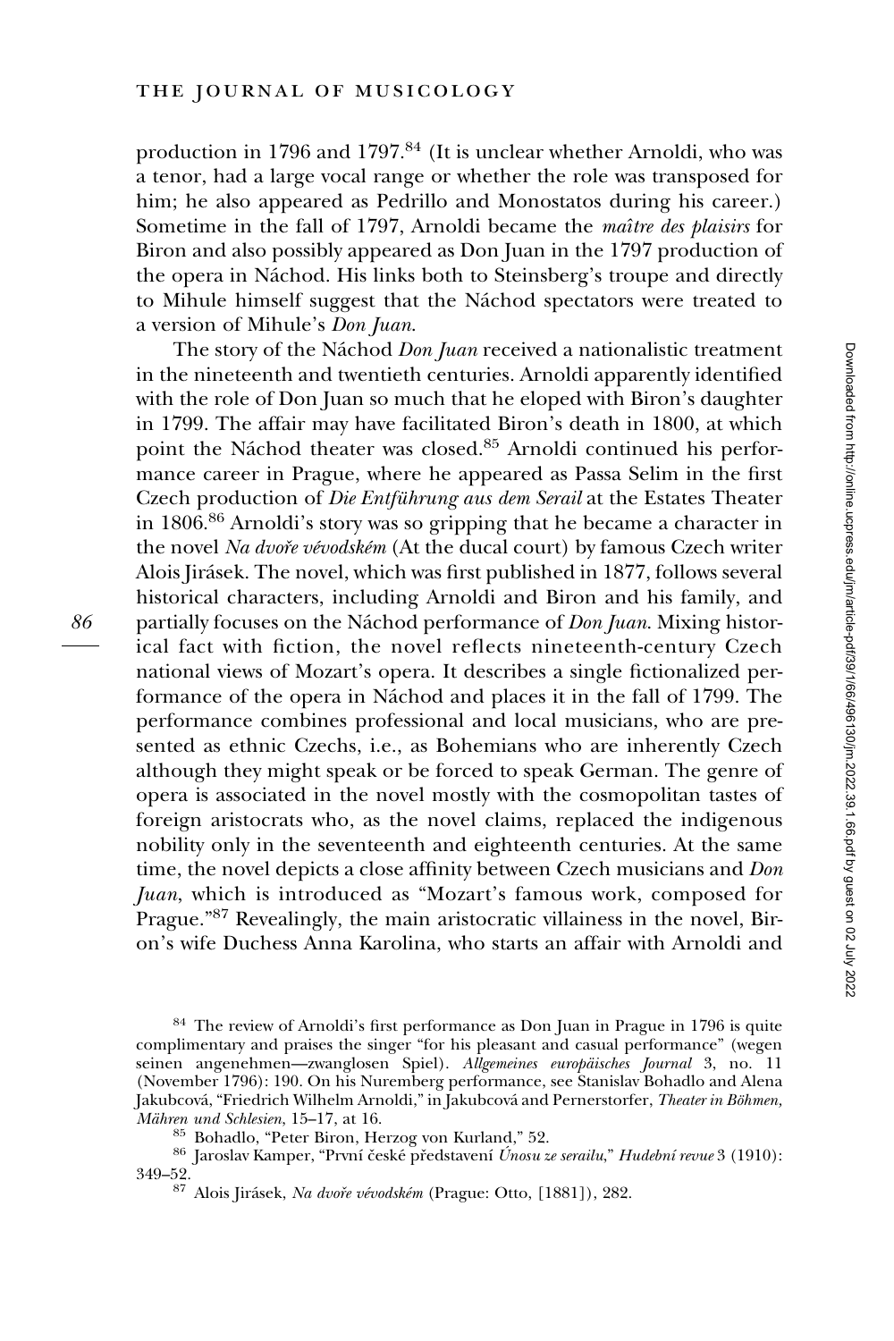production in 1796 and 1797.[84] (It is unclear whether Arnoldi, who was a tenor, had a large vocal range or whether the role was transposed for him; he also appeared as Pedrillo and Monostatos during his career.) Sometime in the fall of 1797, Arnoldi became the *maître des plaisirs* for Biron and also possibly appeared as Don Juan in the 1797 production of the opera in Náchod. His links both to Steinsberg's troupe and directly to Mihule himself suggest that the Náchod spectators were treated to a version of Mihule's *Don Juan*.

The story of the Náchod *Don Juan* received a nationalistic treatment in the nineteenth and twentieth centuries. Arnoldi apparently identified with the role of Don Juan so much that he eloped with Biron's daughter in 1799. The affair may have facilitated Biron's death in 1800, at which point the Náchod theater was closed.[85] Arnoldi continued his performance career in Prague, where he appeared as Passa Selim in the first Czech production of *Die Entführung aus dem Serail* at the Estates Theater in 1806.[86] Arnoldi's story was so gripping that he became a character in the novel *Na dvoře vévodském* (At the ducal court) by famous Czech writer Alois Jirásek. The novel, which was first published in 1877, follows several historical characters, including Arnoldi and Biron and his family, and partially focuses on the Náchod performance of *Don Juan*. Mixing historical fact with fiction, the novel reflects nineteenth-century Czech national views of Mozart's opera. It describes a single fictionalized performance of the opera in Náchod and places it in the fall of 1799. The performance combines professional and local musicians, who are presented as ethnic Czechs, i.e., as Bohemians who are inherently Czech although they might speak or be forced to speak German. The genre of opera is associated in the novel mostly with the cosmopolitan tastes of foreign aristocrats who, as the novel claims, replaced the indigenous nobility only in the seventeenth and eighteenth centuries. At the same time, the novel depicts a close affinity between Czech musicians and *Don Juan*, which is introduced as "Mozart's famous work, composed for Prague."[87] Revealingly, the main aristocratic villainess in the novel, Biron's wife Duchess Anna Karolina, who starts an affair with Arnoldi and

[84] The review of Arnoldi's first performance as Don Juan in Prague in 1796 is quite complimentary and praises the singer "for his pleasant and casual performance" (wegen seinen angenehmen—zwanglosen Spiel). *Allgemeines europäisches Journal* 3, no. 11 (November 1796): 190. On his Nuremberg performance, see Stanislav Bohadlo and Alena Jakubcová, "Friedrich Wilhelm Arnoldi," in Jakubcová and Pernerstorfer, *Theater in Böhmen, Mähren und Schlesien*, 15–17, at 16.

[85] Bohadlo, "Peter Biron, Herzog von Kurland," 52.

[86] Jaroslav Kamper, "První české představení *Únosu ze serailu*," *Hudební revue* 3 (1910): 349–52.

[87] Alois Jirásek, *Na dvoře vévodském* (Prague: Otto, [1881]), 282.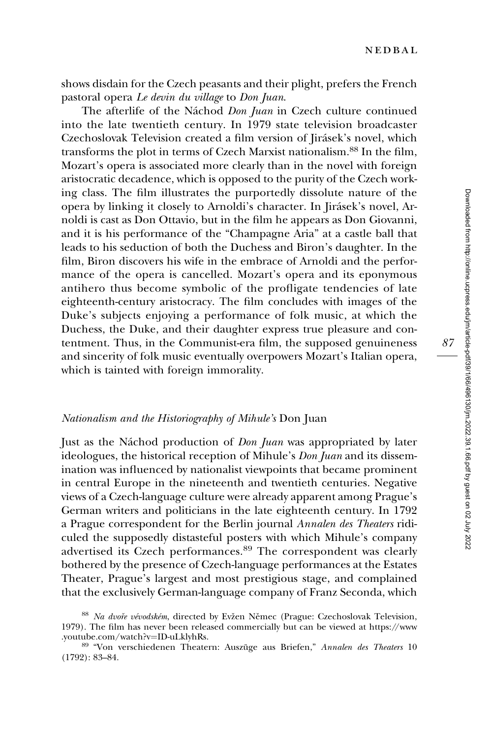shows disdain for the Czech peasants and their plight, prefers the French pastoral opera *Le devin du village* to *Don Juan*.

The afterlife of the Náchod *Don Juan* in Czech culture continued into the late twentieth century. In 1979 state television broadcaster Czechoslovak Television created a film version of Jirásek's novel, which transforms the plot in terms of Czech Marxist nationalism.[88] In the film, Mozart's opera is associated more clearly than in the novel with foreign aristocratic decadence, which is opposed to the purity of the Czech working class. The film illustrates the purportedly dissolute nature of the opera by linking it closely to Arnoldi's character. In Jirásek's novel, Arnoldi is cast as Don Ottavio, but in the film he appears as Don Giovanni, and it is his performance of the "Champagne Aria" at a castle ball that leads to his seduction of both the Duchess and Biron's daughter. In the film, Biron discovers his wife in the embrace of Arnoldi and the performance of the opera is cancelled. Mozart's opera and its eponymous antihero thus become symbolic of the profligate tendencies of late eighteenth-century aristocracy. The film concludes with images of the Duke's subjects enjoying a performance of folk music, at which the Duchess, the Duke, and their daughter express true pleasure and contentment. Thus, in the Communist-era film, the supposed genuineness and sincerity of folk music eventually overpowers Mozart's Italian opera, which is tainted with foreign immorality.

## *Nationalism and the Historiography of Mihule's* Don Juan

Just as the Náchod production of *Don Juan* was appropriated by later ideologues, the historical reception of Mihule's *Don Juan* and its dissemination was influenced by nationalist viewpoints that became prominent in central Europe in the nineteenth and twentieth centuries. Negative views of a Czech-language culture were already apparent among Prague's German writers and politicians in the late eighteenth century. In 1792 a Prague correspondent for the Berlin journal *Annalen des Theaters* ridiculed the supposedly distasteful posters with which Mihule's company advertised its Czech performances.[89] The correspondent was clearly bothered by the presence of Czech-language performances at the Estates Theater, Prague's largest and most prestigious stage, and complained that the exclusively German-language company of Franz Seconda, which

[88] *Na dvoře vévodském*, directed by Evžen Němec (Prague: Czechoslovak Television, 1979). The film has never been released commercially but can be viewed at https://www.youtube.com/watch?v=ID-uLklyhRs.

[89] "Von verschiedenen Theatern: Auszüge aus Briefen," *Annalen des Theaters* 10 (1792): 83–84.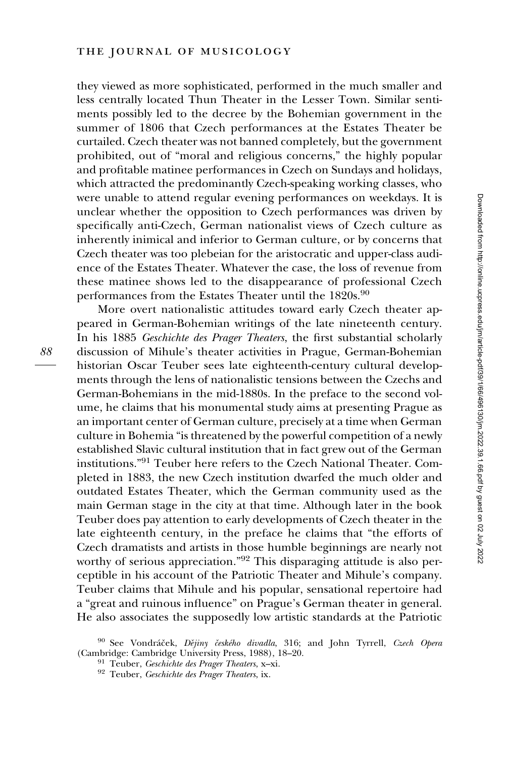they viewed as more sophisticated, performed in the much smaller and less centrally located Thun Theater in the Lesser Town. Similar sentiments possibly led to the decree by the Bohemian government in the summer of 1806 that Czech performances at the Estates Theater be curtailed. Czech theater was not banned completely, but the government prohibited, out of "moral and religious concerns," the highly popular and profitable matinee performances in Czech on Sundays and holidays, which attracted the predominantly Czech-speaking working classes, who were unable to attend regular evening performances on weekdays. It is unclear whether the opposition to Czech performances was driven by specifically anti-Czech, German nationalist views of Czech culture as inherently inimical and inferior to German culture, or by concerns that Czech theater was too plebeian for the aristocratic and upper-class audience of the Estates Theater. Whatever the case, the loss of revenue from these matinee shows led to the disappearance of professional Czech performances from the Estates Theater until the 1820s.[90]

More overt nationalistic attitudes toward early Czech theater appeared in German-Bohemian writings of the late nineteenth century. In his 1885 *Geschichte des Prager Theaters*, the first substantial scholarly discussion of Mihule's theater activities in Prague, German-Bohemian historian Oscar Teuber sees late eighteenth-century cultural developments through the lens of nationalistic tensions between the Czechs and German-Bohemians in the mid-1880s. In the preface to the second volume, he claims that his monumental study aims at presenting Prague as an important center of German culture, precisely at a time when German culture in Bohemia "is threatened by the powerful competition of a newly established Slavic cultural institution that in fact grew out of the German institutions."[91] Teuber here refers to the Czech National Theater. Completed in 1883, the new Czech institution dwarfed the much older and outdated Estates Theater, which the German community used as the main German stage in the city at that time. Although later in the book Teuber does pay attention to early developments of Czech theater in the late eighteenth century, in the preface he claims that "the efforts of Czech dramatists and artists in those humble beginnings are nearly not worthy of serious appreciation."[92] This disparaging attitude is also perceptible in his account of the Patriotic Theater and Mihule's company. Teuber claims that Mihule and his popular, sensational repertoire had a "great and ruinous influence" on Prague's German theater in general. He also associates the supposedly low artistic standards at the Patriotic

[90] See Vondráček, *Dějiny českého divadla*, 316; and John Tyrrell, *Czech Opera* (Cambridge: Cambridge University Press, 1988), 18–20.

[91] Teuber, *Geschichte des Prager Theaters*, x–xi.

[92] Teuber, *Geschichte des Prager Theaters*, ix.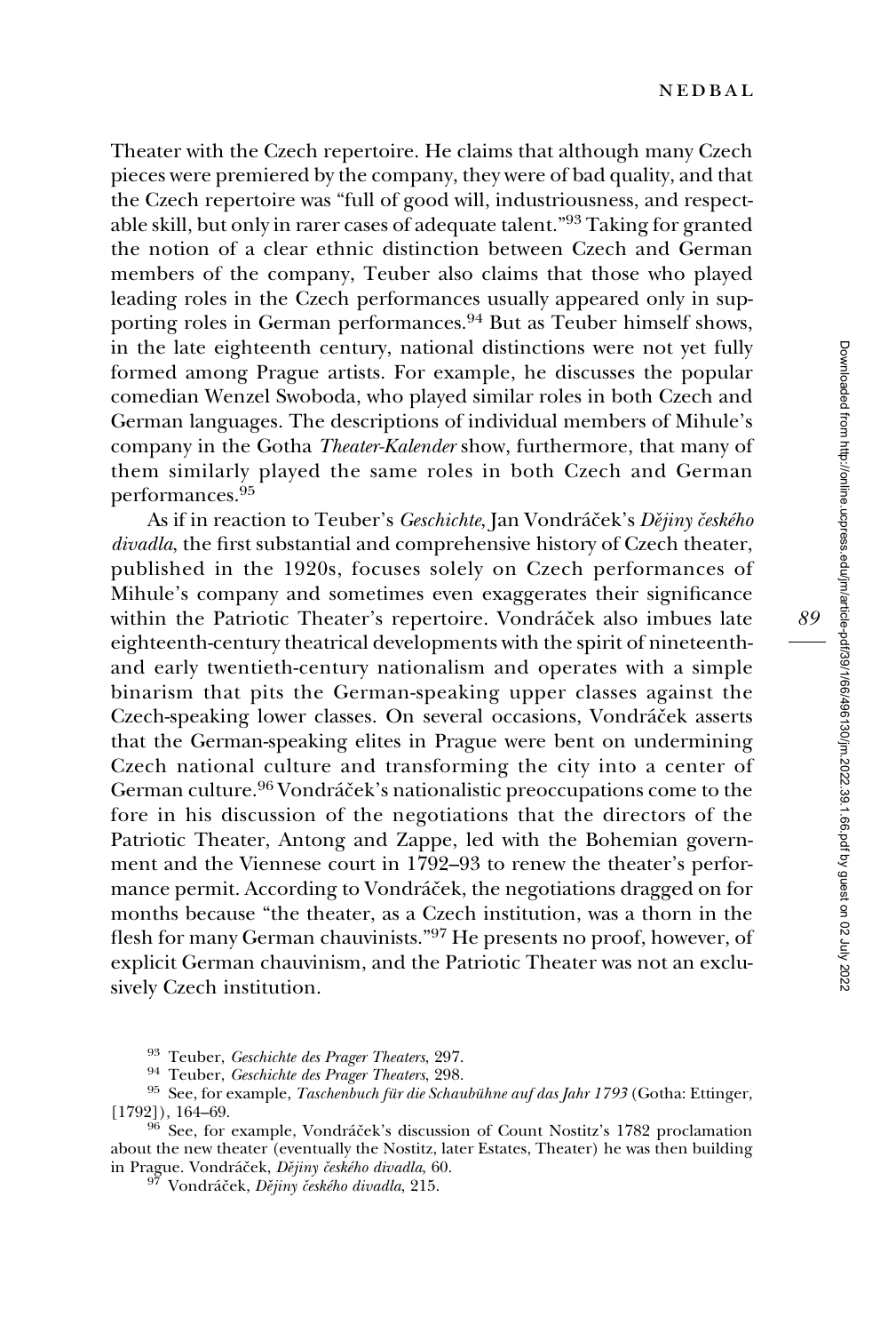Theater with the Czech repertoire. He claims that although many Czech pieces were premiered by the company, they were of bad quality, and that the Czech repertoire was "full of good will, industriousness, and respectable skill, but only in rarer cases of adequate talent."[93] Taking for granted the notion of a clear ethnic distinction between Czech and German members of the company, Teuber also claims that those who played leading roles in the Czech performances usually appeared only in supporting roles in German performances.[94] But as Teuber himself shows, in the late eighteenth century, national distinctions were not yet fully formed among Prague artists. For example, he discusses the popular comedian Wenzel Swoboda, who played similar roles in both Czech and German languages. The descriptions of individual members of Mihule's company in the Gotha *Theater-Kalender* show, furthermore, that many of them similarly played the same roles in both Czech and German performances.[95]

As if in reaction to Teuber's *Geschichte*, Jan Vondráček's *Dějiny českého divadla*, the first substantial and comprehensive history of Czech theater, published in the 1920s, focuses solely on Czech performances of Mihule's company and sometimes even exaggerates their significance within the Patriotic Theater's repertoire. Vondráček also imbues late eighteenth-century theatrical developments with the spirit of nineteenth- and early twentieth-century nationalism and operates with a simple binarism that pits the German-speaking upper classes against the Czech-speaking lower classes. On several occasions, Vondráček asserts that the German-speaking elites in Prague were bent on undermining Czech national culture and transforming the city into a center of German culture.[96] Vondráček's nationalistic preoccupations come to the fore in his discussion of the negotiations that the directors of the Patriotic Theater, Antong and Zappe, led with the Bohemian government and the Viennese court in 1792–93 to renew the theater's performance permit. According to Vondráček, the negotiations dragged on for months because "the theater, as a Czech institution, was a thorn in the flesh for many German chauvinists."[97] He presents no proof, however, of explicit German chauvinism, and the Patriotic Theater was not an exclusively Czech institution.

[93] Teuber, *Geschichte des Prager Theaters*, 297.

[94] Teuber, *Geschichte des Prager Theaters*, 298.

[95] See, for example, *Taschenbuch für die Schaubühne auf das Jahr 1793* (Gotha: Ettinger, [1792]), 164–69.

[96] See, for example, Vondráček's discussion of Count Nostitz's 1782 proclamation about the new theater (eventually the Nostitz, later Estates, Theater) he was then building in Prague. Vondráček, *Dějiny českého divadla*, 60.

[97] Vondráček, *Dějiny českého divadla*, 215.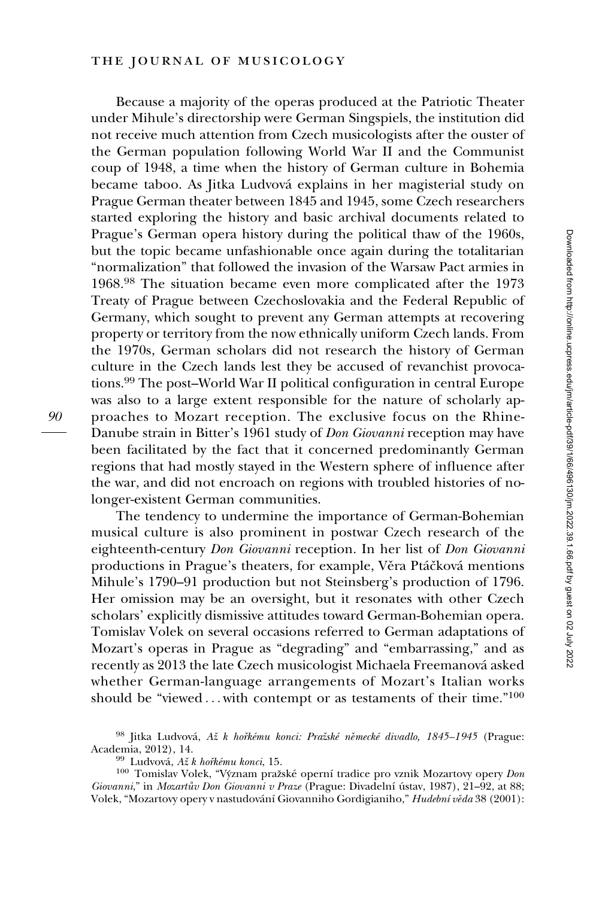Because a majority of the operas produced at the Patriotic Theater under Mihule's directorship were German Singspiels, the institution did not receive much attention from Czech musicologists after the ouster of the German population following World War II and the Communist coup of 1948, a time when the history of German culture in Bohemia became taboo. As Jitka Ludvová explains in her magisterial study on Prague German theater between 1845 and 1945, some Czech researchers started exploring the history and basic archival documents related to Prague's German opera history during the political thaw of the 1960s, but the topic became unfashionable once again during the totalitarian "normalization" that followed the invasion of the Warsaw Pact armies in 1968.[98] The situation became even more complicated after the 1973 Treaty of Prague between Czechoslovakia and the Federal Republic of Germany, which sought to prevent any German attempts at recovering property or territory from the now ethnically uniform Czech lands. From the 1970s, German scholars did not research the history of German culture in the Czech lands lest they be accused of revanchist provocations.[99] The post–World War II political configuration in central Europe was also to a large extent responsible for the nature of scholarly approaches to Mozart reception. The exclusive focus on the Rhine-Danube strain in Bitter's 1961 study of *Don Giovanni* reception may have been facilitated by the fact that it concerned predominantly German regions that had mostly stayed in the Western sphere of influence after the war, and did not encroach on regions with troubled histories of no-longer-existent German communities.

The tendency to undermine the importance of German-Bohemian musical culture is also prominent in postwar Czech research of the eighteenth-century *Don Giovanni* reception. In her list of *Don Giovanni* productions in Prague's theaters, for example, Věra Ptáčková mentions Mihule's 1790–91 production but not Steinsberg's production of 1796. Her omission may be an oversight, but it resonates with other Czech scholars' explicitly dismissive attitudes toward German-Bohemian opera. Tomislav Volek on several occasions referred to German adaptations of Mozart's operas in Prague as "degrading" and "embarrassing," and as recently as 2013 the late Czech musicologist Michaela Freemanová asked whether German-language arrangements of Mozart's Italian works should be "viewed . . . with contempt or as testaments of their time."[100]

---

[98] Jitka Ludvová, *Až k hořkému konci: Pražské německé divadlo, 1845–1945* (Prague: Academia, 2012), 14.

[99] Ludvová, *Až k hořkému konci*, 15.

[100] Tomislav Volek, "Význam pražské operní tradice pro vznik Mozartovy opery *Don Giovanni*," in *Mozartův Don Giovanni v Praze* (Prague: Divadelní ústav, 1987), 21–92, at 88; Volek, "Mozartovy opery v nastudování Giovanniho Gordigianiho," *Hudební věda* 38 (2001):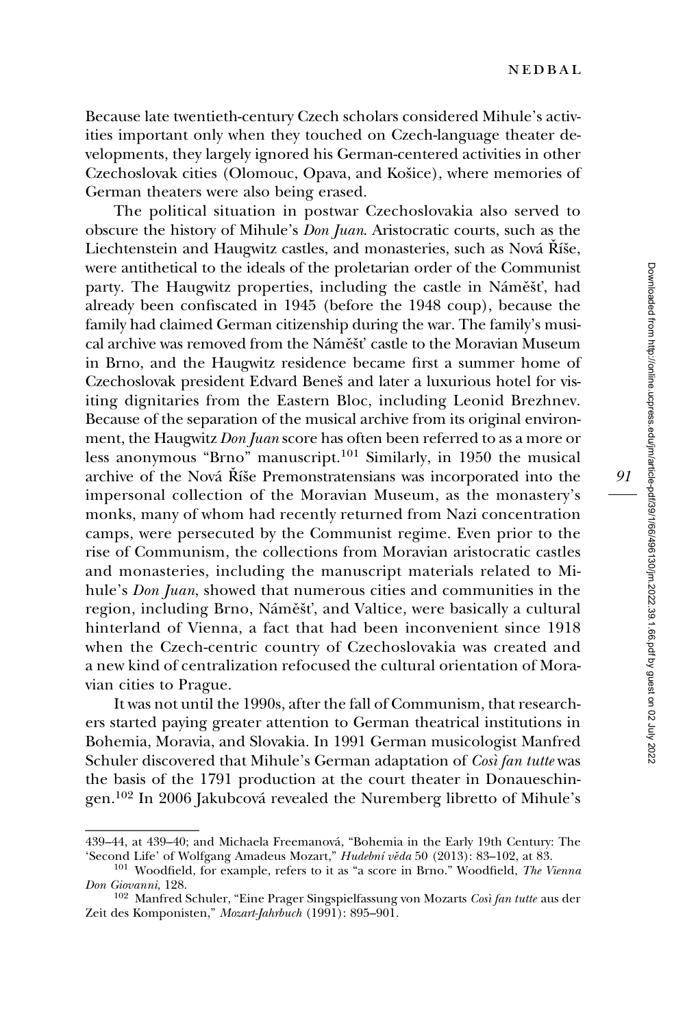Because late twentieth-century Czech scholars considered Mihule's activities important only when they touched on Czech-language theater developments, they largely ignored his German-centered activities in other Czechoslovak cities (Olomouc, Opava, and Košice), where memories of German theaters were also being erased.

The political situation in postwar Czechoslovakia also served to obscure the history of Mihule's *Don Juan*. Aristocratic courts, such as the Liechtenstein and Haugwitz castles, and monasteries, such as Nová Říše, were antithetical to the ideals of the proletarian order of the Communist party. The Haugwitz properties, including the castle in Náměšť, had already been confiscated in 1945 (before the 1948 coup), because the family had claimed German citizenship during the war. The family's musical archive was removed from the Náměšť castle to the Moravian Museum in Brno, and the Haugwitz residence became first a summer home of Czechoslovak president Edvard Beneš and later a luxurious hotel for visiting dignitaries from the Eastern Bloc, including Leonid Brezhnev. Because of the separation of the musical archive from its original environment, the Haugwitz *Don Juan* score has often been referred to as a more or less anonymous "Brno" manuscript.[101] Similarly, in 1950 the musical archive of the Nová Říše Premonstratensians was incorporated into the impersonal collection of the Moravian Museum, as the monastery's monks, many of whom had recently returned from Nazi concentration camps, were persecuted by the Communist regime. Even prior to the rise of Communism, the collections from Moravian aristocratic castles and monasteries, including the manuscript materials related to Mihule's *Don Juan*, showed that numerous cities and communities in the region, including Brno, Náměšť, and Valtice, were basically a cultural hinterland of Vienna, a fact that had been inconvenient since 1918 when the Czech-centric country of Czechoslovakia was created and a new kind of centralization refocused the cultural orientation of Moravian cities to Prague.

It was not until the 1990s, after the fall of Communism, that researchers started paying greater attention to German theatrical institutions in Bohemia, Moravia, and Slovakia. In 1991 German musicologist Manfred Schuler discovered that Mihule's German adaptation of *Così fan tutte* was the basis of the 1791 production at the court theater in Donaueschingen.[102] In 2006 Jakubcová revealed the Nuremberg libretto of Mihule's

---

439–44, at 439–40; and Michaela Freemanová, "Bohemia in the Early 19th Century: The 'Second Life' of Wolfgang Amadeus Mozart," *Hudební věda* 50 (2013): 83–102, at 83.

[101] Woodfield, for example, refers to it as "a score in Brno." Woodfield, *The Vienna Don Giovanni*, 128.

[102] Manfred Schuler, "Eine Prager Singspielfassung von Mozarts *Così fan tutte* aus der Zeit des Komponisten," *Mozart-Jahrbuch* (1991): 895–901.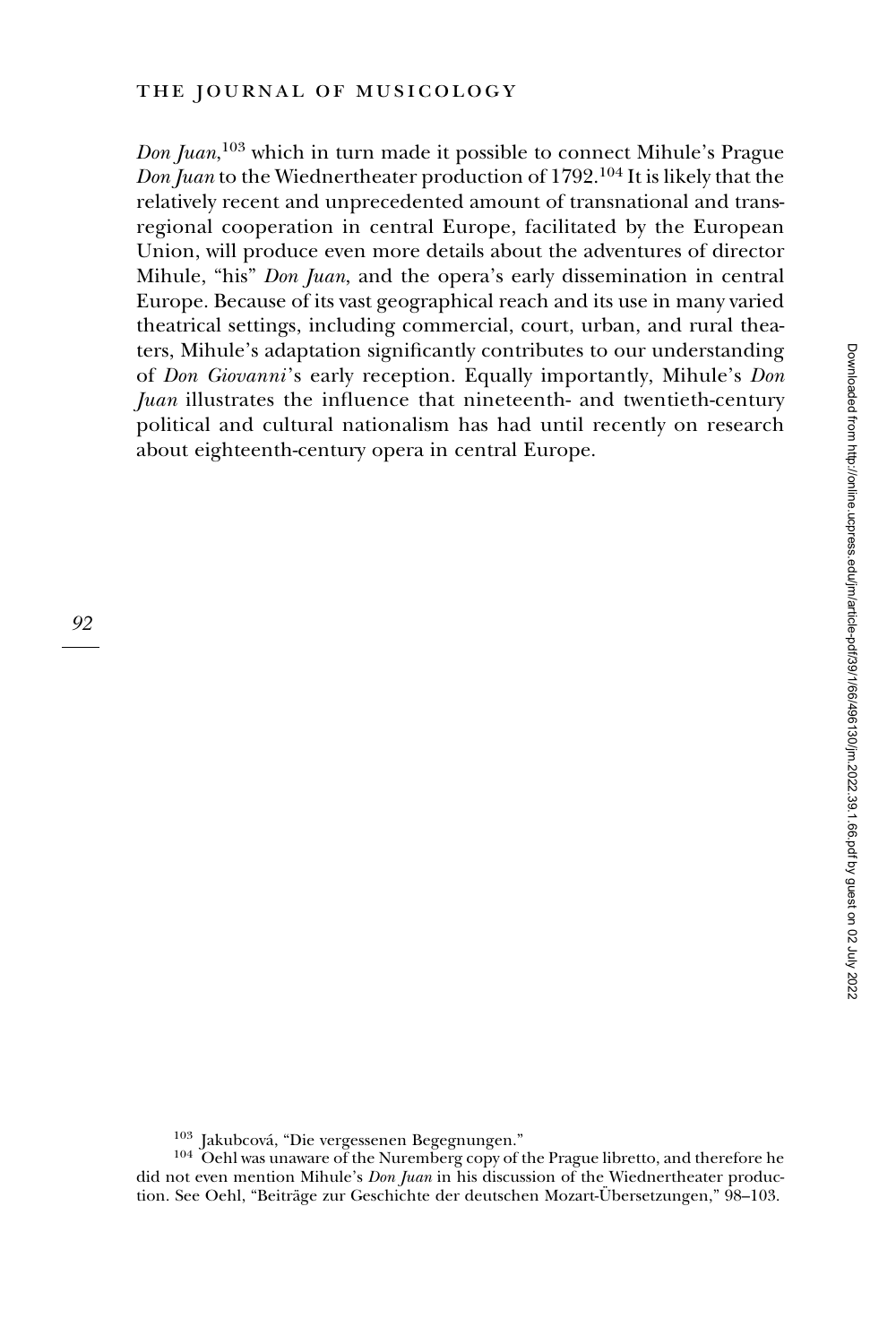*Don Juan*,[103] which in turn made it possible to connect Mihule's Prague *Don Juan* to the Wiednertheater production of 1792.[104] It is likely that the relatively recent and unprecedented amount of transnational and transregional cooperation in central Europe, facilitated by the European Union, will produce even more details about the adventures of director Mihule, "his" *Don Juan*, and the opera's early dissemination in central Europe. Because of its vast geographical reach and its use in many varied theatrical settings, including commercial, court, urban, and rural theaters, Mihule's adaptation significantly contributes to our understanding of *Don Giovanni*'s early reception. Equally importantly, Mihule's *Don Juan* illustrates the influence that nineteenth- and twentieth-century political and cultural nationalism has had until recently on research about eighteenth-century opera in central Europe.

[103] Jakubcová, "Die vergessenen Begegnungen."

[104] Oehl was unaware of the Nuremberg copy of the Prague libretto, and therefore he did not even mention Mihule's *Don Juan* in his discussion of the Wiednertheater production. See Oehl, "Beiträge zur Geschichte der deutschen Mozart-Übersetzungen," 98–103.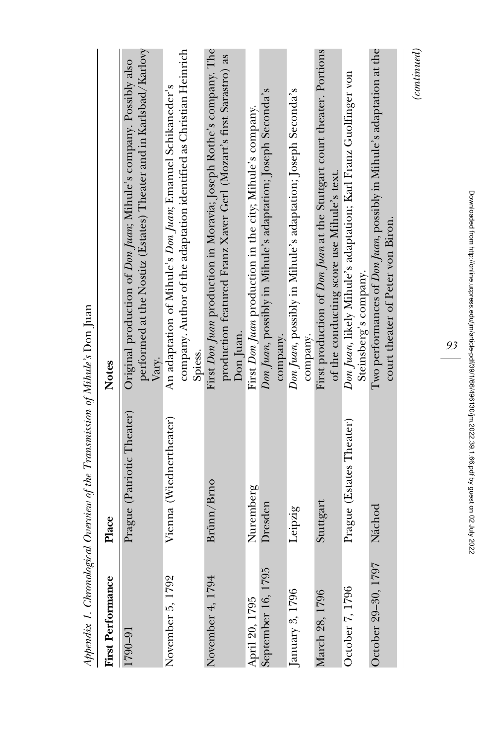*Appendix 1. Chronological Overview of the Transmission of Mihule's* Don Juan

| First Performance | Place | Notes |
|---|---|---|
| 1790–91 | Prague (Patriotic Theater) | Original production of *Don Juan*; Mihule's company. Possibly also performed at the Nostitz (Estates) Theater and in Karlsbad/Karlovy Vary. |
| November 5, 1792 | Vienna (Wiednertheater) | An adaptation of Mihule's *Don Juan*; Emanuel Schikaneder's company. Author of the adaptation identified as Christian Heinrich Spiess. |
| November 4, 1794 | Brünn/Brno | First *Don Juan* production in Moravia; Joseph Rothe's company. The production featured Franz Xaver Gerl (Mozart's first Sarastro) as Don Juan. |
| April 20, 1795 | Nuremberg | First *Don Juan* production in the city; Mihule's company. |
| September 16, 1795 | Dresden | *Don Juan*, possibly in Mihule's adaptation; Joseph Seconda's company. |
| January 3, 1796 | Leipzig | *Don Juan*, possibly in Mihule's adaptation; Joseph Seconda's company. |
| March 28, 1796 | Stuttgart | First production of *Don Juan* at the Stuttgart court theater. Portions of the conducting score use Mihule's text. |
| October 7, 1796 | Prague (Estates Theater) | *Don Juan*, likely Mihule's adaptation; Karl Franz Guolfinger von Steinsberg's company. |
| October 29–30, 1797 | Náchod | Two performances of *Don Juan*, possibly in Mihule's adaptation at the court theater of Peter von Biron. |

*(continued)*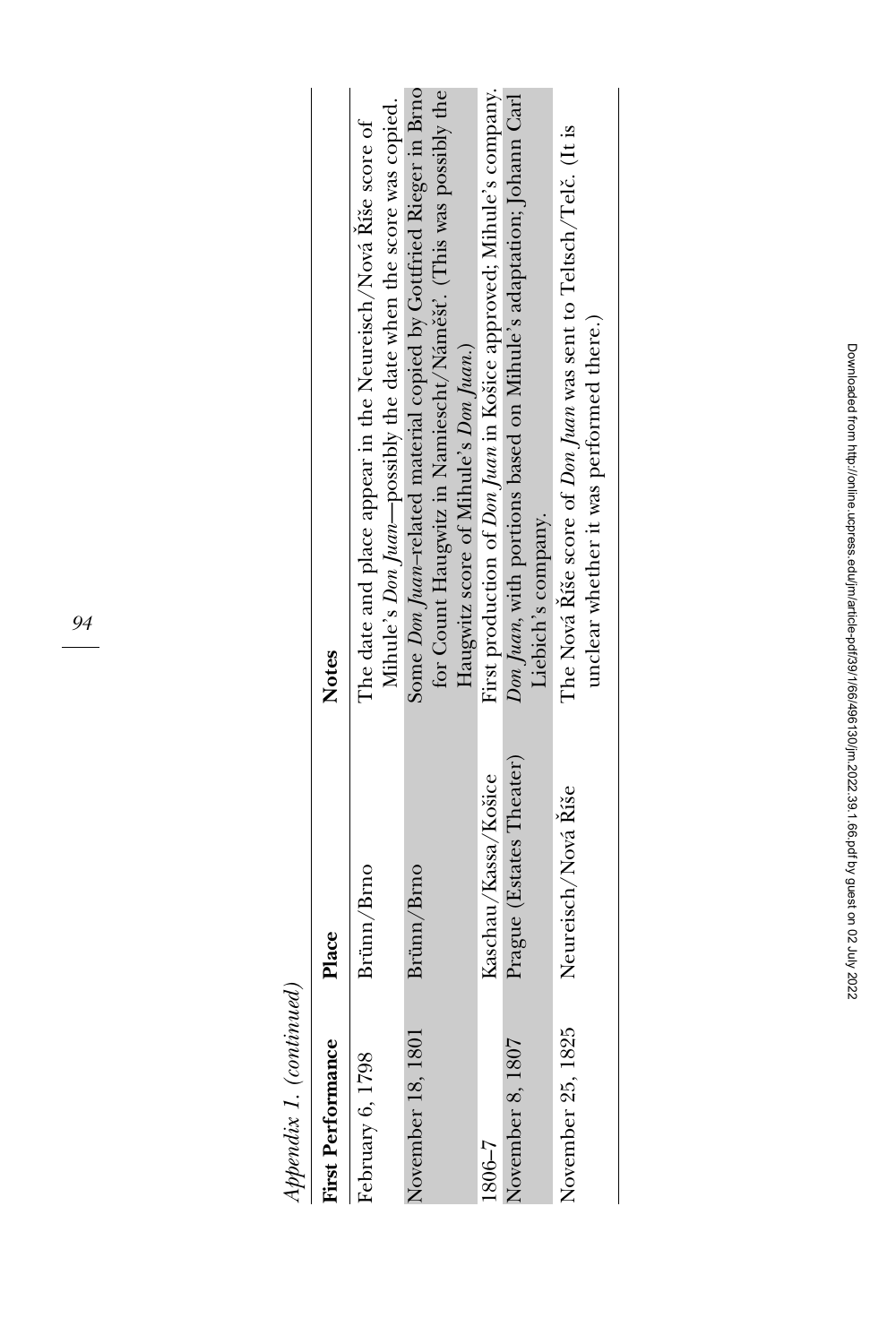*Appendix 1. (continued)*

| First Performance | Place | Notes |
|---|---|---|
| February 6, 1798 | Brünn/Brno | The date and place appear in the Neureisch/Nová Říše score of Mihule's *Don Juan*—possibly the date when the score was copied. |
| November 18, 1801 | Brünn/Brno | Some *Don Juan*–related material copied by Gottfried Rieger in Brno for Count Haugwitz in Namiescht/Náměšť. (This was possibly the Haugwitz score of Mihule's *Don Juan*.) |
| 1806–7 | Kaschau/Kassa/Košice | First production of *Don Juan* in Košice approved; Mihule's company. |
| November 8, 1807 | Prague (Estates Theater) | *Don Juan*, with portions based on Mihule's adaptation; Johann Carl Liebich's company. |
| November 25, 1825 | Neureisch/Nová Říše | The Nová Říše score of *Don Juan* was sent to Teltsch/Telč. (It is unclear whether it was performed there.) |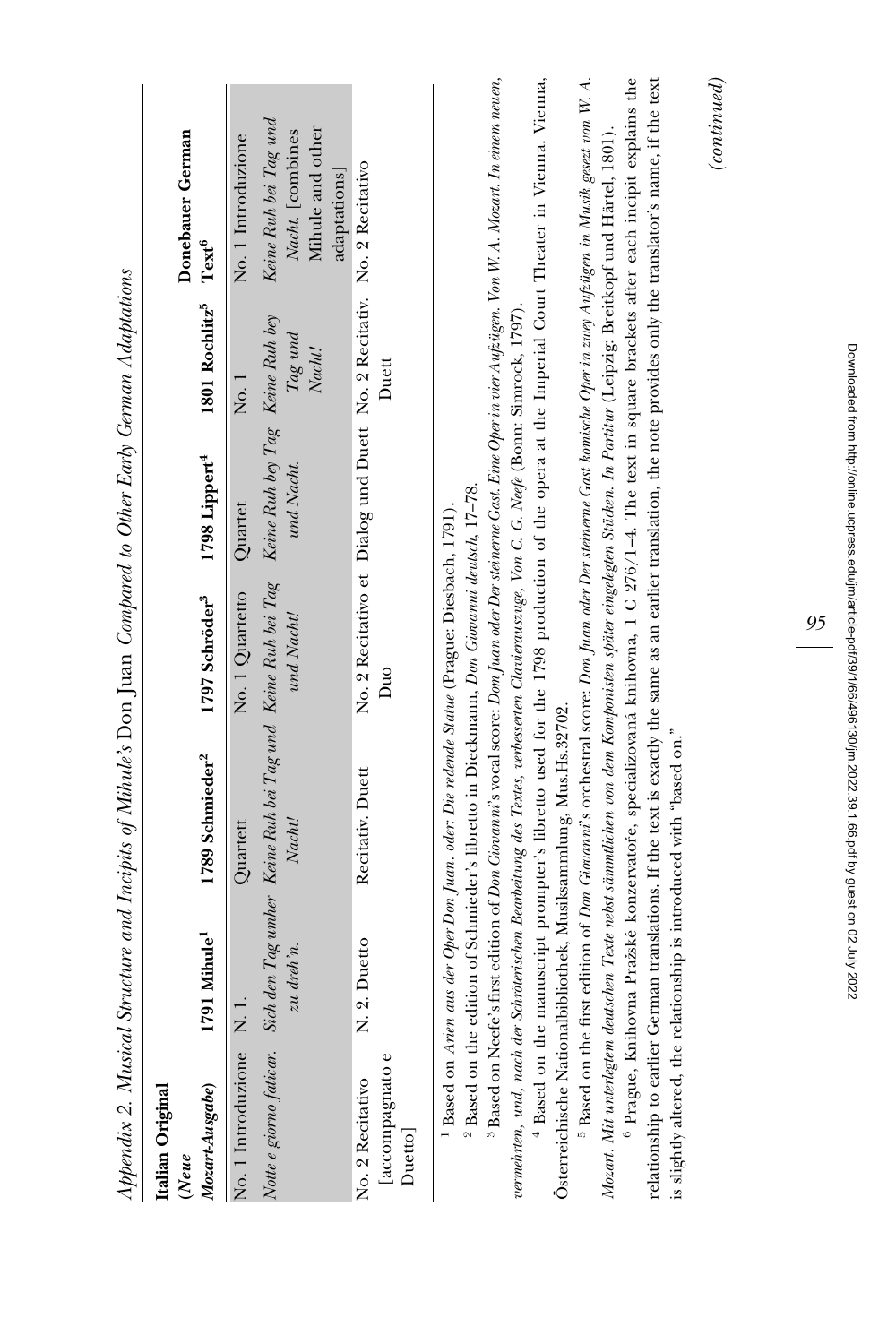*Appendix 2. Musical Structure and Incipits of Mihule's* Don Juan *Compared to Other Early German Adaptations*

| Italian Original (*Neue Mozart-Ausgabe*) | 1791 Mihule[1] | 1789 Schmieder[2] | 1797 Schröder[3] | 1798 Lippert[4] | 1801 Rochlitz[5] | Donebauer German Text[6] |
|---|---|---|---|---|---|---|
| No. 1 Introduzione | N. 1. | Quartett | No. 1 Quartetto | Quartet | No. 1 | No. 1 Introduzione |
| *Notte e giorno faticar.* | *Sich den Tag umher zu dreh'n.* | *Keine Ruh bei Tag und Nacht!* | *Keine Ruh bei Tag und Nacht!* | *Keine Ruh bey Tag und Nacht.* | *Keine Ruh bey Tag und Nacht!* | *Keine Ruh bei Tag und Nacht.* [combines Mihule and other adaptations] |
| No. 2 Recitativo [accompagnato e Duetto] | N. 2. Duetto | Recitativ. Duett | No. 2 Recitativo et Duo | Dialog und Duett | No. 2 Recitativ. Duett | No. 2 Recitativo |

[1] Based on *Arien aus der Oper Don Juan. oder: Die redende Statue* (Prague: Diesbach, 1791).

[2] Based on the edition of Schmieder's libretto in Dieckmann, *Don Giovanni deutsch*, 17–78.

[3] Based on Neefe's first edition of *Don Giovanni*'s vocal score: *Dom Juan oder Der steinerne Gast. Eine Oper in vier Aufzügen. Von W. A. Mozart. In einem neuen, vermehrten, und, nach der Schröterischen Bearbeitung des Textes, verbesserten Clavierauszuge, Von C. G. Neefe* (Bonn: Simrock, 1797).

[4] Based on the manuscript prompter's libretto used for the 1798 production of the opera at the Imperial Court Theater in Vienna. Vienna, Österreichische Nationalbibliothek, Musiksammlung, Mus.Hs.32702.

[5] Based on the first edition of *Don Giovanni*'s orchestral score: *Don Juan oder Der steinerne Gast komische Oper in zwey Aufzügen in Musik gesezt von W. A. Mozart. Mit unterlegtem deutschen Texte nebst sämmtlichen von dem Komponisten später eingelegten Stücken. In Partitur* (Leipzig: Breitkopf und Härtel, 1801).

[6] Prague, Knihovna Pražské konzervatoře, specializovaná knihovna, 1 C 276/1–4. The text in square brackets after each incipit explains the relationship to earlier German translations. If the text is exactly the same as an earlier translation, the note provides only the translator's name, if the text is slightly altered, the relationship is introduced with "based on."

*(continued)*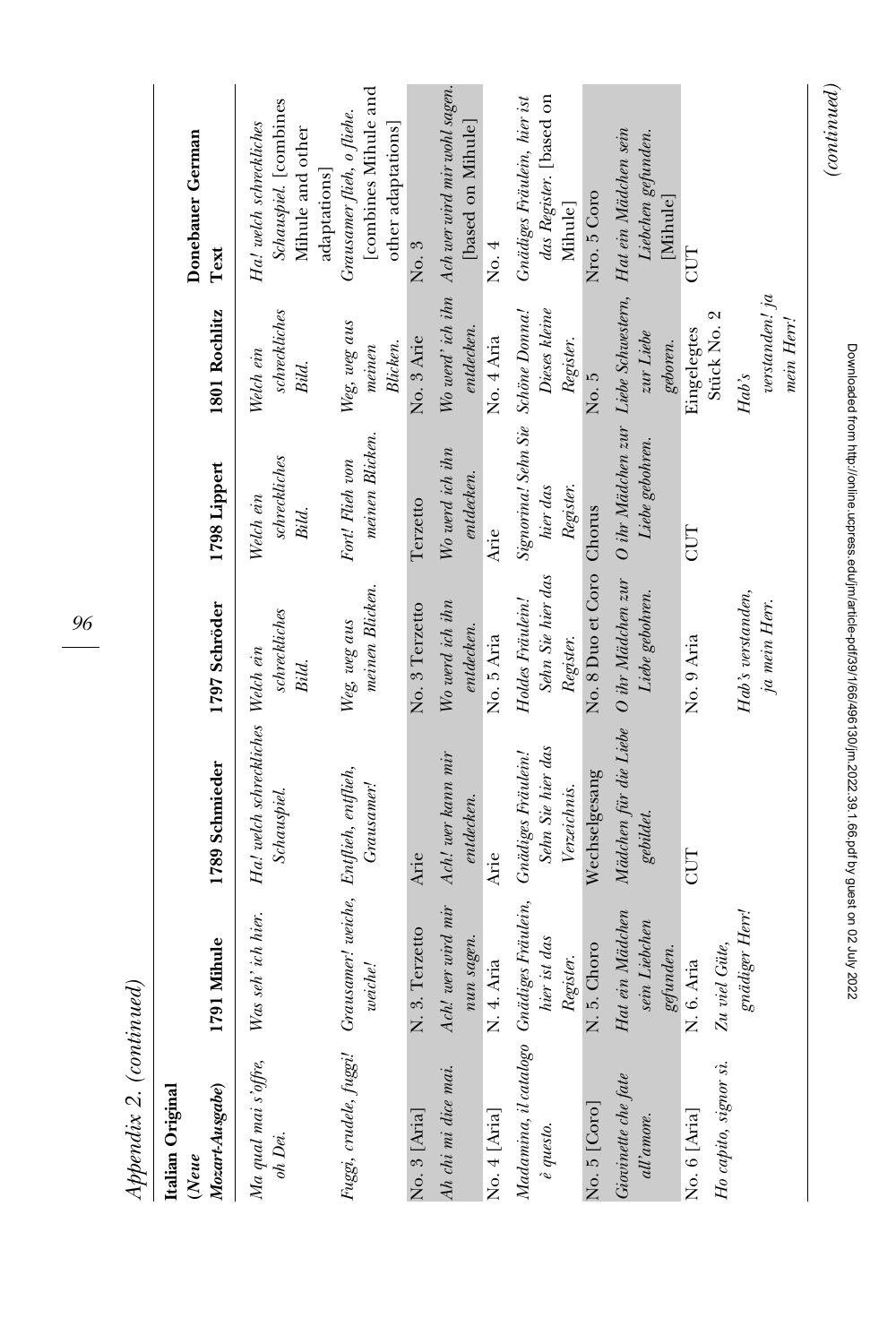*Appendix 2. (continued)*

| Italian Original (*Neue Mozart-Ausgabe*) | 1791 Mihule | 1789 Schmieder | 1797 Schröder | 1798 Lippert | 1801 Rochlitz | Donebauer German Text |
|---|---|---|---|---|---|---|
| *Ma qual mai s'offre, oh Dei.* | *Was seh' ich hier.* | *Ha! welch schreckliches Schauspiel.* | *Welch ein schreckliches Bild.* | *Welch ein schreckliches Bild.* | *Welch ein schreckliches Bild.* | *Ha! welch schreckliches Schauspiel.* [combines Mihule and other adaptations] |
| *Fuggi, crudele, fuggi!* | *Grausamer! weiche, weiche!* | *Entflieh, entflieh, Grausamer!* | *Weg, weg aus meinen Blicken.* | *Fort! Flieh von meinen Blicken.* | *Weg, weg aus meinen Blicken.* | *Grausamer flieh, o fliehe.* [combines Mihule and other adaptations] |
| No. 3 [Aria] | N. 3. Terzetto | Arie | No. 3 Terzetto | Terzetto | No. 3 Arie | No. 3 |
| *Ah chi mi dice mai.* | *Ach! wer wird mir nun sagen.* | *Ach! wer kann mir entdecken.* | *Wo werd ich ihn entdecken.* | *Wo werd ich ihn entdecken.* | *Wo werd' ich ihn entdecken.* | *Ach wer wird mir wohl sagen.* [based on Mihule] |
| No. 4 [Aria] | N. 4. Aria | Arie | No. 5 Aria | Arie | No. 4 Aria | No. 4 |
| *Madamina, il catalogo è questo.* | *Gnädiges Fräulein, hier ist das Register.* | *Gnädiges Fräulein! Sehn Sie hier das Verzeichnis.* | *Holdes Fräulein! Sehn Sie hier das Register.* | *Signorina! Sehn Sie hier das Register.* | *Schöne Donna! Dieses kleine Register.* | *Gnädiges Fräulein, hier ist das Register.* [based on Mihule] |
| No. 5 [Coro] | N. 5. Choro | Wechselgesang | No. 8 Duo et Coro | Chorus | No. 5 | Nro. 5 Coro |
| *Giovinette che fate all'amore.* | *Hat ein Mädchen sein Liebchen gefunden.* | *Mädchen für die Liebe gebildet.* | *O ihr Mädchen zur Liebe gebohren.* | *O ihr Mädchen zur Liebe gebohren.* | *Liebe Schwestern, zur Liebe geboren.* | *Hat ein Mädchen sein Liebchen gefunden.* [Mihule] |
| No. 6 [Aria] | N. 6. Aria | CUT | No. 9 Aria | CUT | Eingelegtes Stück No. 2 | CUT |
| *Ho capito, signor sì.* | *Zu viel Güte, gnädiger Herr!* | | *Hab's verstanden, ja mein Herr.* | | *Hab's verstanden! ja mein Herr!* | |

*(continued)*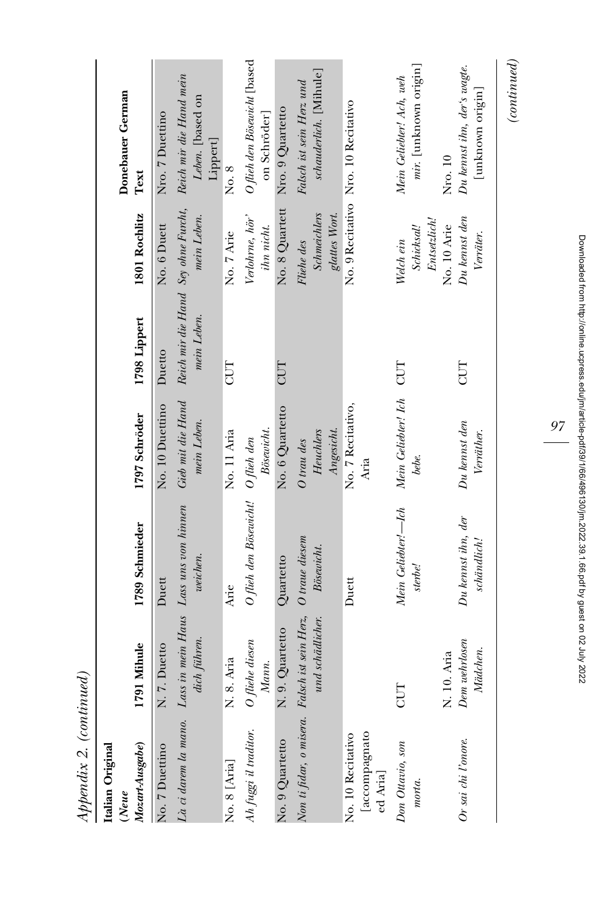*Appendix 2. (continued)*

| Italian Original (*Neue Mozart-Ausgabe*) | 1791 Mihule | 1789 Schmieder | 1797 Schröder | 1798 Lippert | 1801 Rochlitz | Donebauer German Text |
|---|---|---|---|---|---|---|
| No. 7 Duettino | N. 7. Duetto | Duett | No. 10 Duettino | Duetto | No. 6 Duett | Nro. 7 Duettino |
| *Là ci darem la mano.* | *Lass in mein Haus dich führen.* | *Lass uns von hinnen weichen.* | *Gieb mit die Hand mein Leben.* | *Reich mir die Hand mein Leben.* | *Sey ohne Furcht, mein Leben.* | *Reich mir die Hand mein Leben.* [based on Lippert] |
| No. 8 [Aria] | N. 8. Aria | Arie | No. 11 Aria | CUT | No. 7 Arie | No. 8 |
| *Ah fuggi il traditor.* | *O fliehe diesen Mann.* | *O flieh den Bösewicht!* | *O flieh den Bösewicht.* | | *Verlohrne, hör' ihn nicht.* | *O flieh den Bösewicht* [based on Schröder] |
| No. 9 Quartetto | N. 9. Quartetto | Quartetto | No. 6 Quartetto | CUT | No. 8 Quartett | Nro. 9 Quartetto |
| *Non ti fidar, o misera.* | *Falsch ist sein Herz, und schädlicher.* | *O traue diesem Bösewicht.* | *O trau des Heuchlers Angesicht.* | | *Fliehe des Schmeichlers glattes Wort.* | *Falsch ist sein Herz und schauderlich.* [Mihule] |
| No. 10 Recitativo [accompagnato ed Aria] | | Duett | No. 7 Recitativo, Aria | | No. 9 Recitativo | Nro. 10 Recitativo |
| *Don Ottavio, son morta.* | CUT | *Mein Geliebter!—Ich sterbe!* | *Mein Geliebter! Ich bebe.* | CUT | *Welch ein Schicksal! Entsetzlich!* | *Mein Geliebter! Ach, weh mir.* [unknown origin] |
| | N. 10. Aria | | | | No. 10 Arie | Nro. 10 |
| *Or sai chi l'onore.* | *Dem wehrlosen Mädchen.* | *Du kennst ihn, der schändlich!* | *Du kennst den Verräther.* | CUT | *Du kennst den Verräter.* | *Du kennst ihn, der's wagte.* [unknown origin] |

*(continued)*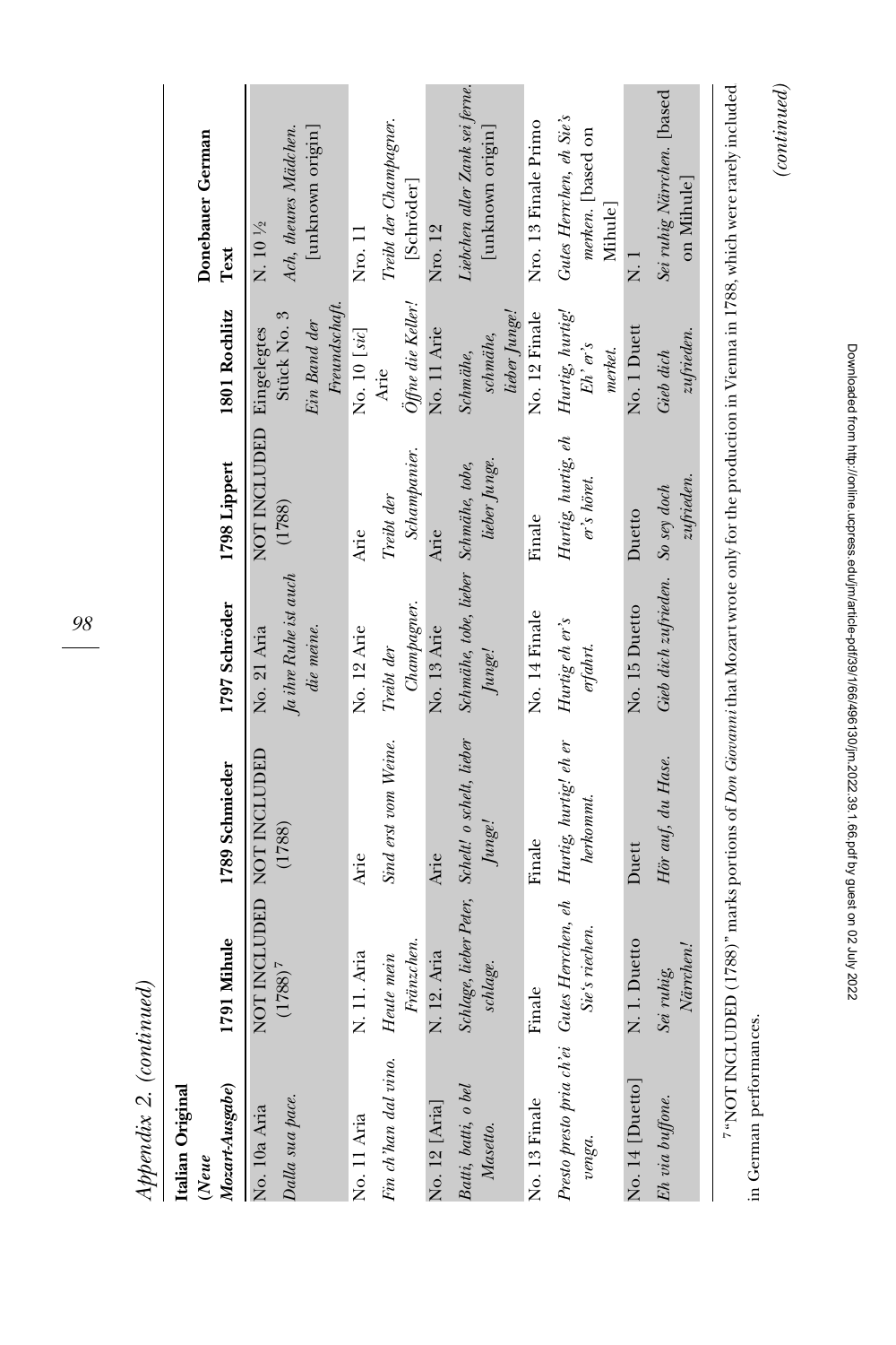*Appendix 2. (continued)*

| Italian Original (*Neue Mozart-Ausgabe*) | 1791 Mihule | 1789 Schmieder | 1797 Schröder | 1798 Lippert | 1801 Rochlitz | Donebauer German Text |
|---|---|---|---|---|---|---|
| No. 10a Aria *Dalla sua pace.* | NOT INCLUDED (1788)[7] | NOT INCLUDED (1788) | No. 21 Aria *Ja ihre Ruhe ist auch die meine.* | NOT INCLUDED (1788) | Eingelegtes Stück No. 3 *Ein Band der Freundschaft.* | N. 10 ½ *Ach, theures Mädchen.* [unknown origin] |
| No. 11 Aria *Fin ch'han dal vino.* | N. 11. Aria *Heute mein Fränzchen.* | Arie *Sind erst vom Weine.* | No. 12 Arie *Treibt der Champagner.* | Arie *Treibt der Schampanier.* | No. 10 [*sic*] Arie *Öffne die Keller!* | Nro. 11 *Treibt der Champagner.* [Schröder] |
| No. 12 [Aria] *Batti, batti, o bel Masetto.* | N. 12. Aria *Schlage, lieber Peter, schlage.* | Arie *Schelt! o schelt, lieber Junge!* | No. 13 Arie *Schmähe, tobe, lieber Junge!* | Arie *Schmähe, tobe, lieber Junge.* | No. 11 Arie *Schmähe, schmähe, lieber Junge!* | Nro. 12 *Liebchen aller Zank sei ferne.* [unknown origin] |
| No. 13 Finale *Presto presto pria ch'ei venga.* | Finale *Gutes Herrchen, eh Sie's riechen.* | Finale *Hurtig, hurtig! eh er herkommt.* | No. 14 Finale *Hurtig eh er's erfahrt.* | Finale *Hurtig, hurtig, eh er's höret.* | No. 12 Finale *Hurtig, hurtig! Eh' er's merket.* | Nro. 13 Finale Primo *Gutes Herrchen, eh Sie's merken.* [based on Mihule] |
| No. 14 [Duetto] *Eh via buffone.* | N. 1. Duetto *Sei ruhig Närrchen!* | Duett *Hör auf, du Hase.* | No. 15 Duetto *Gieb dich zufrieden.* | Duetto *So sey doch zufrieden.* | No. 1 Duett *Gieb dich zufrieden.* | N. 1 *Sei ruhig Närrchen.* [based on Mihule] |

[7] "NOT INCLUDED (1788)" marks portions of *Don Giovanni* that Mozart wrote only for the production in Vienna in 1788, which were rarely included in German performances.

*(continued)*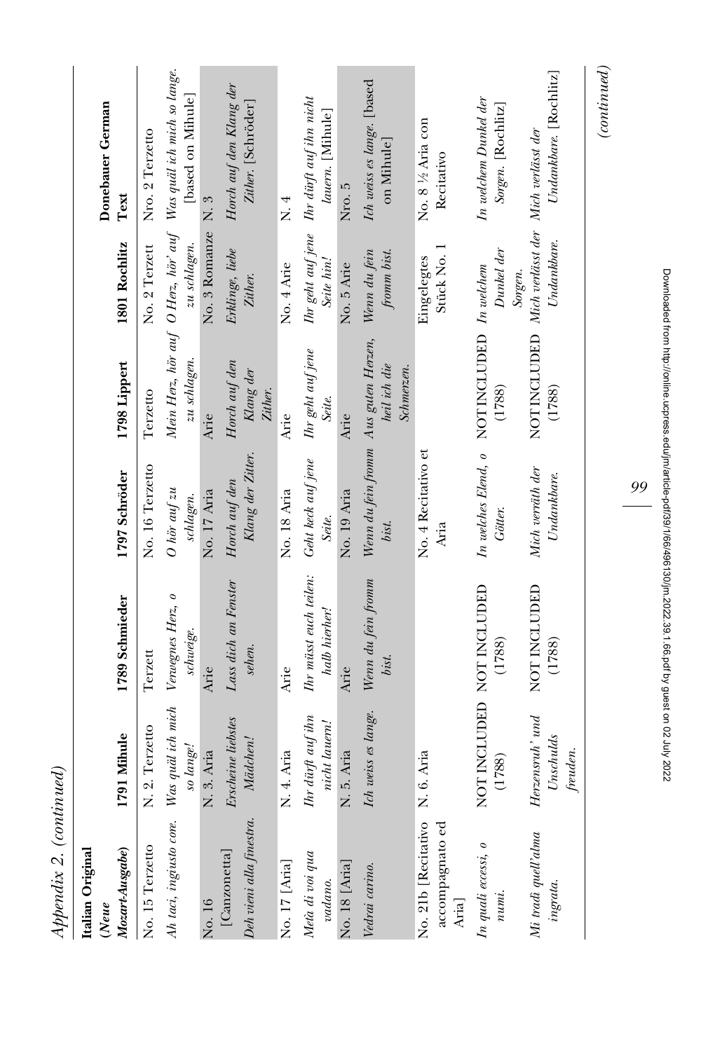*Appendix 2. (continued)*

| Italian Original (*Neue Mozart-Ausgabe*) | 1791 Mihule | 1789 Schmieder | 1797 Schröder | 1798 Lippert | 1801 Rochlitz | Donebauer German Text |
|---|---|---|---|---|---|---|
| No. 15 Terzetto | N. 2. Terzetto | Terzett | No. 16 Terzetto | Terzetto | No. 2 Terzett | Nro. 2 Terzetto |
| *Ah taci, ingiusto core.* | *Was quäl ich mich so lange!* | *Verwegnes Herz, o schweige.* | *O hör auf zu schlagen.* | *Mein Herz, hör auf zu schlagen.* | *O Herz, hör' auf zu schlagen.* | *Was quäl ich mich so lange.* [based on Mihule] |
| No. 16 [Canzonetta] | N. 3. Aria | Arie | No. 17 Aria | Arie | No. 3 Romanze | N. 3 |
| *Deh vieni alla finestra.* | *Erscheine liebstes Mädchen!* | *Lass dich an Fenster sehen.* | *Horch auf den Klang der Zitter.* | *Horch auf den Klang der Zither.* | *Erklinge, liebe Zither.* | *Horch auf den Klang der Zither.* [Schröder] |
| No. 17 [Aria] | N. 4. Aria | Arie | No. 18 Aria | Arie | No. 4 Arie | N. 4 |
| *Metà di voi qua vadano.* | *Ihr dürft auf ihn nicht lauern!* | *Ihr müsst euch teilen: halb hierher!* | *Geht keck auf jene Seite.* | *Ihr geht auf jene Seite.* | *Ihr geht auf jene Seite hin!* | *Ihr dürft auf ihn nicht lauern.* [Mihule] |
| No. 18 [Aria] | N. 5. Aria | Arie | No. 19 Aria | Arie | No. 5 Arie | Nro. 5 |
| *Vedrai carino.* | *Ich weiss es lange.* | *Wenn du fein fromm bist.* | *Wenn du fein fromm bist.* | *Aus guten Herzen, heil ich die Schmerzen.* | *Wenn du fein fromm bist.* | *Ich weiss es lange.* [based on Mihule] |
| No. 21b [Recitativo accompagnato ed Aria] | N. 6. Aria | | No. 4 Recitativo et Aria | | Eingelegtes Stück No. 1 | No. 8 ½ Aria con Recitativo |
| *In quali eccessi, o numi.* | NOT INCLUDED (1788) | NOT INCLUDED (1788) | *In welches Elend, o Götter.* | NOT INCLUDED (1788) | *In welchem Dunkel der Sorgen.* | *In welchem Dunkel der Sorgen.* [Rochlitz] |
| *Mi tradì quell'alma ingrata.* | *Herzensruh' und Unschulds freuden.* | NOT INCLUDED (1788) | *Mich verräth der Undankbare.* | NOT INCLUDED (1788) | *Mich verlässt der Undankbare.* | *Mich verlässt der Undankbare.* [Rochlitz] |

*(continued)*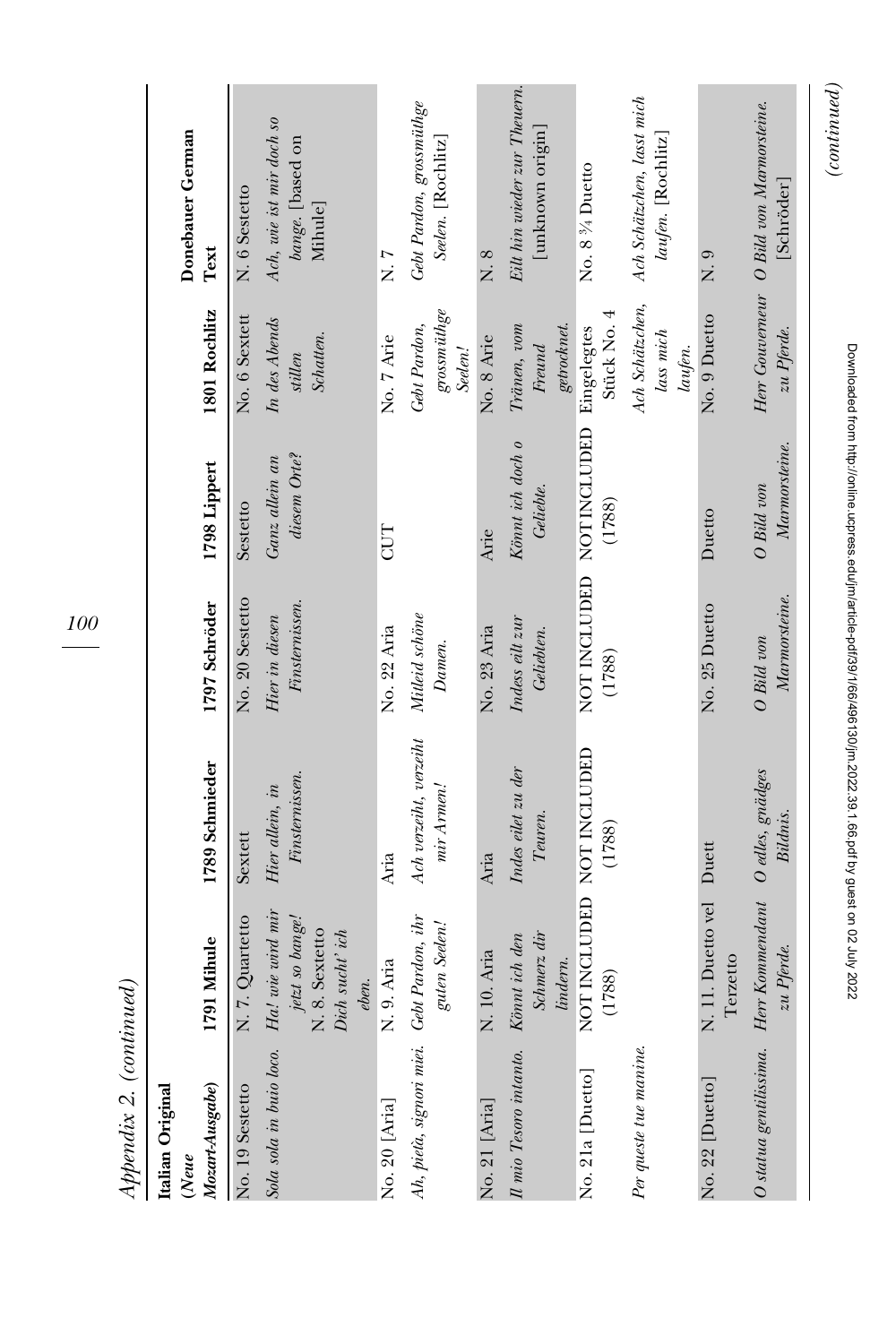*Appendix 2. (continued)*

| Italian Original (*Neue Mozart-Ausgabe*) | 1791 Mihule | 1789 Schmieder | 1797 Schröder | 1798 Lippert | 1801 Rochlitz | Donebauer German Text |
|---|---|---|---|---|---|---|
| No. 19 Sestetto | N. 7. Quartetto | Sextett | No. 20 Sestetto | Sestetto | No. 6 Sextett | N. 6 Sestetto |
| *Sola sola in buio loco.* | *Ha! wie wird mir jetzt so bange!* N. 8. Sextetto *Dich sucht' ich eben.* | *Hier allein, in Finsternissen.* | *Hier in diesen Finsternissen.* | *Ganz allein an diesem Orte?* | *In des Abends stillen Schatten.* | *Ach, wie ist mir doch so bange.* [based on Mihule] |
| No. 20 [Aria] | N. 9. Aria | Aria | No. 22 Aria | CUT | No. 7 Arie | N. 7 |
| *Ah, pietà, signori miei.* | *Gebt Pardon, ihr guten Seelen!* | *Ach verzeiht, verzeiht mir Armen!* | *Mitleid schöne Damen.* | | *Gebt Pardon, grossmüthge Seelen!* | *Gebt Pardon, grossmüthge Seelen.* [Rochlitz] |
| No. 21 [Aria] | N. 10. Aria | Aria | No. 23 Aria | Arie | No. 8 Arie | N. 8 |
| *Il mio Tesoro intanto.* | *Könnt ich den Schmerz dir lindern.* | *Indes eilet zu der Teuren.* | *Indess eilt zur Geliebten.* | *Könnt ich doch o Geliebte.* | *Tränen, vom Freund getrocknet.* | *Eilt hin wieder zur Theuern.* [unknown origin] |
| No. 21a [Duetto] | NOT INCLUDED (1788) | NOT INCLUDED (1788) | NOT INCLUDED (1788) | NOT INCLUDED (1788) | Eingelegtes Stück No. 4 | No. 8 ¾ Duetto |
| *Per queste tue manine.* | | | | | *Ach Schätzchen, lass mich laufen.* | *Ach Schätzchen, lasst mich laufen.* [Rochlitz] |
| No. 22 [Duetto] | N. 11. Duetto vel Terzetto | Duett | No. 25 Duetto | Duetto | No. 9 Duetto | N. 9 |
| *O statua gentilissima.* | *Herr Kommendant zu Pferde.* | *O edles, gnädges Bildnis.* | *O Bild von Marmorsteine.* | *O Bild von Marmorsteine.* | *Herr Gouverneur zu Pferde.* | *O Bild von Marmorsteine.* [Schröder] |

*(continued)*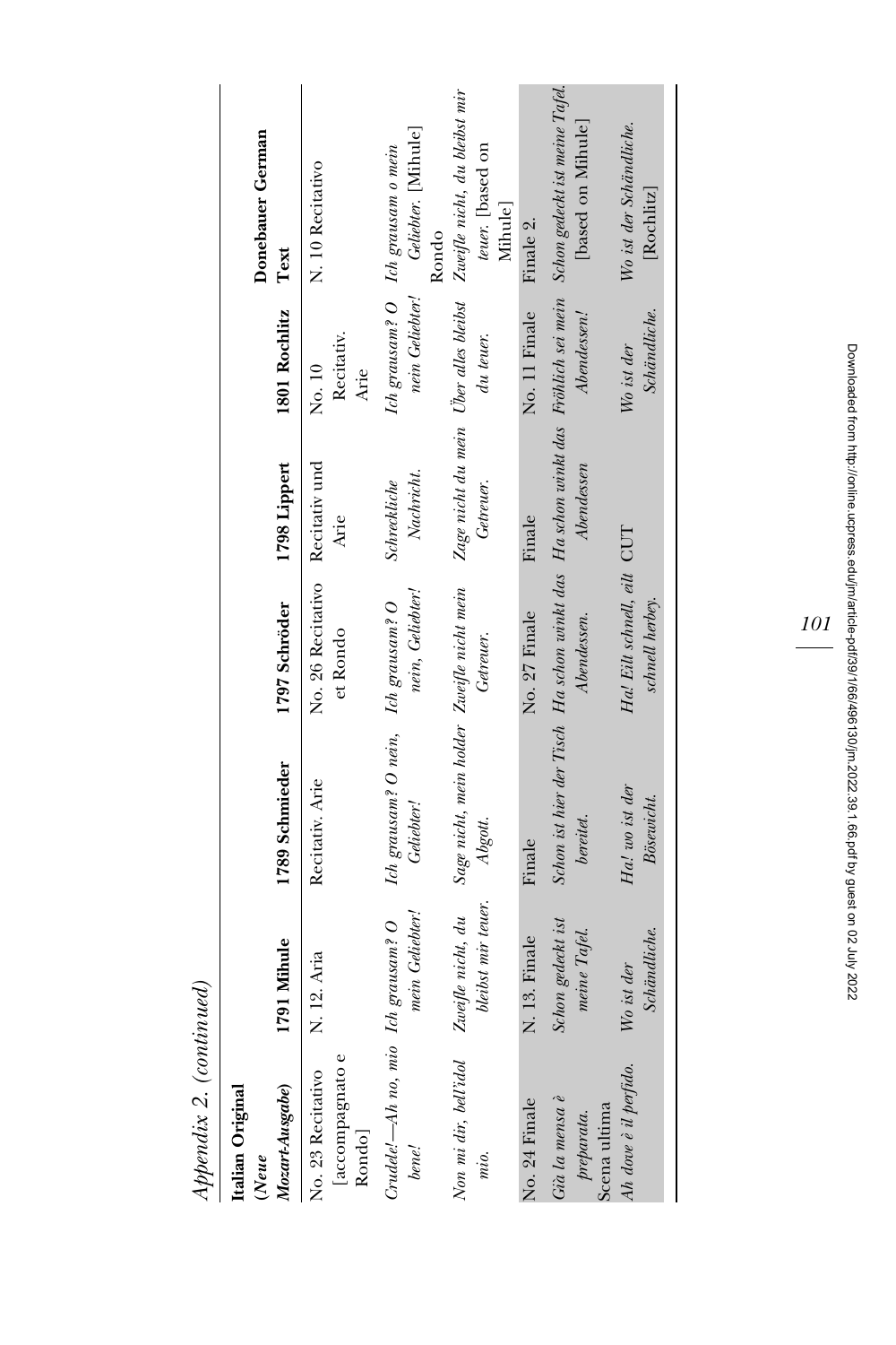*Appendix 2. (continued)*

| Italian Original (*Neue Mozart-Ausgabe*) | 1791 Mihule | 1789 Schmieder | 1797 Schröder | 1798 Lippert | 1801 Rochlitz | Donebauer German Text |
|---|---|---|---|---|---|---|
| No. 23 Recitativo [accompagnato e Rondo] | N. 12. Aria | Recitativ. Arie | No. 26 Recitativo et Rondo | Recitativ und Arie | No. 10 Recitativ. Arie | N. 10 Recitativo |
| *Crudele!—Ah no, mio bene!* | *Ich grausam? O mein Geliebter!* | *Ich grausam? O nein, Geliebter!* | *Ich grausam? O nein, Geliebter!* | *Schreckliche Nachricht.* | *Ich grausam? O nein Geliebter!* | *Ich grausam o mein Geliebter.* [Mihule] Rondo |
| *Non mi dir, bell'idol mio.* | *Zweifle nicht, du bleibst mir teuer.* | *Sage nicht, mein holder Abgott.* | *Zweifle nicht mein Getreuer.* | *Zage nicht du mein Getreuer.* | *Über alles bleibst du teuer.* | *Zweifle nicht, du bleibst mir teuer.* [based on Mihule] |
| No. 24 Finale | N. 13. Finale | Finale | No. 27 Finale | Finale | No. 11 Finale | Finale 2. |
| *Già la mensa è preparata.* | *Schon gedeckt ist meine Tafel.* | *Schon ist hier der Tisch bereitet.* | *Ha schon winkt das Abendessen.* | *Ha schon winkt das Abendessen* | *Fröhlich sei mein Abendessen!* | *Schon gedeckt ist meine Tafel.* [based on Mihule] |
| Scena ultima *Ah dove è il perfido.* | *Wo ist der Schändliche.* | *Ha! wo ist der Bösewicht.* | *Ha! Eilt schnell, eilt schnell herbey.* | CUT | *Wo ist der Schändliche.* | *Wo ist der Schändliche.* [Rochlitz] |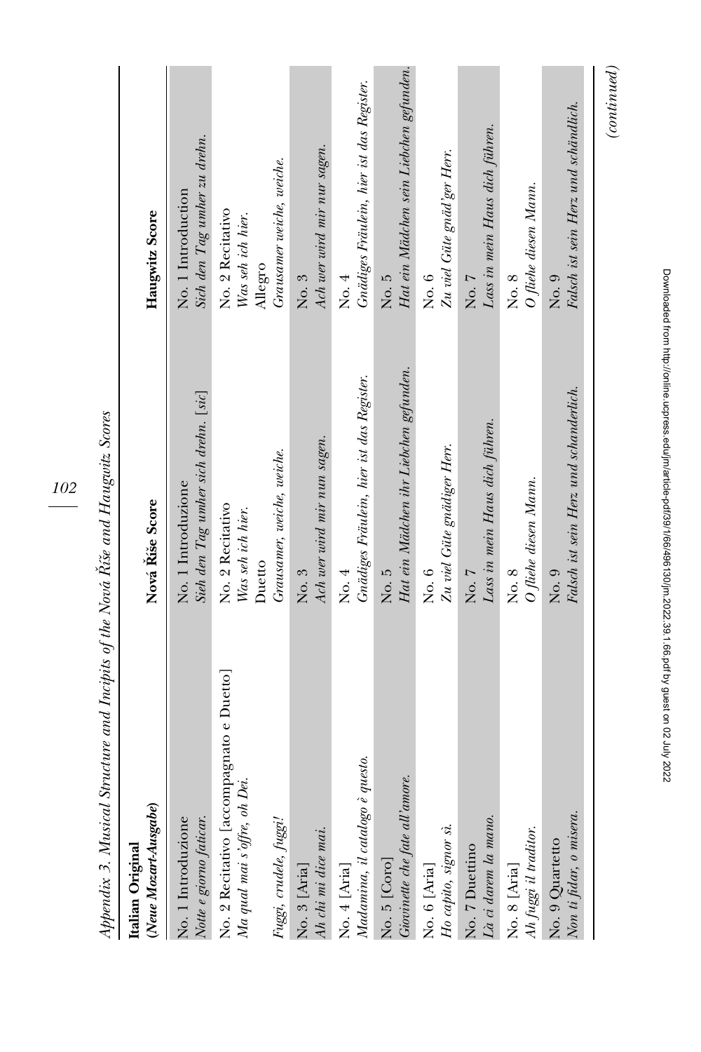*Appendix 3. Musical Structure and Incipits of the Nová Říše and Haugwitz Scores*

| Italian Original (*Neue Mozart-Ausgabe*) | Nová Říše Score | Haugwitz Score |
|---|---|---|
| No. 1 Introduzione<br>*Notte e giorno faticar.* | No. 1 Introduzione<br>*Sieh den Tag umher sich drehn.* [*sic*] | No. 1 Introduction<br>*Sich den Tag umher zu drehn.* |
| No. 2 Recitativo [accompagnato e Duetto]<br>*Ma qual mai s'offre, oh Dei.* | No. 2 Recitativo<br>*Was seh ich hier.* | No. 2 Recitativo<br>*Was seh ich hier.* |
| *Fuggi, crudele, fuggi!* | Duetto<br>*Grausamer, weiche, weiche.* | Allegro<br>*Grausamer weiche, weiche.* |
| No. 3 [Aria]<br>*Ah chi mi dice mai.* | No. 3<br>*Ach wer wird mir nun sagen.* | No. 3<br>*Ach wer wird mir nur sagen.* |
| No. 4 [Aria]<br>*Madamina, il catalogo è questo.* | No. 4<br>*Gnädiges Fräulein, hier ist das Register.* | No. 4<br>*Gnädiges Fräulein, hier ist das Register.* |
| No. 5 [Coro]<br>*Giovinette che fate all'amore.* | No. 5<br>*Hat ein Mädchen ihr Liebchen gefunden.* | No. 5<br>*Hat ein Mädchen sein Liebchen gefunden.* |
| No. 6 [Aria]<br>*Ho capito, signor sì.* | No. 6<br>*Zu viel Güte gnädiger Herr.* | No. 6<br>*Zu viel Güte gnäd'ger Herr.* |
| No. 7 Duettino<br>*Là ci darem la mano.* | No. 7<br>*Lass in mein Haus dich führen.* | No. 7<br>*Lass in mein Haus dich führen.* |
| No. 8 [Aria]<br>*Ah fuggi il traditor.* | No. 8<br>*O fliehe diesen Mann.* | No. 8<br>*O fliehe diesen Mann.* |
| No. 9 Quartetto<br>*Non ti fidar, o misera.* | No. 9<br>*Falsch ist sein Herz und schanderlich.* | No. 9<br>*Falsch ist sein Herz und schändlich.* |

(*continued*)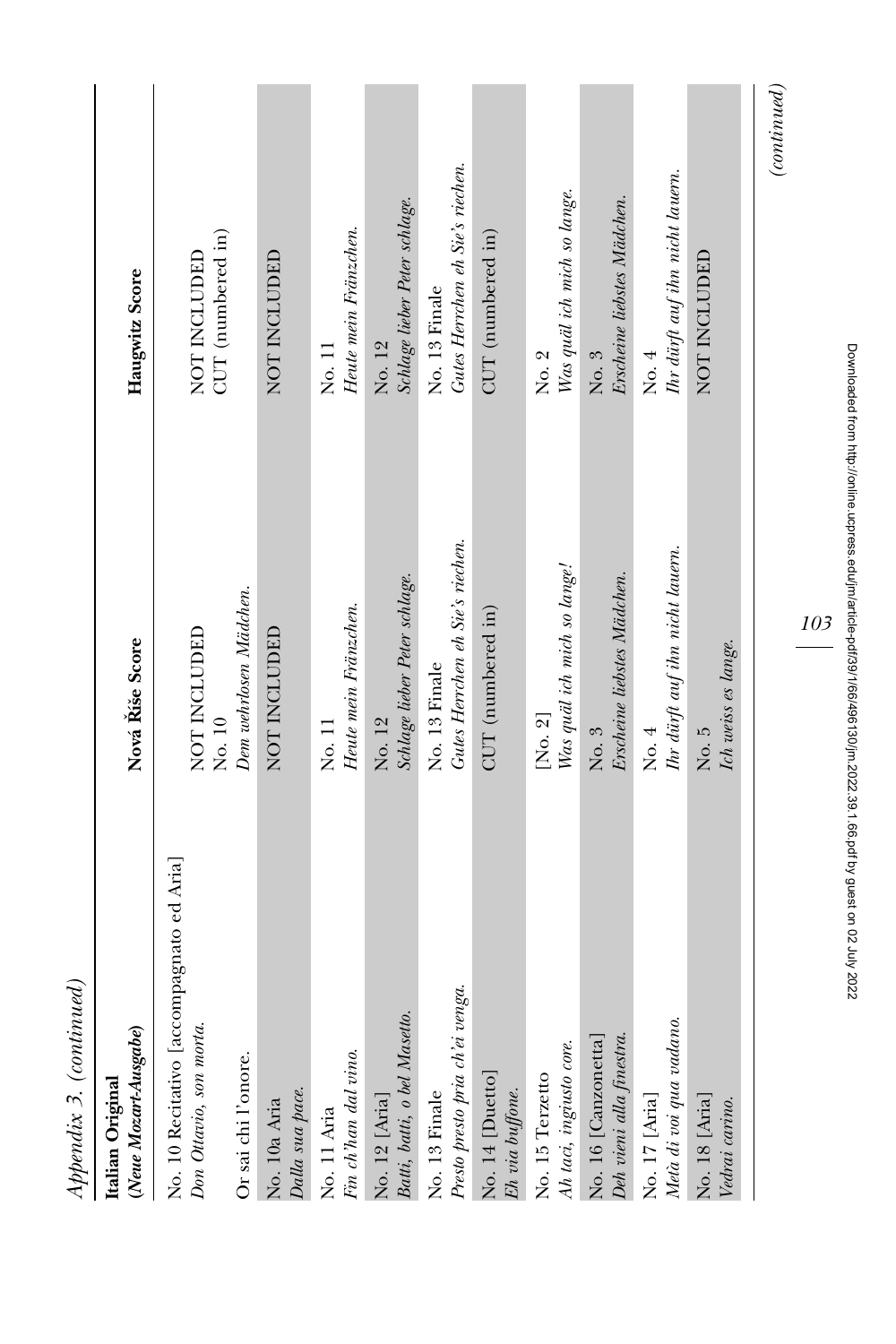*Appendix 3. (continued)*

| **Italian Original** (*Neue Mozart-Ausgabe*) | **Nová Říše Score** | **Haugwitz Score** |
|---|---|---|
| No. 10 Recitativo [accompagnato ed Aria] *Don Ottavio, son morta.* | NOT INCLUDED | NOT INCLUDED |
| Or sai chi l'onore. | No. 10 *Dem wehrlosen Mädchen.* | CUT (numbered in) |
| No. 10a Aria *Dalla sua pace.* | NOT INCLUDED | NOT INCLUDED |
| No. 11 Aria *Fin ch'han dal vino.* | No. 11 *Heute mein Fränzchen.* | No. 11 *Heute mein Fränzchen.* |
| No. 12 [Aria] *Batti, batti, o bel Masetto.* | No. 12 *Schlage lieber Peter schlage.* | No. 12 *Schlage lieber Peter schlage.* |
| No. 13 Finale *Presto presto pria ch'ei venga.* | No. 13 Finale *Gutes Herrchen eh Sie's riechen.* | No. 13 Finale *Gutes Herrchen eh Sie's riechen.* |
| No. 14 [Duetto] *Eh via buffone.* | CUT (numbered in) | CUT (numbered in) |
| No. 15 Terzetto *Ah taci, ingiusto core.* | [No. 2] *Was quäl ich mich so lange!* | No. 2 *Was quäl ich mich so lange.* |
| No. 16 [Canzonetta] *Deh vieni alla finestra.* | No. 3 *Erscheine liebstes Mädchen.* | No. 3 *Erscheine liebstes Mädchen.* |
| No. 17 [Aria] *Metà di voi qua vadano.* | No. 4 *Ihr dürft auf ihn nicht lauern.* | No. 4 *Ihr dürft auf ihn nicht lauern.* |
| No. 18 [Aria] *Vedrai carino.* | No. 5 *Ich weiss es lange.* | NOT INCLUDED |

*(continued)*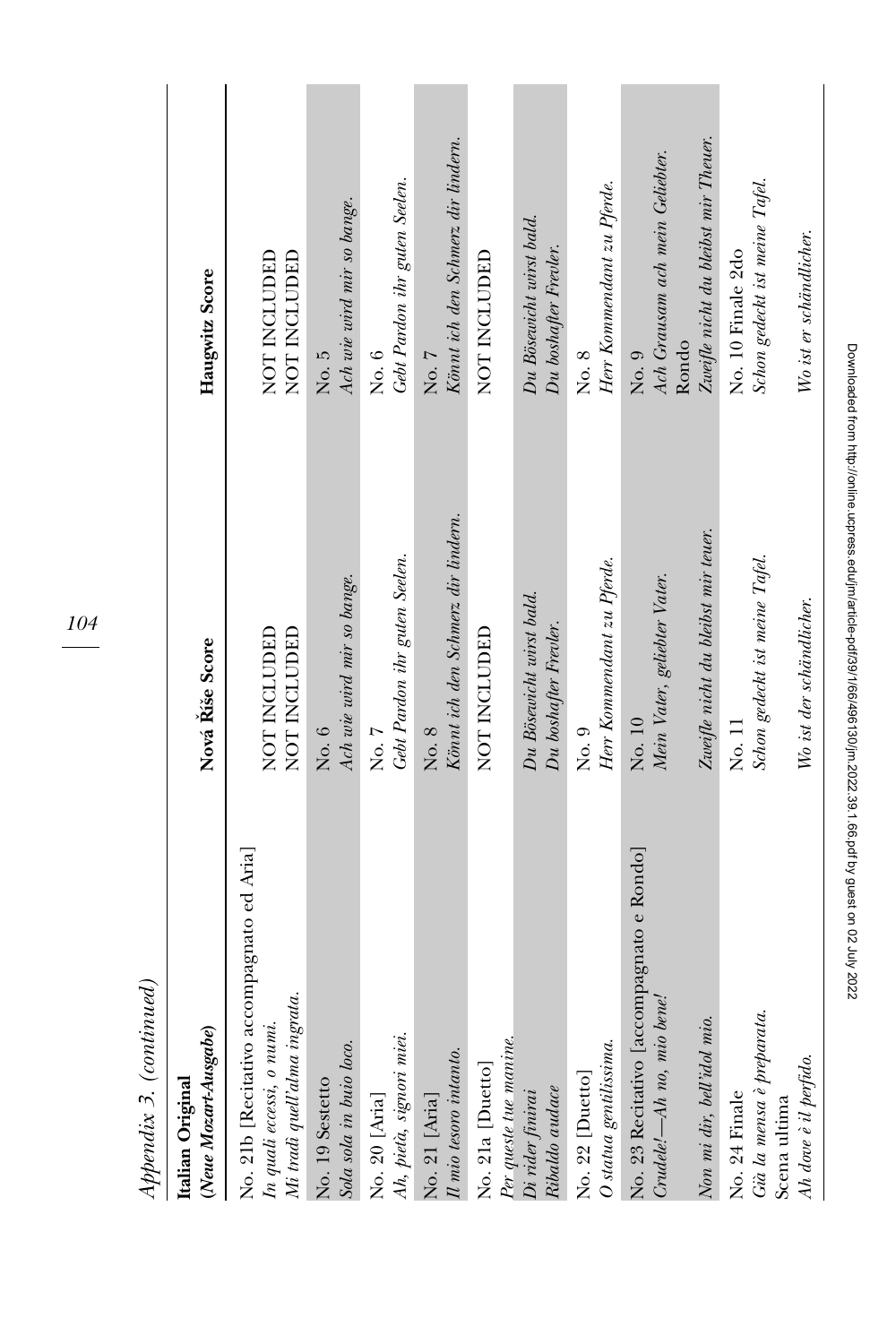*Appendix 3. (continued)*

| Italian Original (*Neue Mozart-Ausgabe*) | Nová Říše Score | Haugwitz Score |
|---|---|---|
| No. 21b [Recitativo accompagnato ed Aria] | | |
| *In quali eccessi, o numi.* | NOT INCLUDED | NOT INCLUDED |
| *Mi tradì quell'alma ingrata.* | NOT INCLUDED | NOT INCLUDED |
| No. 19 Sestetto | No. 6 | No. 5 |
| *Sola sola in buio loco.* | *Ach wie wird mir so bange.* | *Ach wie wird mir so bange.* |
| No. 20 [Aria] | No. 7 | No. 6 |
| *Ah, pietà, signori miei.* | *Gebt Pardon ihr guten Seelen.* | *Gebt Pardon ihr guten Seelen.* |
| No. 21 [Aria] | No. 8 | No. 7 |
| *Il mio tesoro intanto.* | *Könnt ich den Schmerz dir lindern.* | *Könnt ich den Schmerz dir lindern.* |
| No. 21a [Duetto] | NOT INCLUDED | NOT INCLUDED |
| *Per queste tue manine.* | | |
| *Di rider finirai* | *Du Bösewicht wirst bald.* | *Du Bösewicht wirst bald.* |
| *Ribaldo audace* | *Du boshafter Frevler.* | *Du boshafter Frevler.* |
| No. 22 [Duetto] | No. 9 | No. 8 |
| *O statua gentilissima.* | *Herr Kommendant zu Pferde.* | *Herr Kommendant zu Pferde.* |
| No. 23 Recitativo [accompagnato e Rondo] | No. 10 | No. 9 |
| *Crudele!—Ah no, mio bene!* | *Mein Vater, geliebter Vater.* | *Ach Grausam ach mein Geliebter.* |
| | | Rondo |
| *Non mi dir, bell'idol mio.* | *Zweifle nicht du bleibst mir teuer.* | *Zweifle nicht du bleibst mir Theuer.* |
| No. 24 Finale | No. 11 | No. 10 Finale 2do |
| *Già la mensa è preparata.* | *Schon gedeckt ist meine Tafel.* | *Schon gedeckt ist meine Tafel.* |
| Scena ultima | | |
| *Ah dove è il perfido.* | *Wo ist der schändlicher.* | *Wo ist er schändlicher.* |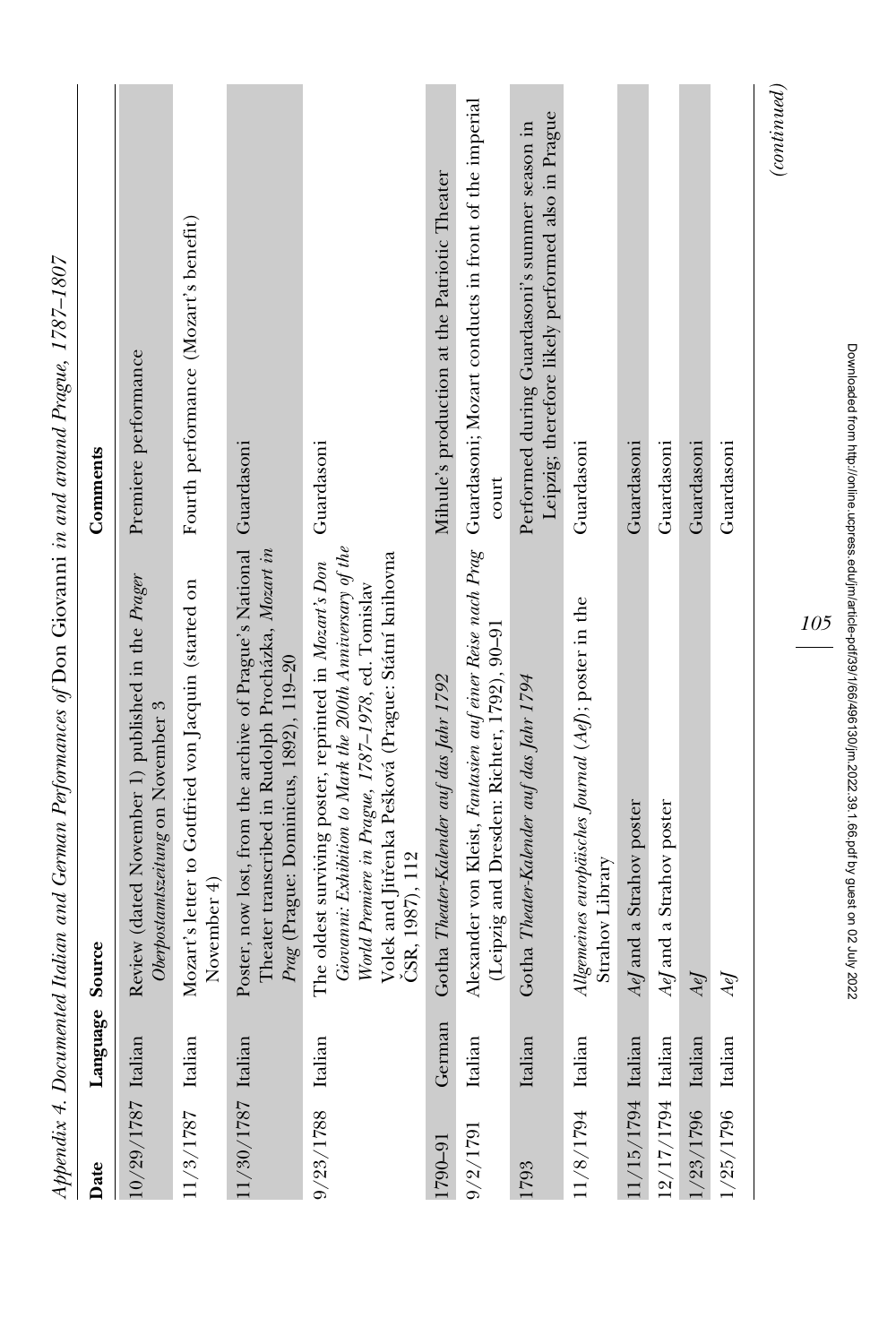*Appendix 4. Documented Italian and German Performances of* Don Giovanni *in and around Prague, 1787–1807*

| Date | Language | Source | Comments |
|---|---|---|---|
| 10/29/1787 | Italian | Review (dated November 1) published in the *Prager Oberpostamtszeitung* on November 3 | Premiere performance |
| 11/3/1787 | Italian | Mozart's letter to Gottfried von Jacquin (started on November 4) | Fourth performance (Mozart's benefit) |
| 11/30/1787 | Italian | Poster, now lost, from the archive of Prague's National Theater transcribed in Rudolph Procházka, *Mozart in Prag* (Prague: Dominicus, 1892), 119–20 | Guardasoni |
| 9/23/1788 | Italian | The oldest surviving poster, reprinted in *Mozart's Don Giovanni: Exhibition to Mark the 200th Anniversary of the World Premiere in Prague, 1787–1978*, ed. Tomislav Volek and Jitřenka Pešková (Prague: Státní knihovna ČSR, 1987), 112 | Guardasoni |
| 1790–91 | German | Gotha *Theater-Kalender auf das Jahr 1792* | Mihule's production at the Patriotic Theater |
| 9/2/1791 | Italian | Alexander von Kleist, *Fantasien auf einer Reise nach Prag* (Leipzig and Dresden: Richter, 1792), 90–91 | Guardasoni; Mozart conducts in front of the imperial court |
| 1793 | Italian | Gotha *Theater-Kalender auf das Jahr 1794* | Performed during Guardasoni's summer season in Leipzig; therefore likely performed also in Prague |
| 11/8/1794 | Italian | *Allgemeines europäisches Journal* (*AeJ*); poster in the Strahov Library | Guardasoni |
| 11/15/1794 | Italian | *AeJ* and a Strahov poster | Guardasoni |
| 12/17/1794 | Italian | *AeJ* and a Strahov poster | Guardasoni |
| 1/23/1796 | Italian | *AeJ* | Guardasoni |
| 1/25/1796 | Italian | *AeJ* | Guardasoni |

*(continued)*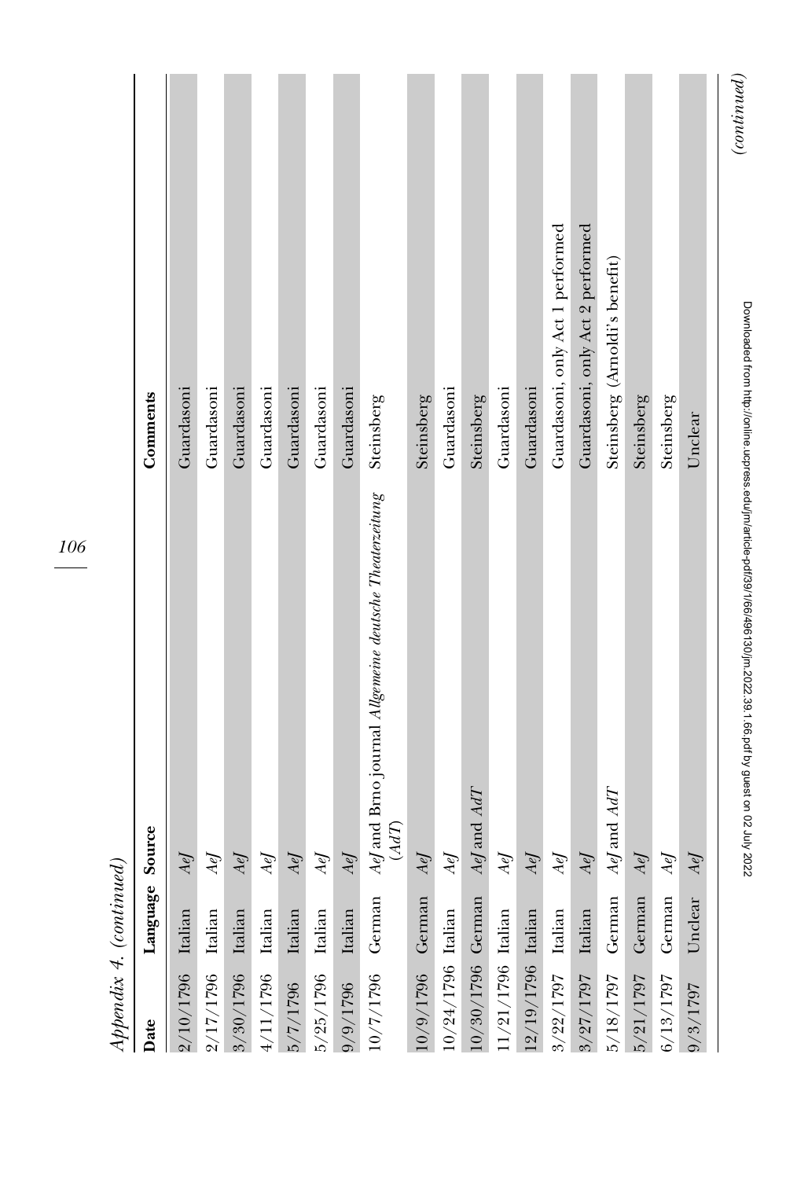*Appendix 4. (continued)*

| Date | Language | Source | Comments |
|---|---|---|---|
| 2/10/1796 | Italian | *AeJ* | Guardasoni |
| 2/17/1796 | Italian | *AeJ* | Guardasoni |
| 3/30/1796 | Italian | *AeJ* | Guardasoni |
| 4/11/1796 | Italian | *AeJ* | Guardasoni |
| 5/7/1796 | Italian | *AeJ* | Guardasoni |
| 5/25/1796 | Italian | *AeJ* | Guardasoni |
| 9/9/1796 | Italian | *AeJ* | Guardasoni |
| 10/7/1796 | German | *AeJ* and Brno journal *Allgemeine deutsche Theaterzeitung* (*AdT*) | Steinsberg |
| 10/9/1796 | German | *AeJ* | Steinsberg |
| 10/24/1796 | Italian | *AeJ* | Guardasoni |
| 10/30/1796 | German | *AeJ* and *AdT* | Steinsberg |
| 11/21/1796 | Italian | *AeJ* | Guardasoni |
| 12/19/1796 | Italian | *AeJ* | Guardasoni |
| 3/22/1797 | Italian | *AeJ* | Guardasoni, only Act 1 performed |
| 3/27/1797 | Italian | *AeJ* | Guardasoni, only Act 2 performed |
| 5/18/1797 | German | *AeJ* and *AdT* | Steinsberg (Arnoldi's benefit) |
| 5/21/1797 | German | *AeJ* | Steinsberg |
| 6/13/1797 | German | *AeJ* | Steinsberg |
| 9/3/1797 | Unclear | *AeJ* | Unclear |

*(continued)*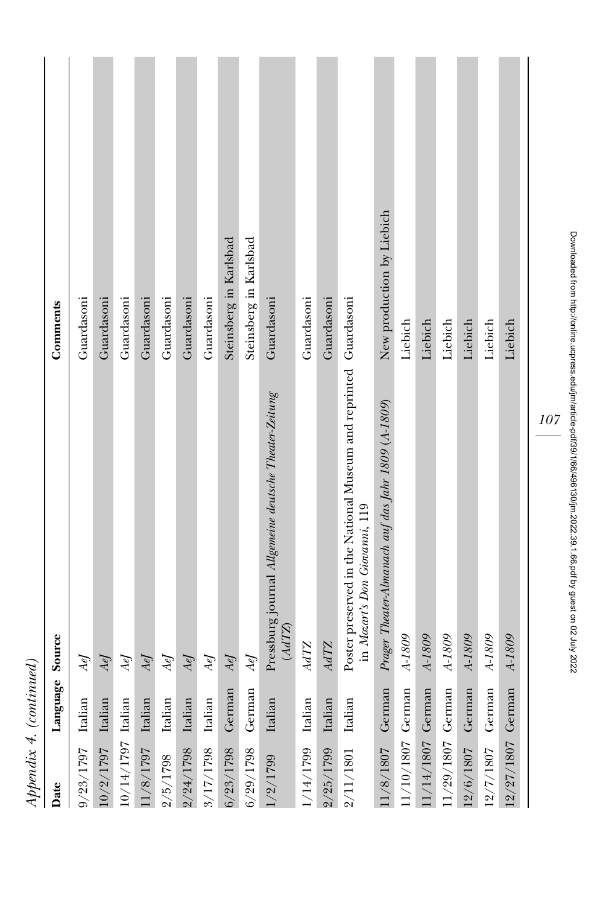*Appendix 4. (continued)*

| Date | Language | Source | Comments |
|---|---|---|---|
| 9/23/1797 | Italian | *AeJ* | Guardasoni |
| 10/2/1797 | Italian | *AeJ* | Guardasoni |
| 10/14/1797 | Italian | *AeJ* | Guardasoni |
| 11/8/1797 | Italian | *AeJ* | Guardasoni |
| 2/5/1798 | Italian | *AeJ* | Guardasoni |
| 2/24/1798 | Italian | *AeJ* | Guardasoni |
| 3/17/1798 | Italian | *AeJ* | Guardasoni |
| 6/23/1798 | German | *AeJ* | Steinsberg in Karlsbad |
| 6/29/1798 | German | *AeJ* | Steinsberg in Karlsbad |
| 1/2/1799 | Italian | Pressburg journal *Allgemeine deutsche Theater-Zeitung* (*AdTZ*) | Guardasoni |
| 1/14/1799 | Italian | *AdTZ* | Guardasoni |
| 2/25/1799 | Italian | *AdTZ* | Guardasoni |
| 2/11/1801 | Italian | Poster preserved in the National Museum and reprinted in *Mozart's Don Giovanni*, 119 | Guardasoni |
| 11/8/1807 | German | *Prager Theater-Almanach auf das Jahr 1809* (*A-1809*) | New production by Liebich |
| 11/10/1807 | German | *A-1809* | Liebich |
| 11/14/1807 | German | *A-1809* | Liebich |
| 11/29/1807 | German | *A-1809* | Liebich |
| 12/6/1807 | German | *A-1809* | Liebich |
| 12/7/1807 | German | *A-1809* | Liebich |
| 12/27/1807 | German | *A-1809* | Liebich |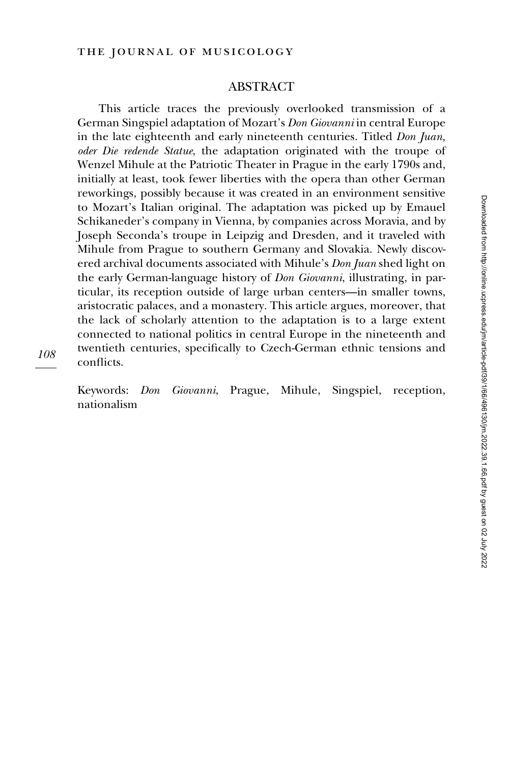## ABSTRACT

This article traces the previously overlooked transmission of a German Singspiel adaptation of Mozart's *Don Giovanni* in central Europe in the late eighteenth and early nineteenth centuries. Titled *Don Juan, oder Die redende Statue*, the adaptation originated with the troupe of Wenzel Mihule at the Patriotic Theater in Prague in the early 1790s and, initially at least, took fewer liberties with the opera than other German reworkings, possibly because it was created in an environment sensitive to Mozart's Italian original. The adaptation was picked up by Emauel Schikaneder's company in Vienna, by companies across Moravia, and by Joseph Seconda's troupe in Leipzig and Dresden, and it traveled with Mihule from Prague to southern Germany and Slovakia. Newly discovered archival documents associated with Mihule's *Don Juan* shed light on the early German-language history of *Don Giovanni*, illustrating, in particular, its reception outside of large urban centers—in smaller towns, aristocratic palaces, and a monastery. This article argues, moreover, that the lack of scholarly attention to the adaptation is to a large extent connected to national politics in central Europe in the nineteenth and twentieth centuries, specifically to Czech-German ethnic tensions and conflicts.

Keywords: *Don Giovanni*, Prague, Mihule, Singspiel, reception, nationalism